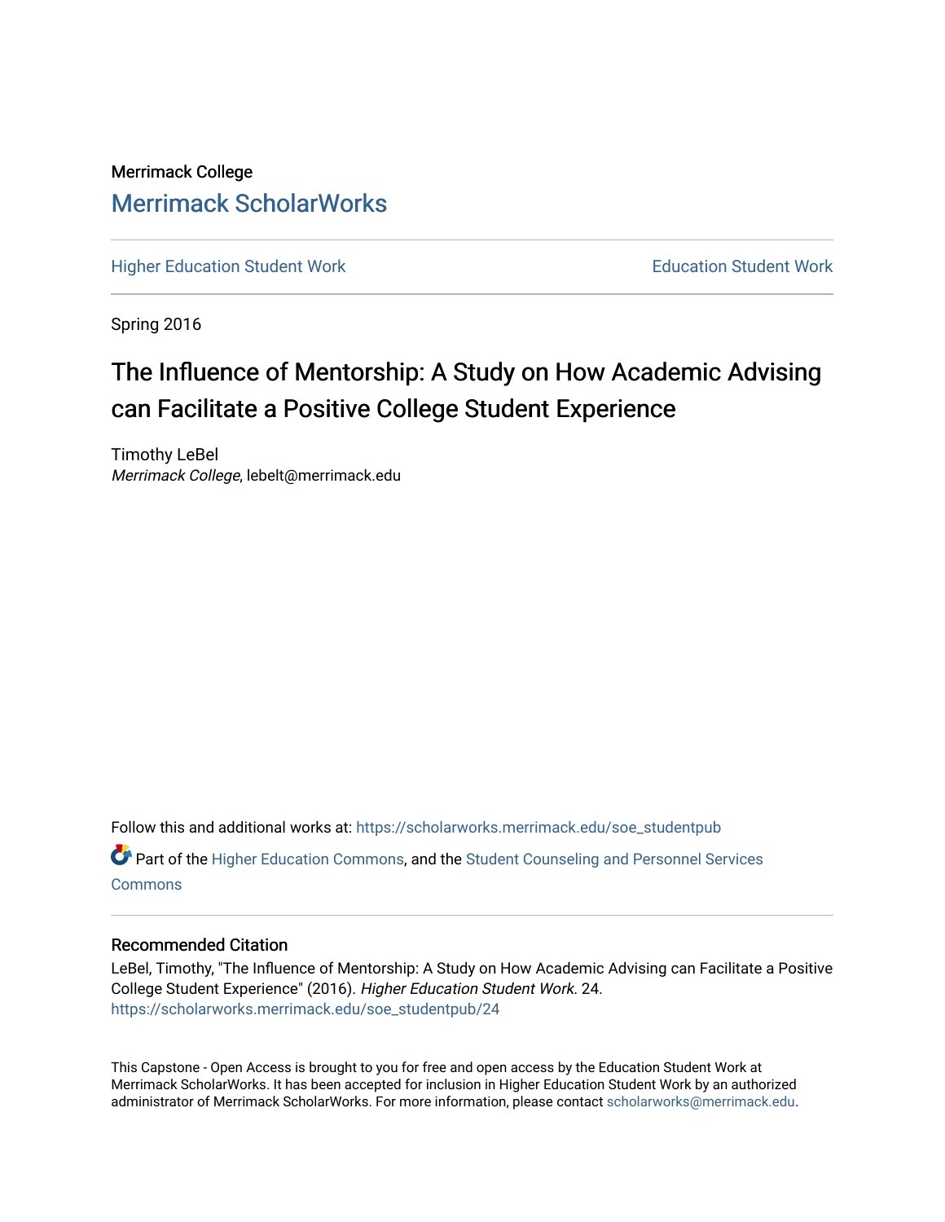Merrimack College

## Merrimack ScholarWorks

Higher Education Student Work

Education Student Work

Spring 2016

# The Influence of Mentorship: A Study on How Academic Advising can Facilitate a Positive College Student Experience

Timothy LeBel
*Merrimack College*, lebelt@merrimack.edu

Follow this and additional works at: https://scholarworks.merrimack.edu/soe_studentpub

Part of the Higher Education Commons, and the Student Counseling and Personnel Services Commons

### Recommended Citation

LeBel, Timothy, "The Influence of Mentorship: A Study on How Academic Advising can Facilitate a Positive College Student Experience" (2016). *Higher Education Student Work*. 24.
https://scholarworks.merrimack.edu/soe_studentpub/24

This Capstone - Open Access is brought to you for free and open access by the Education Student Work at Merrimack ScholarWorks. It has been accepted for inclusion in Higher Education Student Work by an authorized administrator of Merrimack ScholarWorks. For more information, please contact scholarworks@merrimack.edu.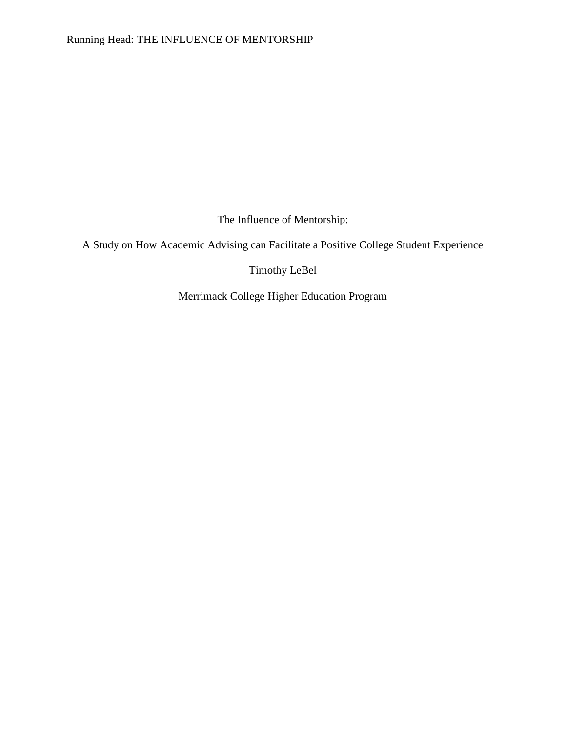The Influence of Mentorship:

A Study on How Academic Advising can Facilitate a Positive College Student Experience

Timothy LeBel

Merrimack College Higher Education Program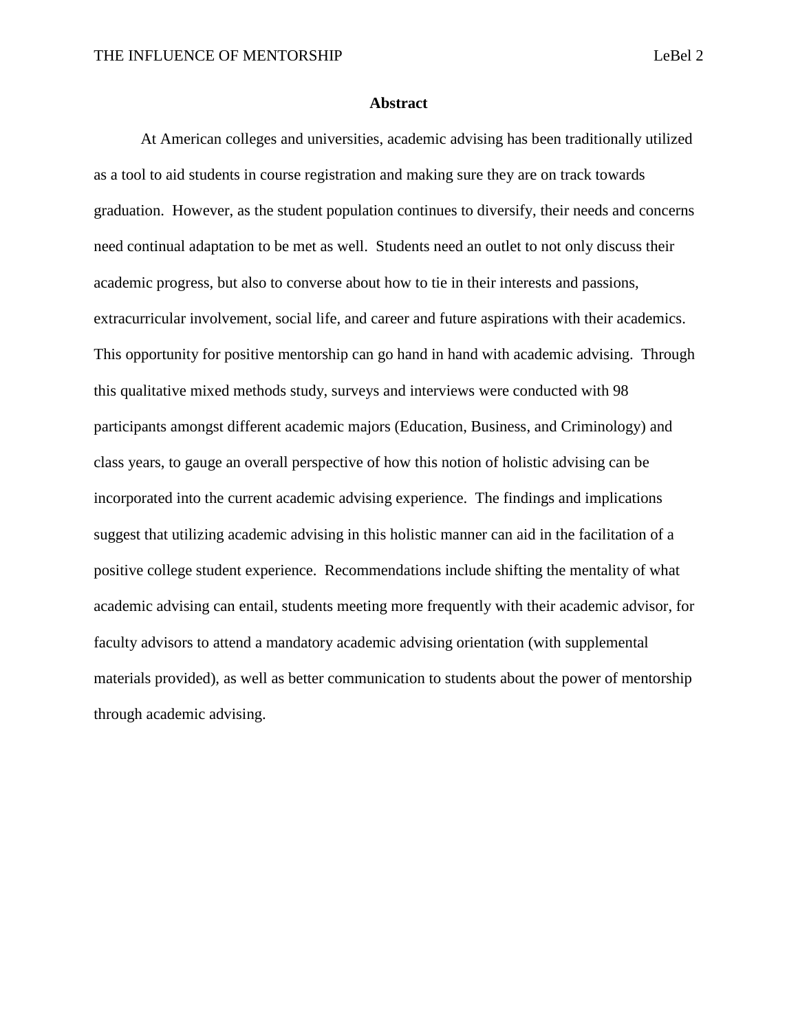# Abstract

At American colleges and universities, academic advising has been traditionally utilized as a tool to aid students in course registration and making sure they are on track towards graduation. However, as the student population continues to diversify, their needs and concerns need continual adaptation to be met as well. Students need an outlet to not only discuss their academic progress, but also to converse about how to tie in their interests and passions, extracurricular involvement, social life, and career and future aspirations with their academics. This opportunity for positive mentorship can go hand in hand with academic advising. Through this qualitative mixed methods study, surveys and interviews were conducted with 98 participants amongst different academic majors (Education, Business, and Criminology) and class years, to gauge an overall perspective of how this notion of holistic advising can be incorporated into the current academic advising experience. The findings and implications suggest that utilizing academic advising in this holistic manner can aid in the facilitation of a positive college student experience. Recommendations include shifting the mentality of what academic advising can entail, students meeting more frequently with their academic advisor, for faculty advisors to attend a mandatory academic advising orientation (with supplemental materials provided), as well as better communication to students about the power of mentorship through academic advising.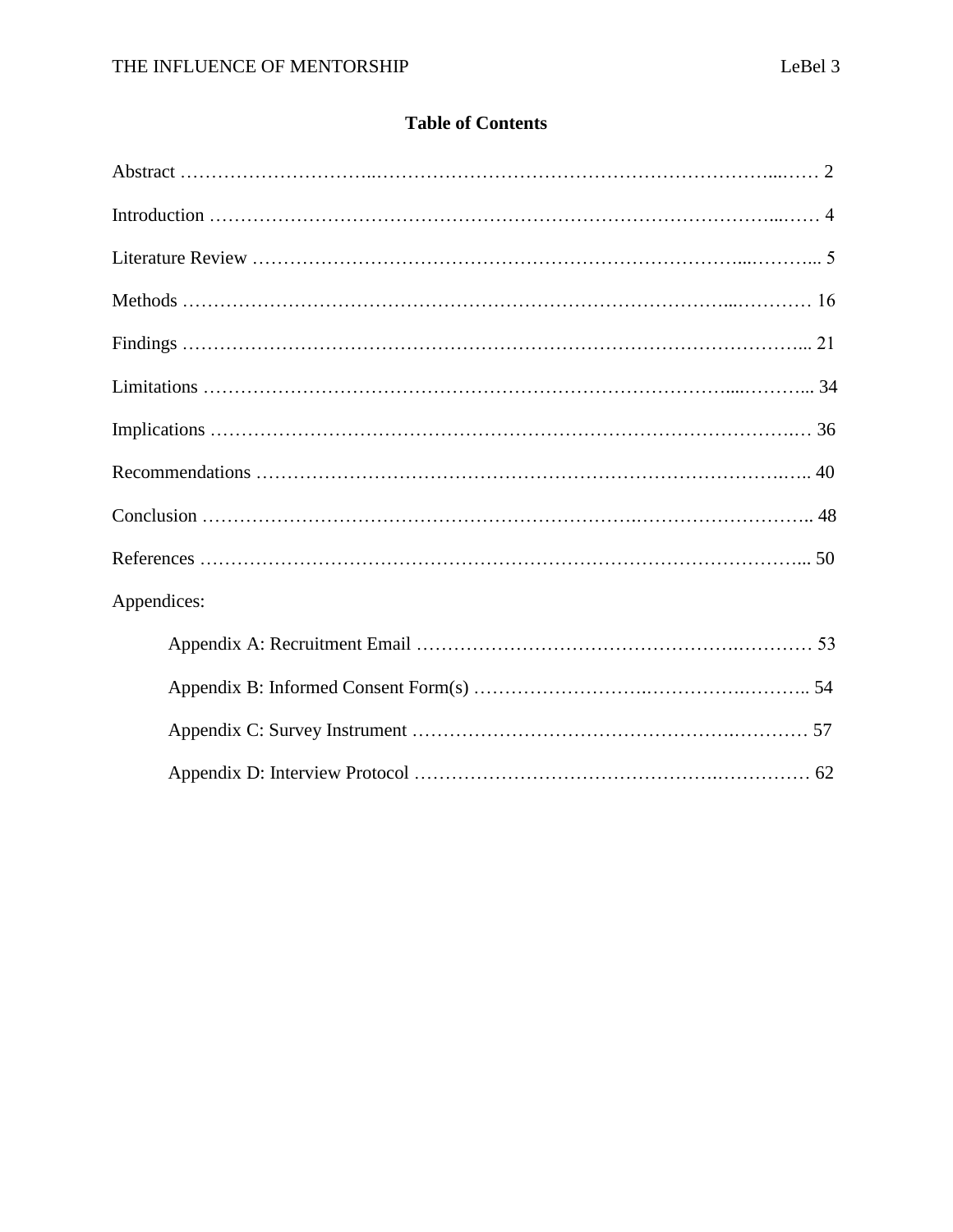# Table of Contents

Abstract ……………………………………………………………………………………… 2

Introduction ……………………………………………………………………………………… 4

Literature Review ……………………………………………………………………………… 5

Methods ……………………………………………………………………………………… 16

Findings ……………………………………………………………………………………… 21

Limitations ……………………………………………………………………………………… 34

Implications ……………………………………………………………………………………… 36

Recommendations ……………………………………………………………………………… 40

Conclusion ……………………………………………………………………………………… 48

References ……………………………………………………………………………………… 50

Appendices:

- Appendix A: Recruitment Email ……………………………………………………… 53
- Appendix B: Informed Consent Form(s) ……………………………………………… 54
- Appendix C: Survey Instrument ……………………………………………………… 57
- Appendix D: Interview Protocol ……………………………………………………… 62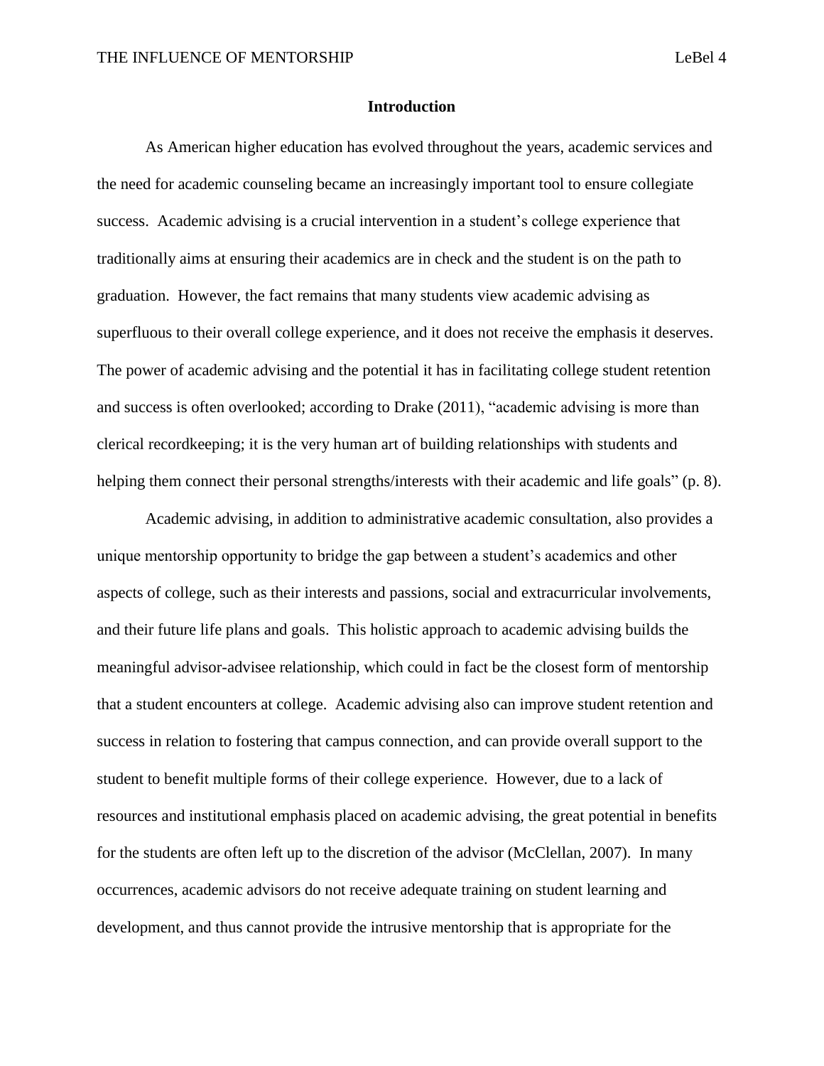# Introduction

As American higher education has evolved throughout the years, academic services and the need for academic counseling became an increasingly important tool to ensure collegiate success. Academic advising is a crucial intervention in a student's college experience that traditionally aims at ensuring their academics are in check and the student is on the path to graduation. However, the fact remains that many students view academic advising as superfluous to their overall college experience, and it does not receive the emphasis it deserves. The power of academic advising and the potential it has in facilitating college student retention and success is often overlooked; according to Drake (2011), "academic advising is more than clerical recordkeeping; it is the very human art of building relationships with students and helping them connect their personal strengths/interests with their academic and life goals" (p. 8).

Academic advising, in addition to administrative academic consultation, also provides a unique mentorship opportunity to bridge the gap between a student's academics and other aspects of college, such as their interests and passions, social and extracurricular involvements, and their future life plans and goals. This holistic approach to academic advising builds the meaningful advisor-advisee relationship, which could in fact be the closest form of mentorship that a student encounters at college. Academic advising also can improve student retention and success in relation to fostering that campus connection, and can provide overall support to the student to benefit multiple forms of their college experience. However, due to a lack of resources and institutional emphasis placed on academic advising, the great potential in benefits for the students are often left up to the discretion of the advisor (McClellan, 2007). In many occurrences, academic advisors do not receive adequate training on student learning and development, and thus cannot provide the intrusive mentorship that is appropriate for the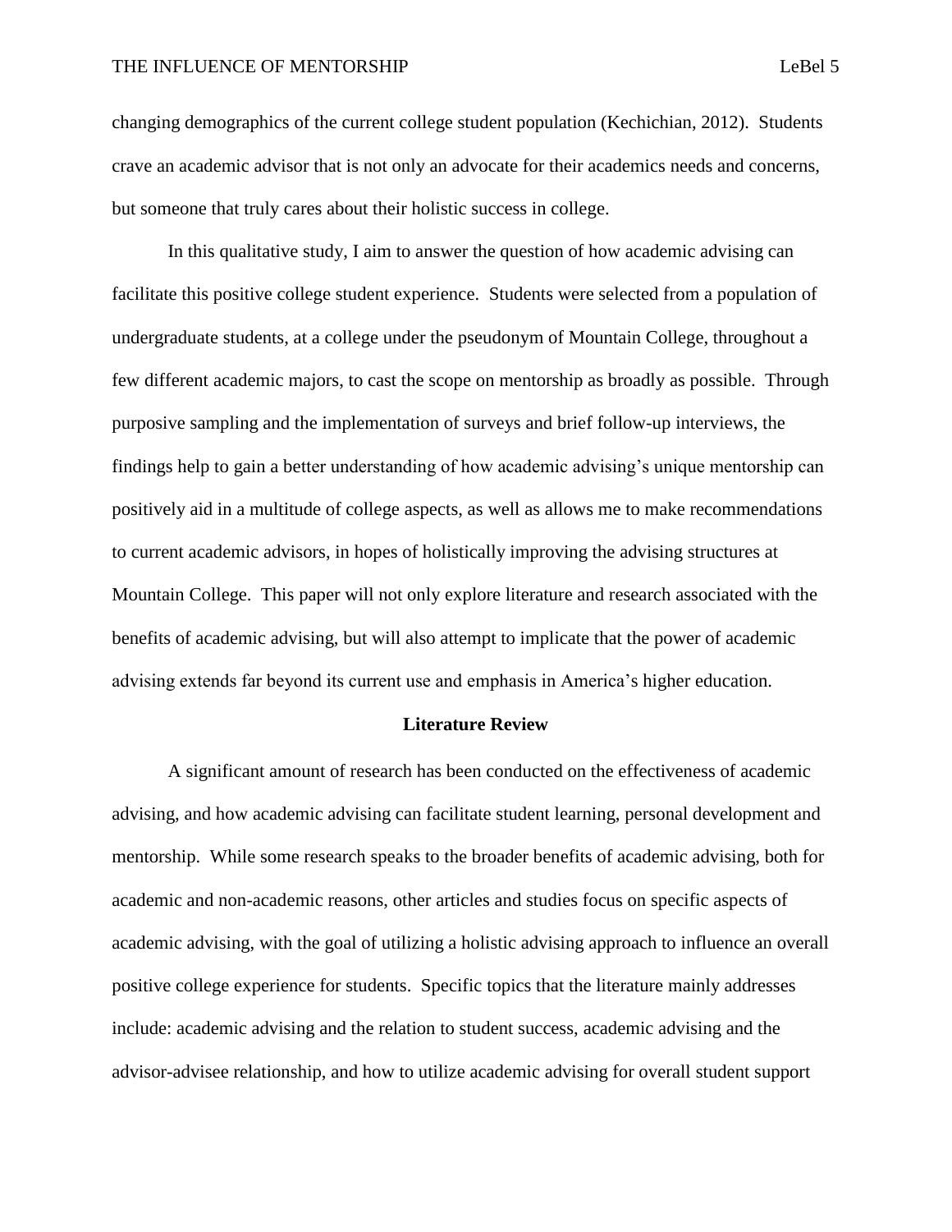changing demographics of the current college student population (Kechichian, 2012). Students crave an academic advisor that is not only an advocate for their academics needs and concerns, but someone that truly cares about their holistic success in college.

In this qualitative study, I aim to answer the question of how academic advising can facilitate this positive college student experience. Students were selected from a population of undergraduate students, at a college under the pseudonym of Mountain College, throughout a few different academic majors, to cast the scope on mentorship as broadly as possible. Through purposive sampling and the implementation of surveys and brief follow-up interviews, the findings help to gain a better understanding of how academic advising's unique mentorship can positively aid in a multitude of college aspects, as well as allows me to make recommendations to current academic advisors, in hopes of holistically improving the advising structures at Mountain College. This paper will not only explore literature and research associated with the benefits of academic advising, but will also attempt to implicate that the power of academic advising extends far beyond its current use and emphasis in America's higher education.

## Literature Review

A significant amount of research has been conducted on the effectiveness of academic advising, and how academic advising can facilitate student learning, personal development and mentorship. While some research speaks to the broader benefits of academic advising, both for academic and non-academic reasons, other articles and studies focus on specific aspects of academic advising, with the goal of utilizing a holistic advising approach to influence an overall positive college experience for students. Specific topics that the literature mainly addresses include: academic advising and the relation to student success, academic advising and the advisor-advisee relationship, and how to utilize academic advising for overall student support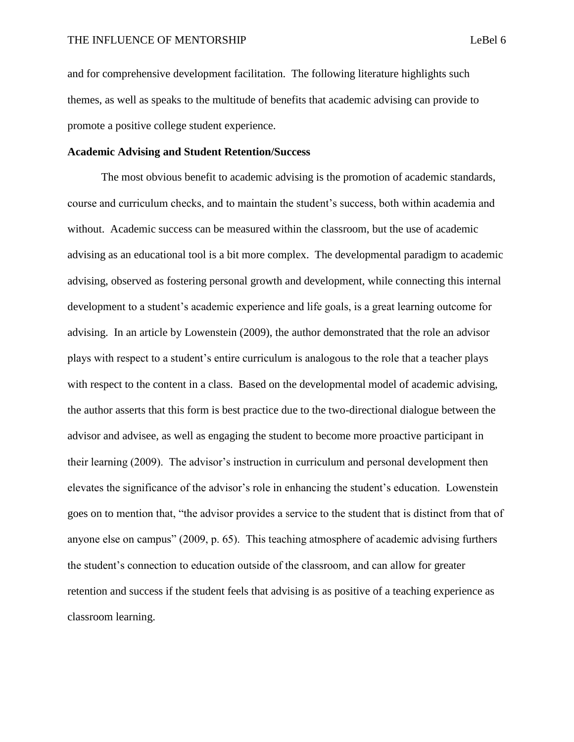and for comprehensive development facilitation. The following literature highlights such themes, as well as speaks to the multitude of benefits that academic advising can provide to promote a positive college student experience.

**Academic Advising and Student Retention/Success**

The most obvious benefit to academic advising is the promotion of academic standards, course and curriculum checks, and to maintain the student's success, both within academia and without. Academic success can be measured within the classroom, but the use of academic advising as an educational tool is a bit more complex. The developmental paradigm to academic advising, observed as fostering personal growth and development, while connecting this internal development to a student's academic experience and life goals, is a great learning outcome for advising. In an article by Lowenstein (2009), the author demonstrated that the role an advisor plays with respect to a student's entire curriculum is analogous to the role that a teacher plays with respect to the content in a class. Based on the developmental model of academic advising, the author asserts that this form is best practice due to the two-directional dialogue between the advisor and advisee, as well as engaging the student to become more proactive participant in their learning (2009). The advisor's instruction in curriculum and personal development then elevates the significance of the advisor's role in enhancing the student's education. Lowenstein goes on to mention that, "the advisor provides a service to the student that is distinct from that of anyone else on campus" (2009, p. 65). This teaching atmosphere of academic advising furthers the student's connection to education outside of the classroom, and can allow for greater retention and success if the student feels that advising is as positive of a teaching experience as classroom learning.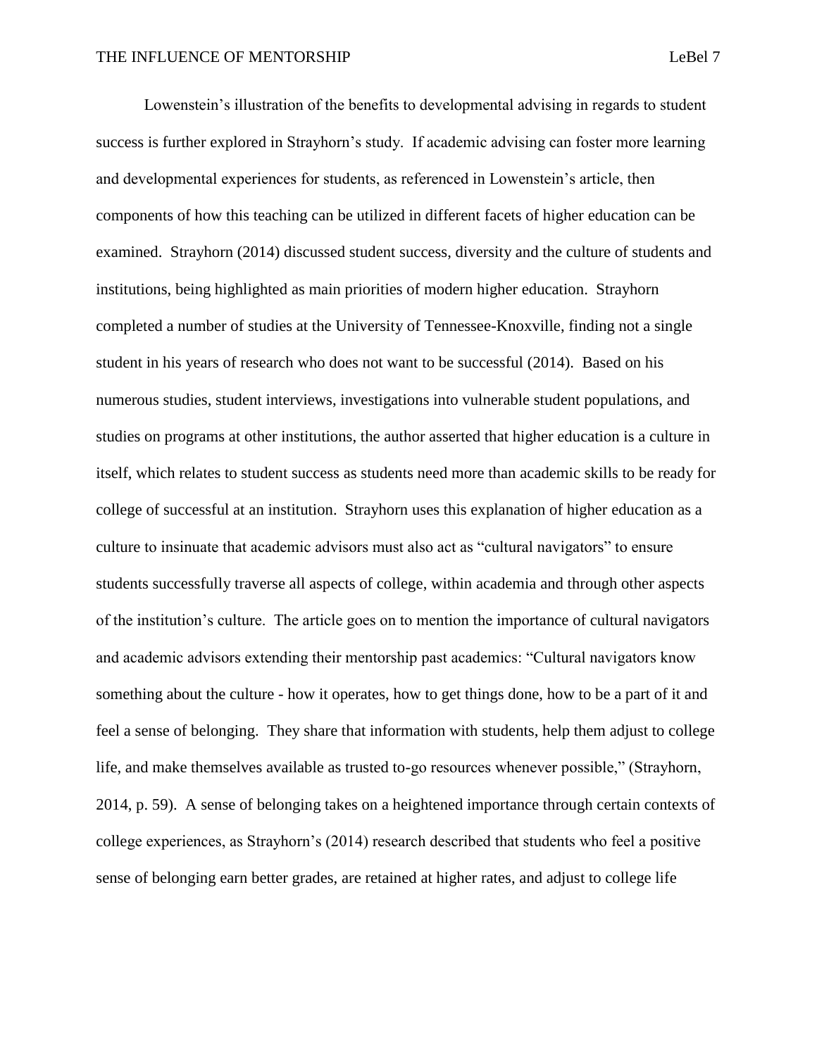Lowenstein's illustration of the benefits to developmental advising in regards to student success is further explored in Strayhorn's study. If academic advising can foster more learning and developmental experiences for students, as referenced in Lowenstein's article, then components of how this teaching can be utilized in different facets of higher education can be examined. Strayhorn (2014) discussed student success, diversity and the culture of students and institutions, being highlighted as main priorities of modern higher education. Strayhorn completed a number of studies at the University of Tennessee-Knoxville, finding not a single student in his years of research who does not want to be successful (2014). Based on his numerous studies, student interviews, investigations into vulnerable student populations, and studies on programs at other institutions, the author asserted that higher education is a culture in itself, which relates to student success as students need more than academic skills to be ready for college of successful at an institution. Strayhorn uses this explanation of higher education as a culture to insinuate that academic advisors must also act as "cultural navigators" to ensure students successfully traverse all aspects of college, within academia and through other aspects of the institution's culture. The article goes on to mention the importance of cultural navigators and academic advisors extending their mentorship past academics: "Cultural navigators know something about the culture - how it operates, how to get things done, how to be a part of it and feel a sense of belonging. They share that information with students, help them adjust to college life, and make themselves available as trusted to-go resources whenever possible," (Strayhorn, 2014, p. 59). A sense of belonging takes on a heightened importance through certain contexts of college experiences, as Strayhorn's (2014) research described that students who feel a positive sense of belonging earn better grades, are retained at higher rates, and adjust to college life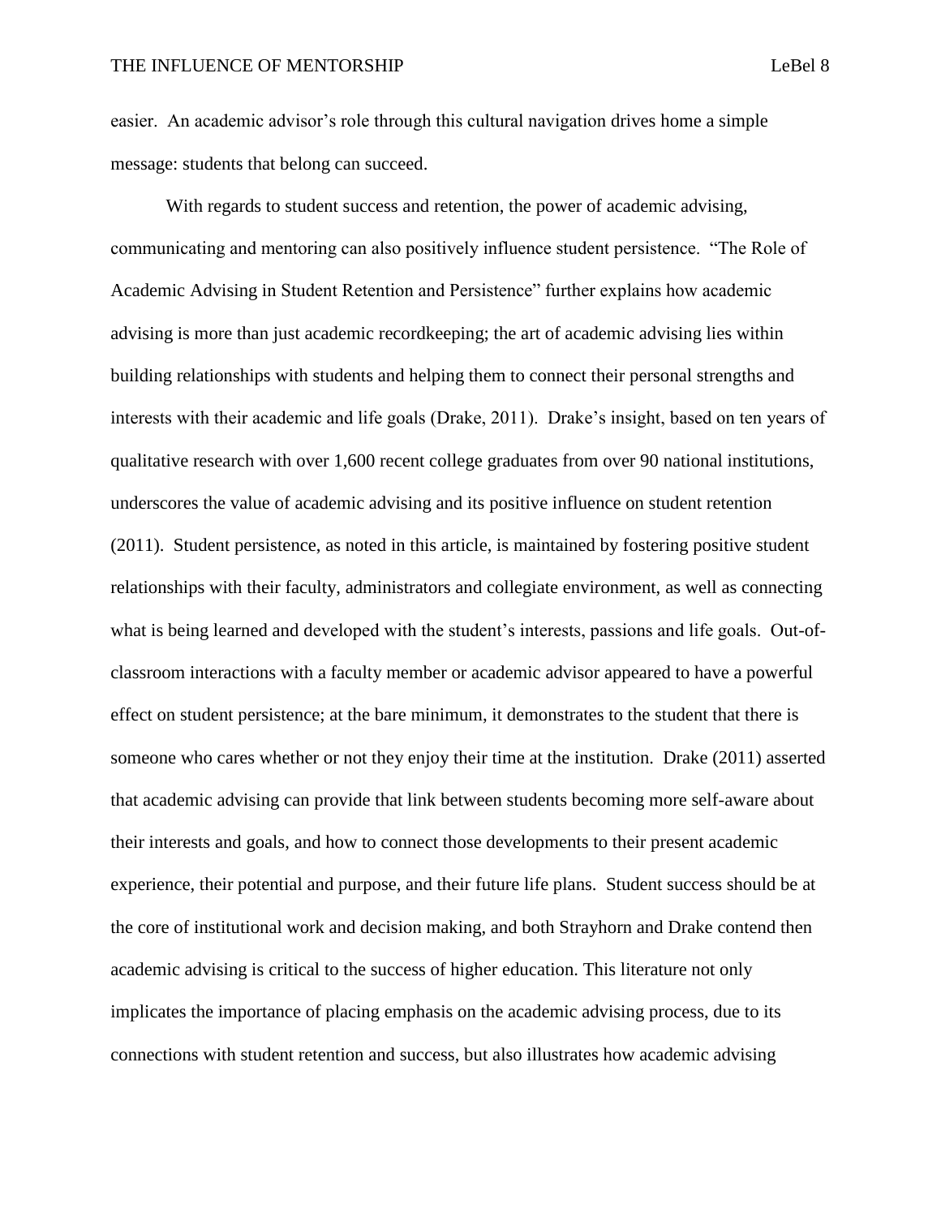easier. An academic advisor's role through this cultural navigation drives home a simple message: students that belong can succeed.

With regards to student success and retention, the power of academic advising, communicating and mentoring can also positively influence student persistence. "The Role of Academic Advising in Student Retention and Persistence" further explains how academic advising is more than just academic recordkeeping; the art of academic advising lies within building relationships with students and helping them to connect their personal strengths and interests with their academic and life goals (Drake, 2011). Drake's insight, based on ten years of qualitative research with over 1,600 recent college graduates from over 90 national institutions, underscores the value of academic advising and its positive influence on student retention (2011). Student persistence, as noted in this article, is maintained by fostering positive student relationships with their faculty, administrators and collegiate environment, as well as connecting what is being learned and developed with the student's interests, passions and life goals. Out-of-classroom interactions with a faculty member or academic advisor appeared to have a powerful effect on student persistence; at the bare minimum, it demonstrates to the student that there is someone who cares whether or not they enjoy their time at the institution. Drake (2011) asserted that academic advising can provide that link between students becoming more self-aware about their interests and goals, and how to connect those developments to their present academic experience, their potential and purpose, and their future life plans. Student success should be at the core of institutional work and decision making, and both Strayhorn and Drake contend then academic advising is critical to the success of higher education. This literature not only implicates the importance of placing emphasis on the academic advising process, due to its connections with student retention and success, but also illustrates how academic advising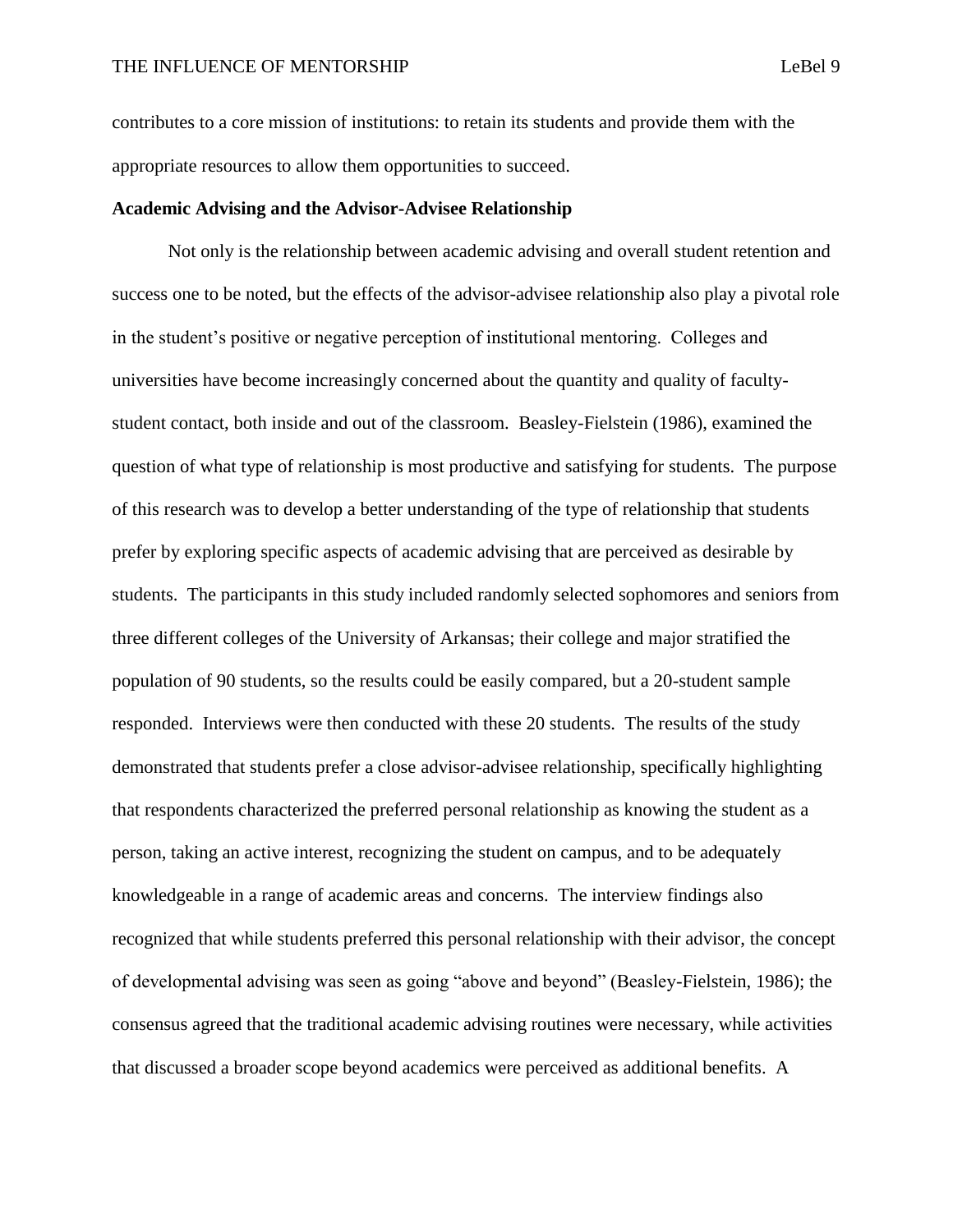contributes to a core mission of institutions: to retain its students and provide them with the appropriate resources to allow them opportunities to succeed.

**Academic Advising and the Advisor-Advisee Relationship**

Not only is the relationship between academic advising and overall student retention and success one to be noted, but the effects of the advisor-advisee relationship also play a pivotal role in the student's positive or negative perception of institutional mentoring. Colleges and universities have become increasingly concerned about the quantity and quality of faculty-student contact, both inside and out of the classroom. Beasley-Fielstein (1986), examined the question of what type of relationship is most productive and satisfying for students. The purpose of this research was to develop a better understanding of the type of relationship that students prefer by exploring specific aspects of academic advising that are perceived as desirable by students. The participants in this study included randomly selected sophomores and seniors from three different colleges of the University of Arkansas; their college and major stratified the population of 90 students, so the results could be easily compared, but a 20-student sample responded. Interviews were then conducted with these 20 students. The results of the study demonstrated that students prefer a close advisor-advisee relationship, specifically highlighting that respondents characterized the preferred personal relationship as knowing the student as a person, taking an active interest, recognizing the student on campus, and to be adequately knowledgeable in a range of academic areas and concerns. The interview findings also recognized that while students preferred this personal relationship with their advisor, the concept of developmental advising was seen as going "above and beyond" (Beasley-Fielstein, 1986); the consensus agreed that the traditional academic advising routines were necessary, while activities that discussed a broader scope beyond academics were perceived as additional benefits. A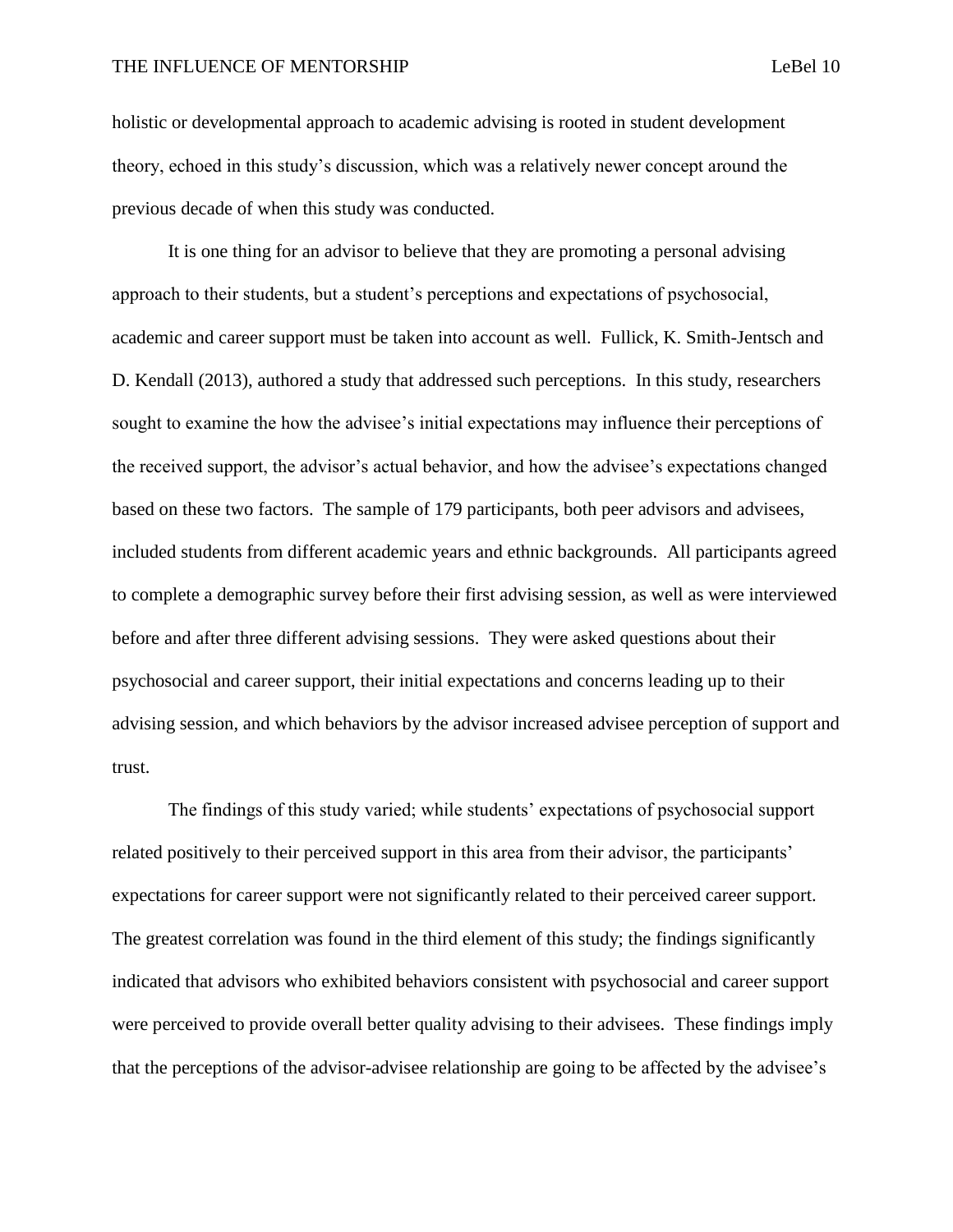holistic or developmental approach to academic advising is rooted in student development theory, echoed in this study's discussion, which was a relatively newer concept around the previous decade of when this study was conducted.

It is one thing for an advisor to believe that they are promoting a personal advising approach to their students, but a student's perceptions and expectations of psychosocial, academic and career support must be taken into account as well. Fullick, K. Smith-Jentsch and D. Kendall (2013), authored a study that addressed such perceptions. In this study, researchers sought to examine the how the advisee's initial expectations may influence their perceptions of the received support, the advisor's actual behavior, and how the advisee's expectations changed based on these two factors. The sample of 179 participants, both peer advisors and advisees, included students from different academic years and ethnic backgrounds. All participants agreed to complete a demographic survey before their first advising session, as well as were interviewed before and after three different advising sessions. They were asked questions about their psychosocial and career support, their initial expectations and concerns leading up to their advising session, and which behaviors by the advisor increased advisee perception of support and trust.

The findings of this study varied; while students' expectations of psychosocial support related positively to their perceived support in this area from their advisor, the participants' expectations for career support were not significantly related to their perceived career support. The greatest correlation was found in the third element of this study; the findings significantly indicated that advisors who exhibited behaviors consistent with psychosocial and career support were perceived to provide overall better quality advising to their advisees. These findings imply that the perceptions of the advisor-advisee relationship are going to be affected by the advisee's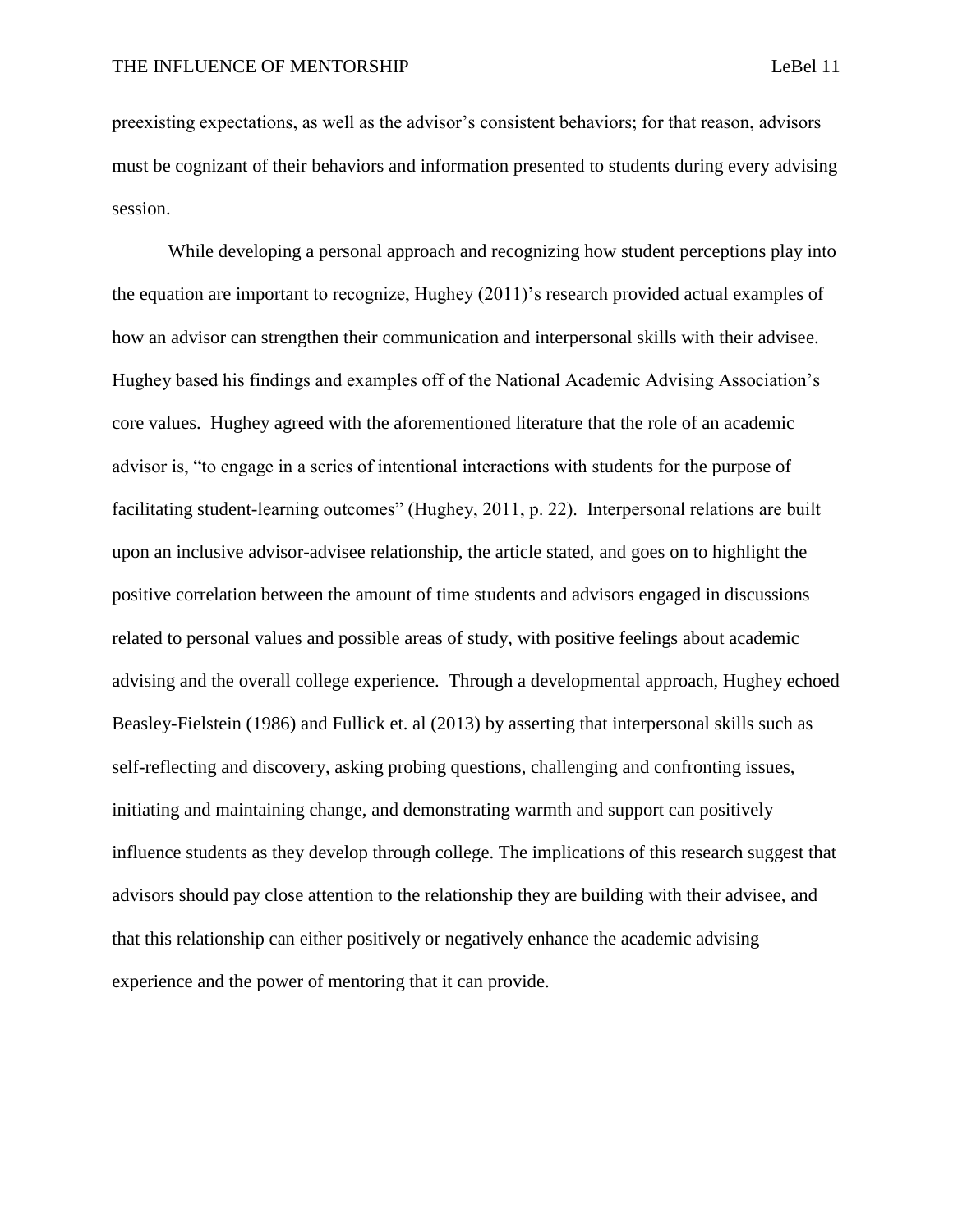preexisting expectations, as well as the advisor's consistent behaviors; for that reason, advisors must be cognizant of their behaviors and information presented to students during every advising session.

While developing a personal approach and recognizing how student perceptions play into the equation are important to recognize, Hughey (2011)'s research provided actual examples of how an advisor can strengthen their communication and interpersonal skills with their advisee. Hughey based his findings and examples off of the National Academic Advising Association's core values. Hughey agreed with the aforementioned literature that the role of an academic advisor is, "to engage in a series of intentional interactions with students for the purpose of facilitating student-learning outcomes" (Hughey, 2011, p. 22). Interpersonal relations are built upon an inclusive advisor-advisee relationship, the article stated, and goes on to highlight the positive correlation between the amount of time students and advisors engaged in discussions related to personal values and possible areas of study, with positive feelings about academic advising and the overall college experience. Through a developmental approach, Hughey echoed Beasley-Fielstein (1986) and Fullick et. al (2013) by asserting that interpersonal skills such as self-reflecting and discovery, asking probing questions, challenging and confronting issues, initiating and maintaining change, and demonstrating warmth and support can positively influence students as they develop through college. The implications of this research suggest that advisors should pay close attention to the relationship they are building with their advisee, and that this relationship can either positively or negatively enhance the academic advising experience and the power of mentoring that it can provide.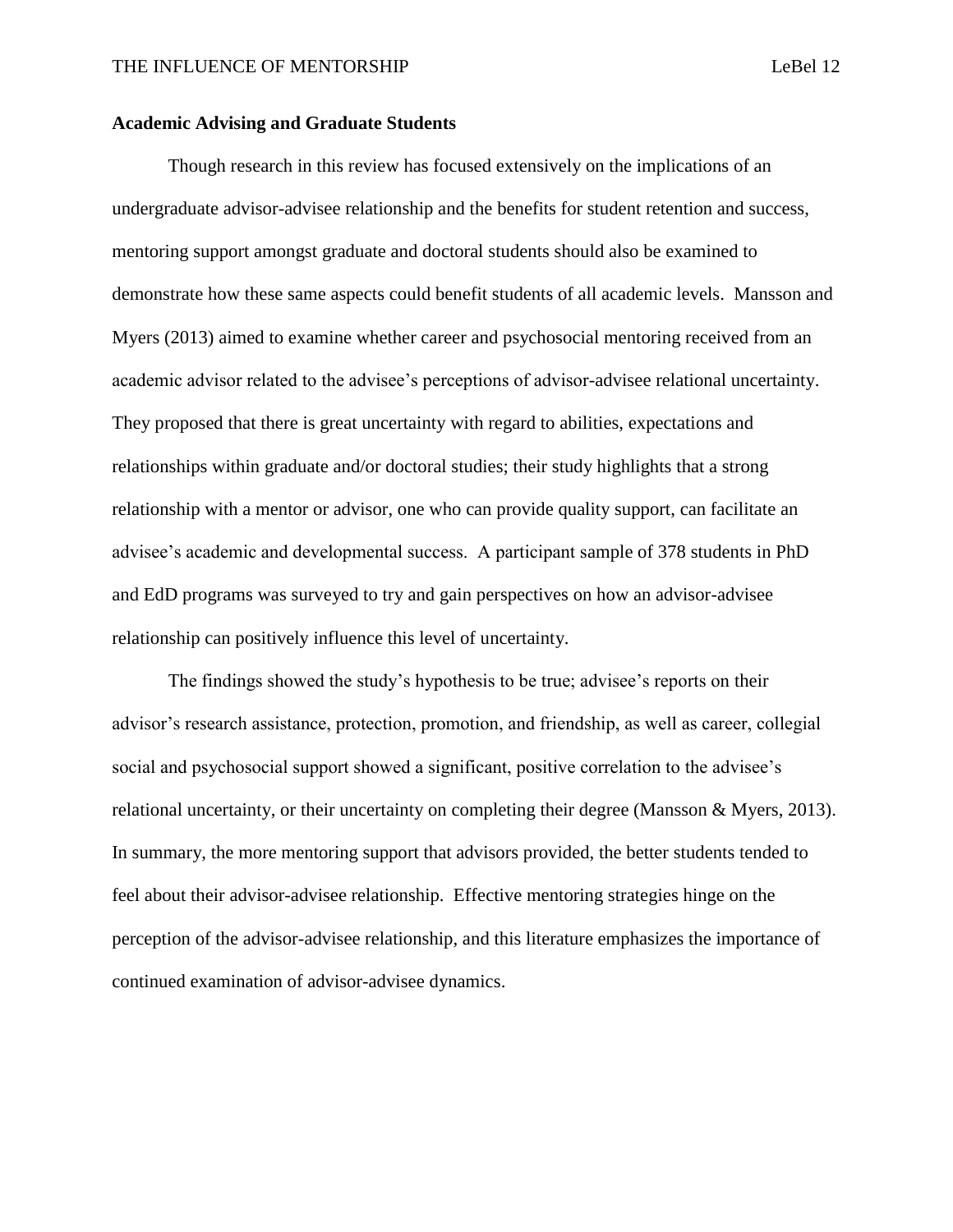**Academic Advising and Graduate Students**

Though research in this review has focused extensively on the implications of an undergraduate advisor-advisee relationship and the benefits for student retention and success, mentoring support amongst graduate and doctoral students should also be examined to demonstrate how these same aspects could benefit students of all academic levels. Mansson and Myers (2013) aimed to examine whether career and psychosocial mentoring received from an academic advisor related to the advisee's perceptions of advisor-advisee relational uncertainty. They proposed that there is great uncertainty with regard to abilities, expectations and relationships within graduate and/or doctoral studies; their study highlights that a strong relationship with a mentor or advisor, one who can provide quality support, can facilitate an advisee's academic and developmental success. A participant sample of 378 students in PhD and EdD programs was surveyed to try and gain perspectives on how an advisor-advisee relationship can positively influence this level of uncertainty.

The findings showed the study's hypothesis to be true; advisee's reports on their advisor's research assistance, protection, promotion, and friendship, as well as career, collegial social and psychosocial support showed a significant, positive correlation to the advisee's relational uncertainty, or their uncertainty on completing their degree (Mansson & Myers, 2013). In summary, the more mentoring support that advisors provided, the better students tended to feel about their advisor-advisee relationship. Effective mentoring strategies hinge on the perception of the advisor-advisee relationship, and this literature emphasizes the importance of continued examination of advisor-advisee dynamics.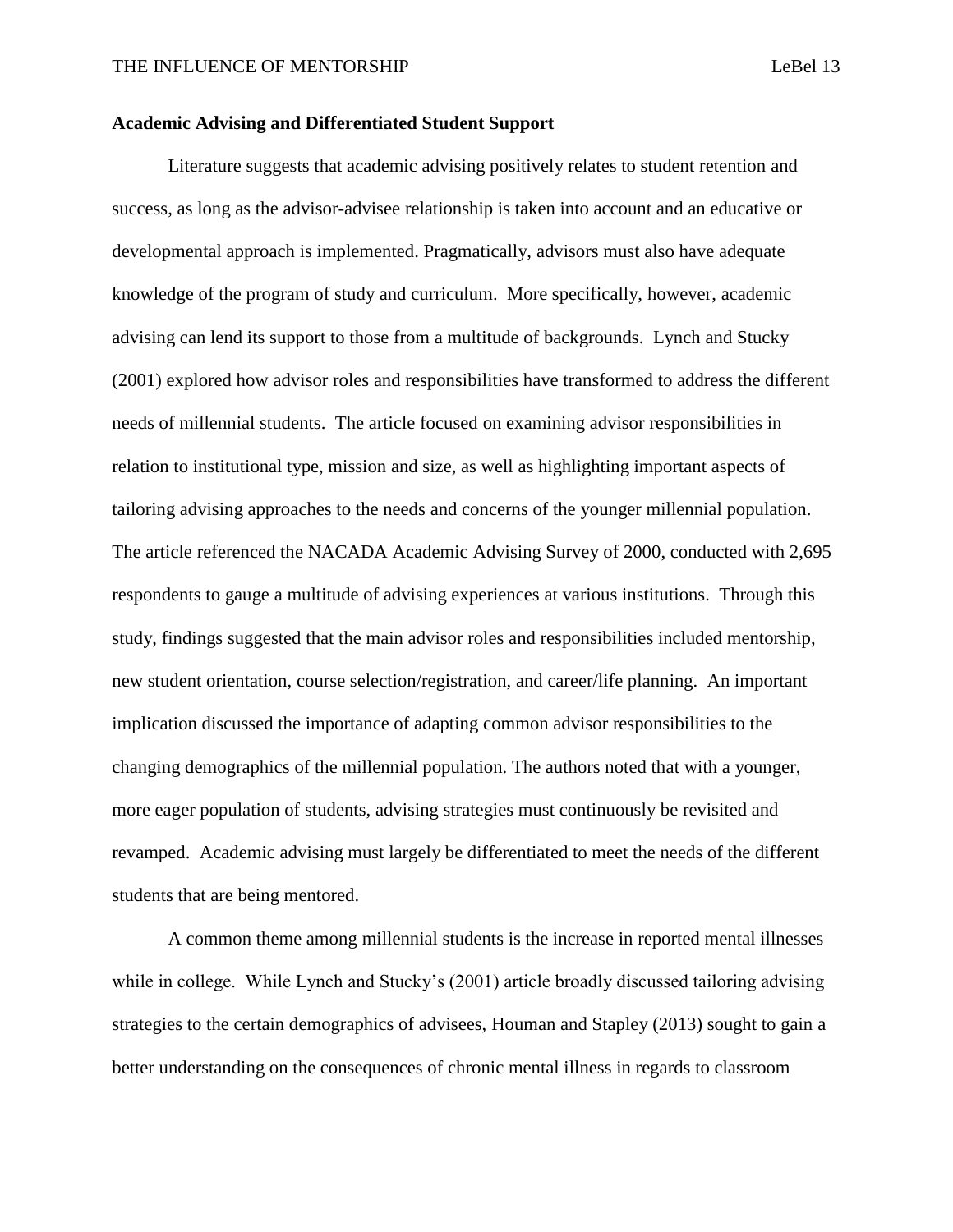**Academic Advising and Differentiated Student Support**

Literature suggests that academic advising positively relates to student retention and success, as long as the advisor-advisee relationship is taken into account and an educative or developmental approach is implemented. Pragmatically, advisors must also have adequate knowledge of the program of study and curriculum. More specifically, however, academic advising can lend its support to those from a multitude of backgrounds. Lynch and Stucky (2001) explored how advisor roles and responsibilities have transformed to address the different needs of millennial students. The article focused on examining advisor responsibilities in relation to institutional type, mission and size, as well as highlighting important aspects of tailoring advising approaches to the needs and concerns of the younger millennial population. The article referenced the NACADA Academic Advising Survey of 2000, conducted with 2,695 respondents to gauge a multitude of advising experiences at various institutions. Through this study, findings suggested that the main advisor roles and responsibilities included mentorship, new student orientation, course selection/registration, and career/life planning. An important implication discussed the importance of adapting common advisor responsibilities to the changing demographics of the millennial population. The authors noted that with a younger, more eager population of students, advising strategies must continuously be revisited and revamped. Academic advising must largely be differentiated to meet the needs of the different students that are being mentored.

A common theme among millennial students is the increase in reported mental illnesses while in college. While Lynch and Stucky's (2001) article broadly discussed tailoring advising strategies to the certain demographics of advisees, Houman and Stapley (2013) sought to gain a better understanding on the consequences of chronic mental illness in regards to classroom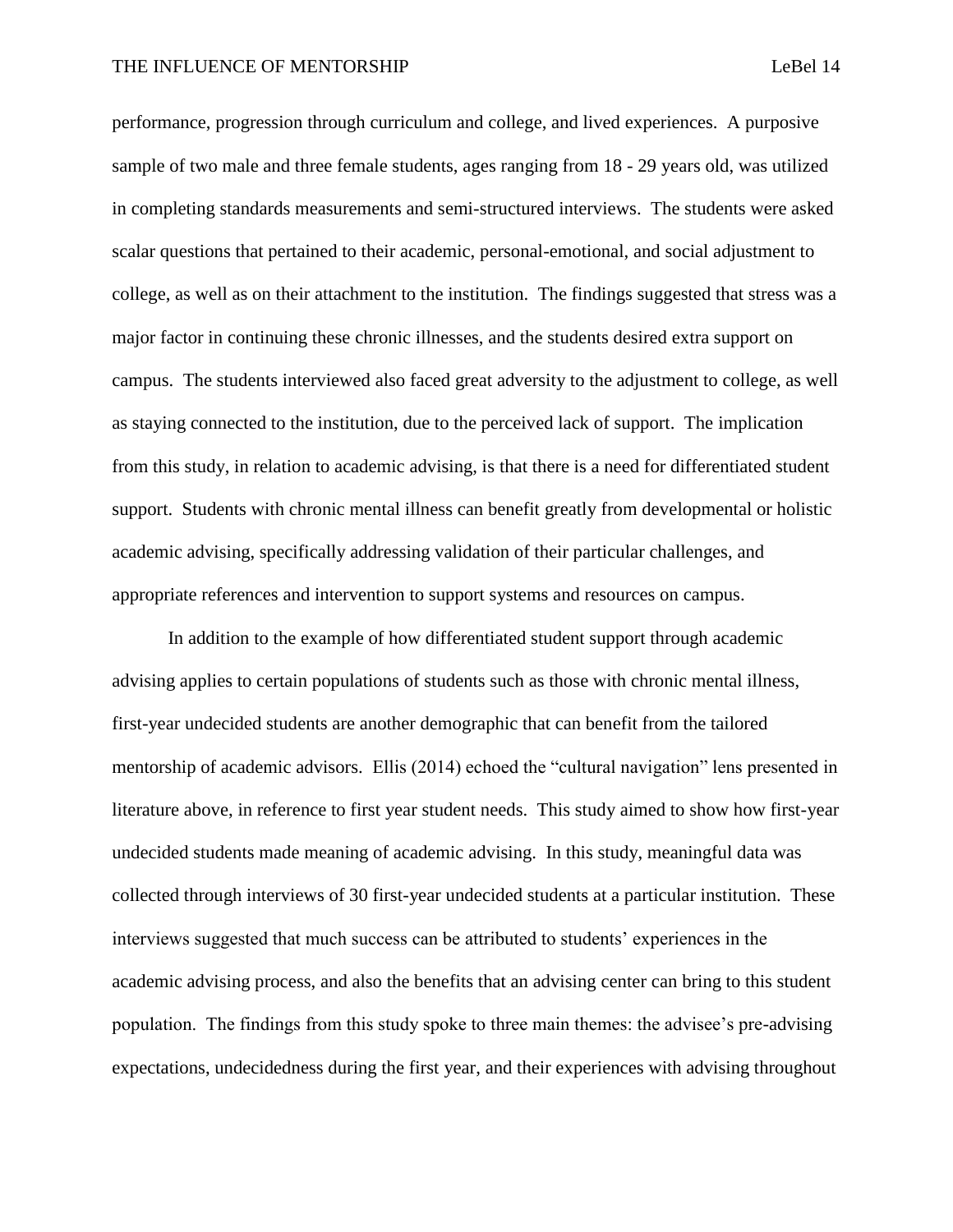performance, progression through curriculum and college, and lived experiences. A purposive sample of two male and three female students, ages ranging from 18 - 29 years old, was utilized in completing standards measurements and semi-structured interviews. The students were asked scalar questions that pertained to their academic, personal-emotional, and social adjustment to college, as well as on their attachment to the institution. The findings suggested that stress was a major factor in continuing these chronic illnesses, and the students desired extra support on campus. The students interviewed also faced great adversity to the adjustment to college, as well as staying connected to the institution, due to the perceived lack of support. The implication from this study, in relation to academic advising, is that there is a need for differentiated student support. Students with chronic mental illness can benefit greatly from developmental or holistic academic advising, specifically addressing validation of their particular challenges, and appropriate references and intervention to support systems and resources on campus.

In addition to the example of how differentiated student support through academic advising applies to certain populations of students such as those with chronic mental illness, first-year undecided students are another demographic that can benefit from the tailored mentorship of academic advisors. Ellis (2014) echoed the "cultural navigation" lens presented in literature above, in reference to first year student needs. This study aimed to show how first-year undecided students made meaning of academic advising. In this study, meaningful data was collected through interviews of 30 first-year undecided students at a particular institution. These interviews suggested that much success can be attributed to students' experiences in the academic advising process, and also the benefits that an advising center can bring to this student population. The findings from this study spoke to three main themes: the advisee's pre-advising expectations, undecidedness during the first year, and their experiences with advising throughout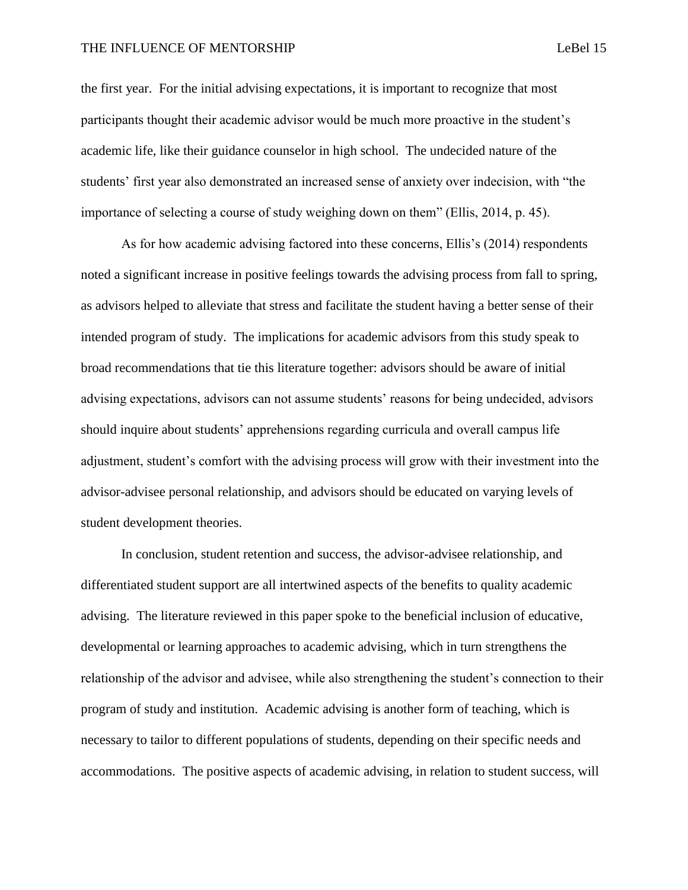the first year. For the initial advising expectations, it is important to recognize that most participants thought their academic advisor would be much more proactive in the student's academic life, like their guidance counselor in high school. The undecided nature of the students' first year also demonstrated an increased sense of anxiety over indecision, with "the importance of selecting a course of study weighing down on them" (Ellis, 2014, p. 45).

As for how academic advising factored into these concerns, Ellis's (2014) respondents noted a significant increase in positive feelings towards the advising process from fall to spring, as advisors helped to alleviate that stress and facilitate the student having a better sense of their intended program of study. The implications for academic advisors from this study speak to broad recommendations that tie this literature together: advisors should be aware of initial advising expectations, advisors can not assume students' reasons for being undecided, advisors should inquire about students' apprehensions regarding curricula and overall campus life adjustment, student's comfort with the advising process will grow with their investment into the advisor-advisee personal relationship, and advisors should be educated on varying levels of student development theories.

In conclusion, student retention and success, the advisor-advisee relationship, and differentiated student support are all intertwined aspects of the benefits to quality academic advising. The literature reviewed in this paper spoke to the beneficial inclusion of educative, developmental or learning approaches to academic advising, which in turn strengthens the relationship of the advisor and advisee, while also strengthening the student's connection to their program of study and institution. Academic advising is another form of teaching, which is necessary to tailor to different populations of students, depending on their specific needs and accommodations. The positive aspects of academic advising, in relation to student success, will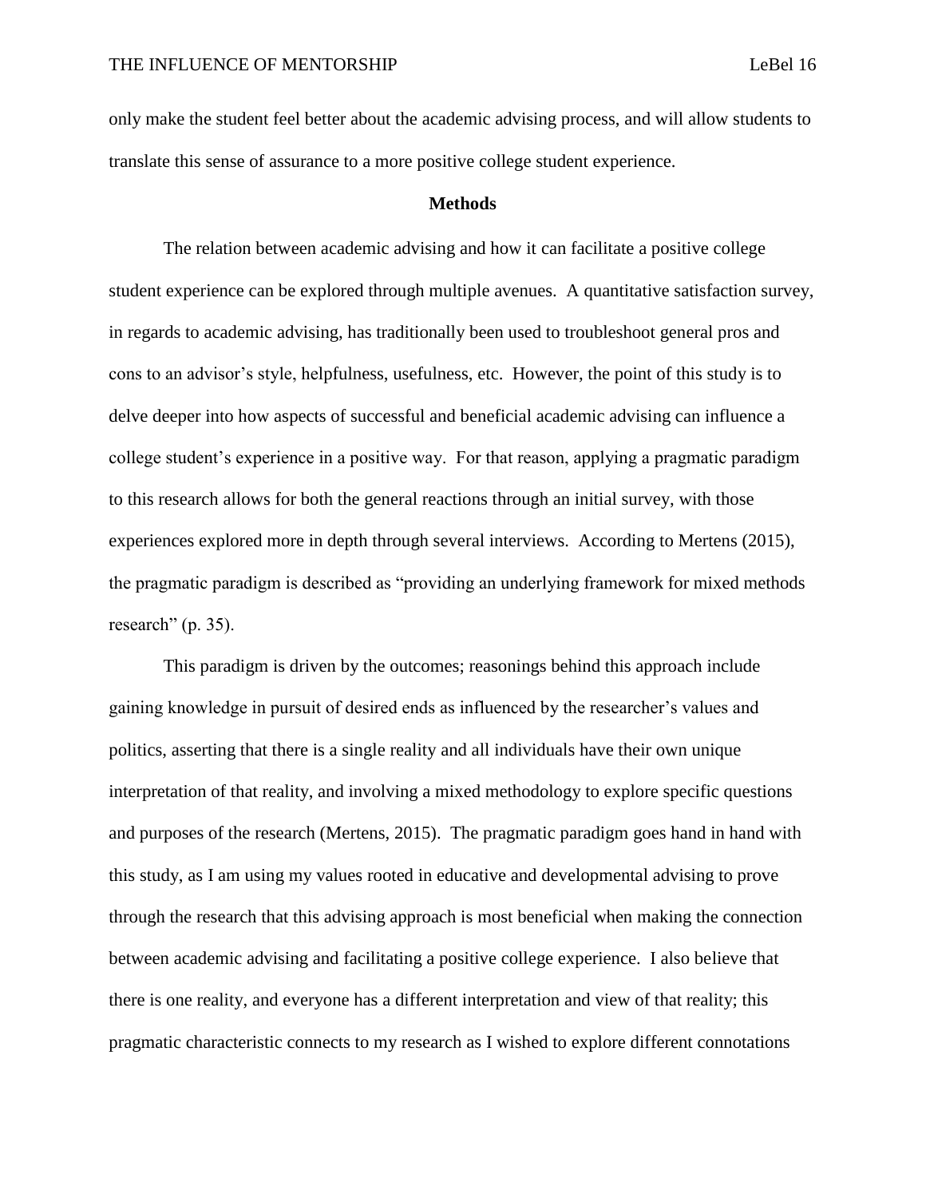only make the student feel better about the academic advising process, and will allow students to translate this sense of assurance to a more positive college student experience.

## Methods

The relation between academic advising and how it can facilitate a positive college student experience can be explored through multiple avenues. A quantitative satisfaction survey, in regards to academic advising, has traditionally been used to troubleshoot general pros and cons to an advisor's style, helpfulness, usefulness, etc. However, the point of this study is to delve deeper into how aspects of successful and beneficial academic advising can influence a college student's experience in a positive way. For that reason, applying a pragmatic paradigm to this research allows for both the general reactions through an initial survey, with those experiences explored more in depth through several interviews. According to Mertens (2015), the pragmatic paradigm is described as "providing an underlying framework for mixed methods research" (p. 35).

This paradigm is driven by the outcomes; reasonings behind this approach include gaining knowledge in pursuit of desired ends as influenced by the researcher's values and politics, asserting that there is a single reality and all individuals have their own unique interpretation of that reality, and involving a mixed methodology to explore specific questions and purposes of the research (Mertens, 2015). The pragmatic paradigm goes hand in hand with this study, as I am using my values rooted in educative and developmental advising to prove through the research that this advising approach is most beneficial when making the connection between academic advising and facilitating a positive college experience. I also believe that there is one reality, and everyone has a different interpretation and view of that reality; this pragmatic characteristic connects to my research as I wished to explore different connotations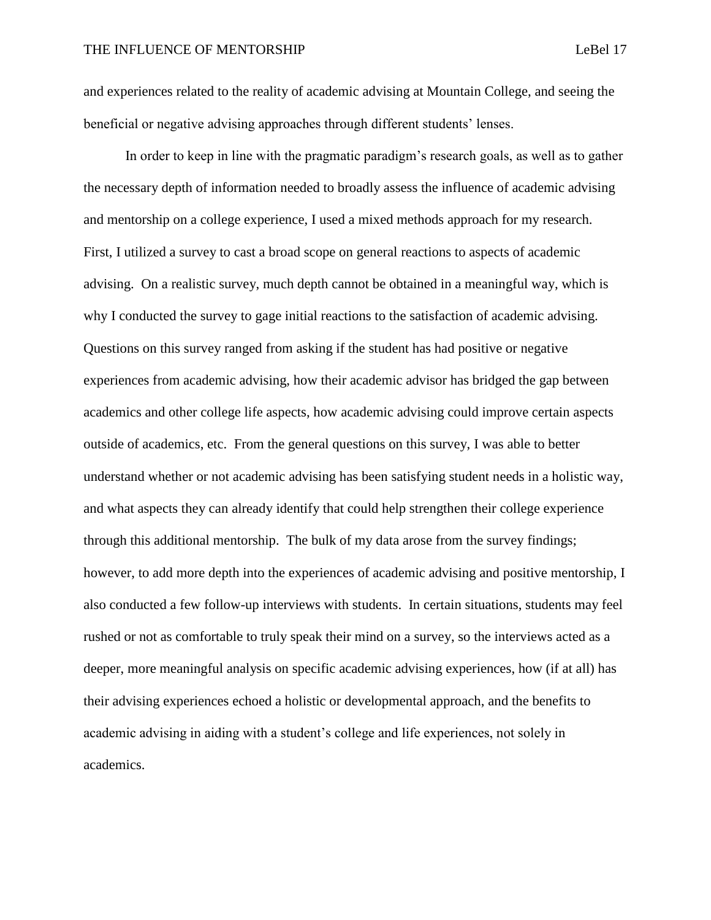and experiences related to the reality of academic advising at Mountain College, and seeing the beneficial or negative advising approaches through different students' lenses.

In order to keep in line with the pragmatic paradigm's research goals, as well as to gather the necessary depth of information needed to broadly assess the influence of academic advising and mentorship on a college experience, I used a mixed methods approach for my research. First, I utilized a survey to cast a broad scope on general reactions to aspects of academic advising. On a realistic survey, much depth cannot be obtained in a meaningful way, which is why I conducted the survey to gage initial reactions to the satisfaction of academic advising. Questions on this survey ranged from asking if the student has had positive or negative experiences from academic advising, how their academic advisor has bridged the gap between academics and other college life aspects, how academic advising could improve certain aspects outside of academics, etc. From the general questions on this survey, I was able to better understand whether or not academic advising has been satisfying student needs in a holistic way, and what aspects they can already identify that could help strengthen their college experience through this additional mentorship. The bulk of my data arose from the survey findings; however, to add more depth into the experiences of academic advising and positive mentorship, I also conducted a few follow-up interviews with students. In certain situations, students may feel rushed or not as comfortable to truly speak their mind on a survey, so the interviews acted as a deeper, more meaningful analysis on specific academic advising experiences, how (if at all) has their advising experiences echoed a holistic or developmental approach, and the benefits to academic advising in aiding with a student's college and life experiences, not solely in academics.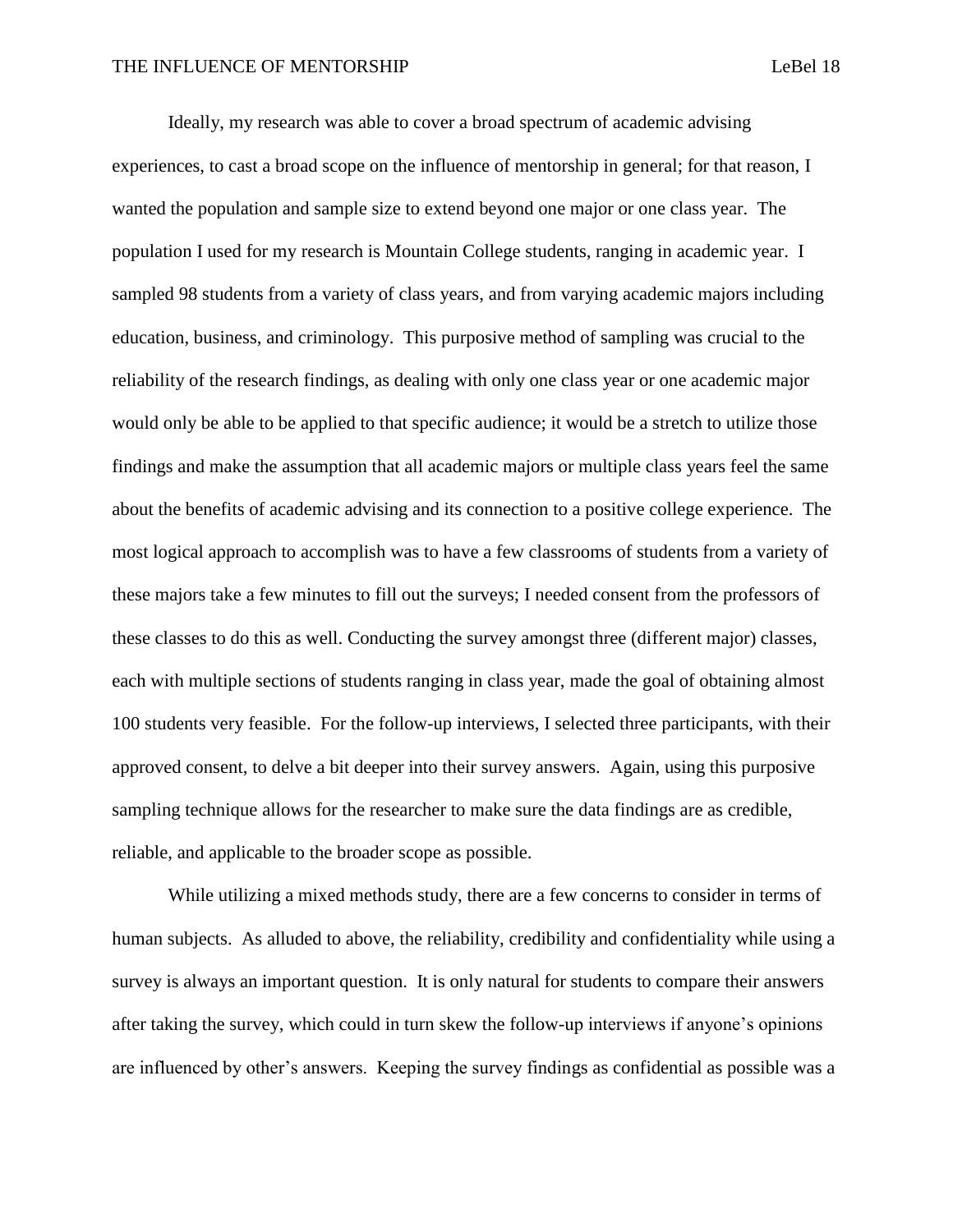Ideally, my research was able to cover a broad spectrum of academic advising experiences, to cast a broad scope on the influence of mentorship in general; for that reason, I wanted the population and sample size to extend beyond one major or one class year. The population I used for my research is Mountain College students, ranging in academic year. I sampled 98 students from a variety of class years, and from varying academic majors including education, business, and criminology. This purposive method of sampling was crucial to the reliability of the research findings, as dealing with only one class year or one academic major would only be able to be applied to that specific audience; it would be a stretch to utilize those findings and make the assumption that all academic majors or multiple class years feel the same about the benefits of academic advising and its connection to a positive college experience. The most logical approach to accomplish was to have a few classrooms of students from a variety of these majors take a few minutes to fill out the surveys; I needed consent from the professors of these classes to do this as well. Conducting the survey amongst three (different major) classes, each with multiple sections of students ranging in class year, made the goal of obtaining almost 100 students very feasible. For the follow-up interviews, I selected three participants, with their approved consent, to delve a bit deeper into their survey answers. Again, using this purposive sampling technique allows for the researcher to make sure the data findings are as credible, reliable, and applicable to the broader scope as possible.

While utilizing a mixed methods study, there are a few concerns to consider in terms of human subjects. As alluded to above, the reliability, credibility and confidentiality while using a survey is always an important question. It is only natural for students to compare their answers after taking the survey, which could in turn skew the follow-up interviews if anyone's opinions are influenced by other's answers. Keeping the survey findings as confidential as possible was a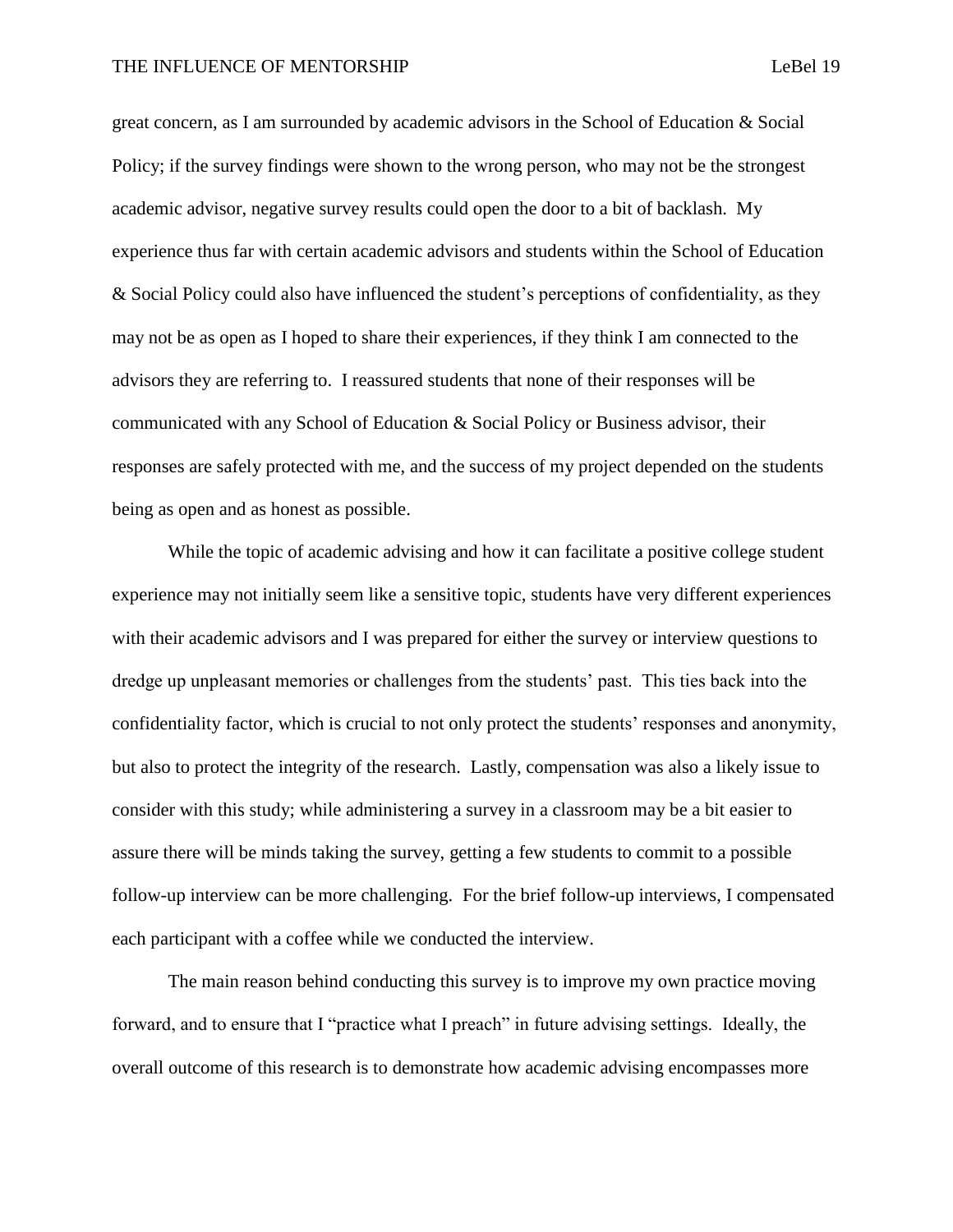great concern, as I am surrounded by academic advisors in the School of Education & Social Policy; if the survey findings were shown to the wrong person, who may not be the strongest academic advisor, negative survey results could open the door to a bit of backlash. My experience thus far with certain academic advisors and students within the School of Education & Social Policy could also have influenced the student's perceptions of confidentiality, as they may not be as open as I hoped to share their experiences, if they think I am connected to the advisors they are referring to. I reassured students that none of their responses will be communicated with any School of Education & Social Policy or Business advisor, their responses are safely protected with me, and the success of my project depended on the students being as open and as honest as possible.

While the topic of academic advising and how it can facilitate a positive college student experience may not initially seem like a sensitive topic, students have very different experiences with their academic advisors and I was prepared for either the survey or interview questions to dredge up unpleasant memories or challenges from the students' past. This ties back into the confidentiality factor, which is crucial to not only protect the students' responses and anonymity, but also to protect the integrity of the research. Lastly, compensation was also a likely issue to consider with this study; while administering a survey in a classroom may be a bit easier to assure there will be minds taking the survey, getting a few students to commit to a possible follow-up interview can be more challenging. For the brief follow-up interviews, I compensated each participant with a coffee while we conducted the interview.

The main reason behind conducting this survey is to improve my own practice moving forward, and to ensure that I "practice what I preach" in future advising settings. Ideally, the overall outcome of this research is to demonstrate how academic advising encompasses more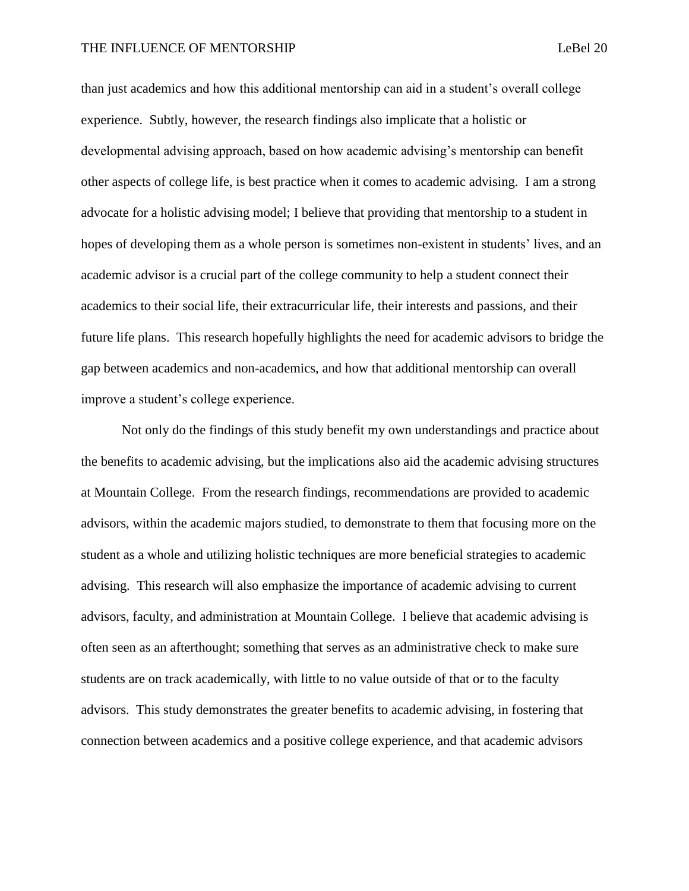than just academics and how this additional mentorship can aid in a student's overall college experience. Subtly, however, the research findings also implicate that a holistic or developmental advising approach, based on how academic advising's mentorship can benefit other aspects of college life, is best practice when it comes to academic advising. I am a strong advocate for a holistic advising model; I believe that providing that mentorship to a student in hopes of developing them as a whole person is sometimes non-existent in students' lives, and an academic advisor is a crucial part of the college community to help a student connect their academics to their social life, their extracurricular life, their interests and passions, and their future life plans. This research hopefully highlights the need for academic advisors to bridge the gap between academics and non-academics, and how that additional mentorship can overall improve a student's college experience.

Not only do the findings of this study benefit my own understandings and practice about the benefits to academic advising, but the implications also aid the academic advising structures at Mountain College. From the research findings, recommendations are provided to academic advisors, within the academic majors studied, to demonstrate to them that focusing more on the student as a whole and utilizing holistic techniques are more beneficial strategies to academic advising. This research will also emphasize the importance of academic advising to current advisors, faculty, and administration at Mountain College. I believe that academic advising is often seen as an afterthought; something that serves as an administrative check to make sure students are on track academically, with little to no value outside of that or to the faculty advisors. This study demonstrates the greater benefits to academic advising, in fostering that connection between academics and a positive college experience, and that academic advisors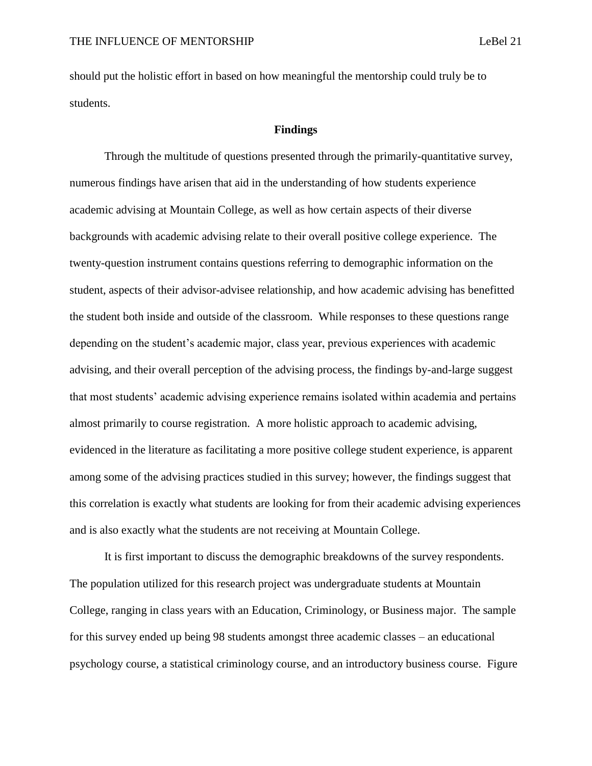should put the holistic effort in based on how meaningful the mentorship could truly be to students.

## Findings

Through the multitude of questions presented through the primarily-quantitative survey, numerous findings have arisen that aid in the understanding of how students experience academic advising at Mountain College, as well as how certain aspects of their diverse backgrounds with academic advising relate to their overall positive college experience. The twenty-question instrument contains questions referring to demographic information on the student, aspects of their advisor-advisee relationship, and how academic advising has benefitted the student both inside and outside of the classroom. While responses to these questions range depending on the student's academic major, class year, previous experiences with academic advising, and their overall perception of the advising process, the findings by-and-large suggest that most students' academic advising experience remains isolated within academia and pertains almost primarily to course registration. A more holistic approach to academic advising, evidenced in the literature as facilitating a more positive college student experience, is apparent among some of the advising practices studied in this survey; however, the findings suggest that this correlation is exactly what students are looking for from their academic advising experiences and is also exactly what the students are not receiving at Mountain College.

It is first important to discuss the demographic breakdowns of the survey respondents. The population utilized for this research project was undergraduate students at Mountain College, ranging in class years with an Education, Criminology, or Business major. The sample for this survey ended up being 98 students amongst three academic classes – an educational psychology course, a statistical criminology course, and an introductory business course. Figure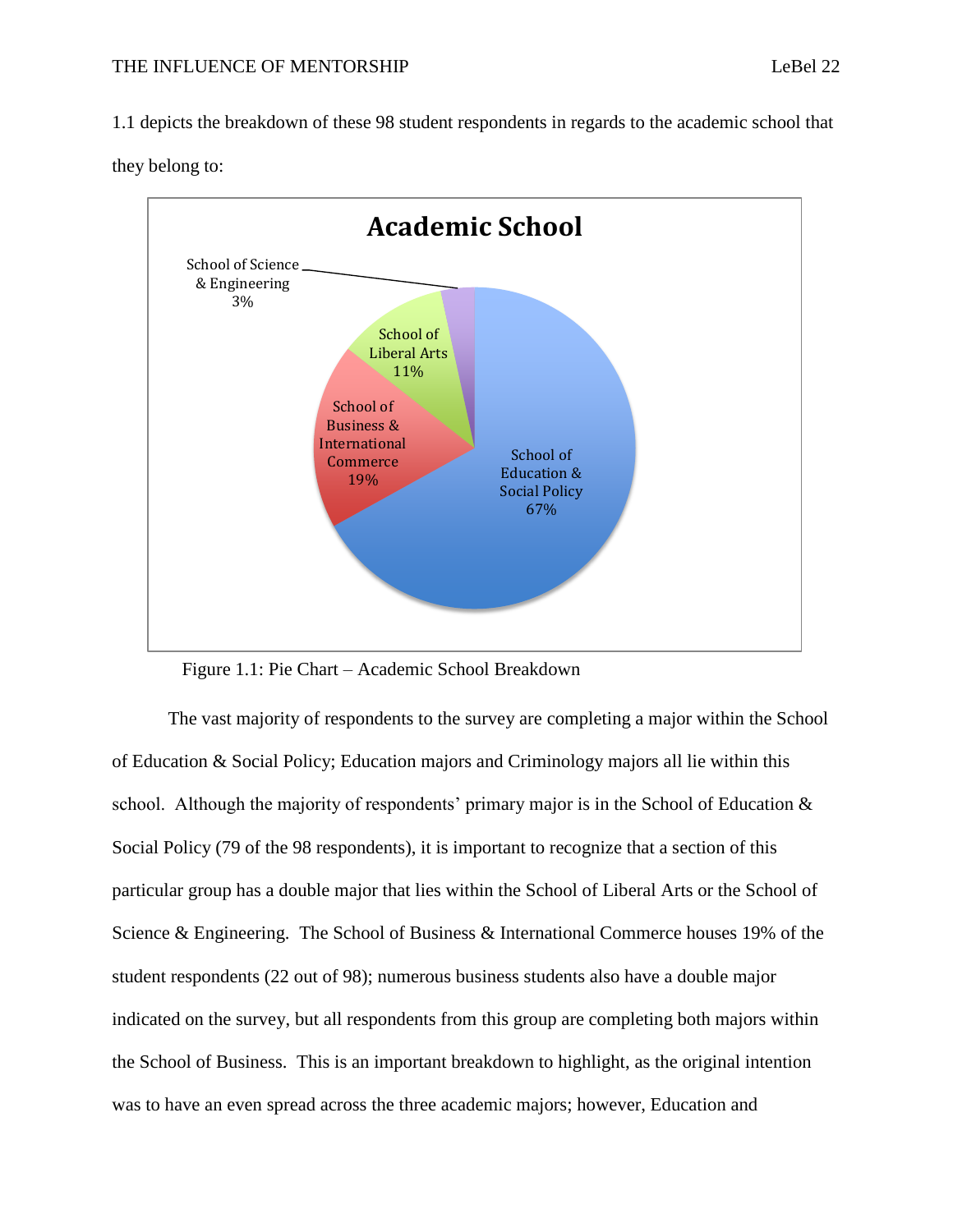1.1 depicts the breakdown of these 98 student respondents in regards to the academic school that they belong to:

Figure 1.1: Pie Chart – Academic School Breakdown

The vast majority of respondents to the survey are completing a major within the School of Education & Social Policy; Education majors and Criminology majors all lie within this school. Although the majority of respondents' primary major is in the School of Education & Social Policy (79 of the 98 respondents), it is important to recognize that a section of this particular group has a double major that lies within the School of Liberal Arts or the School of Science & Engineering. The School of Business & International Commerce houses 19% of the student respondents (22 out of 98); numerous business students also have a double major indicated on the survey, but all respondents from this group are completing both majors within the School of Business. This is an important breakdown to highlight, as the original intention was to have an even spread across the three academic majors; however, Education and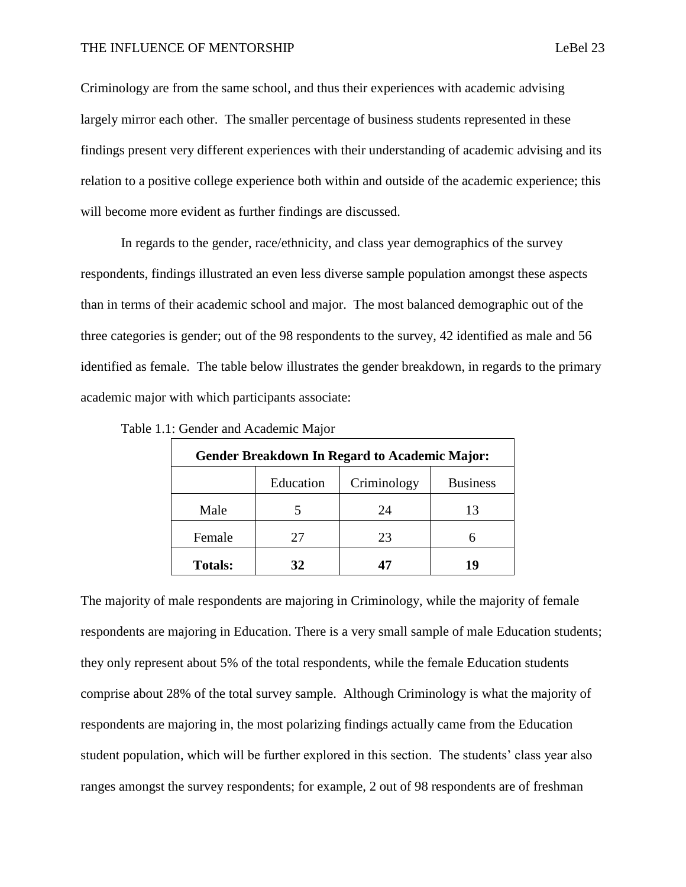Criminology are from the same school, and thus their experiences with academic advising largely mirror each other. The smaller percentage of business students represented in these findings present very different experiences with their understanding of academic advising and its relation to a positive college experience both within and outside of the academic experience; this will become more evident as further findings are discussed.

In regards to the gender, race/ethnicity, and class year demographics of the survey respondents, findings illustrated an even less diverse sample population amongst these aspects than in terms of their academic school and major. The most balanced demographic out of the three categories is gender; out of the 98 respondents to the survey, 42 identified as male and 56 identified as female. The table below illustrates the gender breakdown, in regards to the primary academic major with which participants associate:

Table 1.1: Gender and Academic Major

| **Gender Breakdown In Regard to Academic Major:** | | | |
|---|---|---|---|
| | Education | Criminology | Business |
| Male | 5 | 24 | 13 |
| Female | 27 | 23 | 6 |
| **Totals:** | **32** | **47** | **19** |

The majority of male respondents are majoring in Criminology, while the majority of female respondents are majoring in Education. There is a very small sample of male Education students; they only represent about 5% of the total respondents, while the female Education students comprise about 28% of the total survey sample. Although Criminology is what the majority of respondents are majoring in, the most polarizing findings actually came from the Education student population, which will be further explored in this section. The students' class year also ranges amongst the survey respondents; for example, 2 out of 98 respondents are of freshman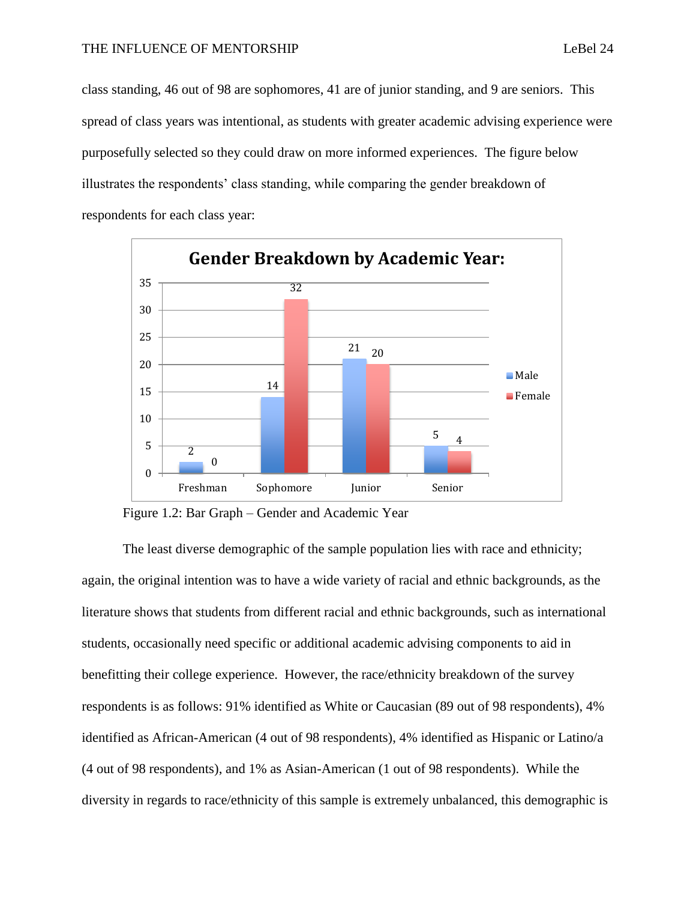class standing, 46 out of 98 are sophomores, 41 are of junior standing, and 9 are seniors. This spread of class years was intentional, as students with greater academic advising experience were purposefully selected so they could draw on more informed experiences. The figure below illustrates the respondents' class standing, while comparing the gender breakdown of respondents for each class year:

**Gender Breakdown by Academic Year:**

| | Male | Female |
|---|---|---|
| Freshman | 2 | 0 |
| Sophomore | 14 | 32 |
| Junior | 21 | 20 |
| Senior | 5 | 4 |

Figure 1.2: Bar Graph – Gender and Academic Year

The least diverse demographic of the sample population lies with race and ethnicity; again, the original intention was to have a wide variety of racial and ethnic backgrounds, as the literature shows that students from different racial and ethnic backgrounds, such as international students, occasionally need specific or additional academic advising components to aid in benefitting their college experience. However, the race/ethnicity breakdown of the survey respondents is as follows: 91% identified as White or Caucasian (89 out of 98 respondents), 4% identified as African-American (4 out of 98 respondents), 4% identified as Hispanic or Latino/a (4 out of 98 respondents), and 1% as Asian-American (1 out of 98 respondents). While the diversity in regards to race/ethnicity of this sample is extremely unbalanced, this demographic is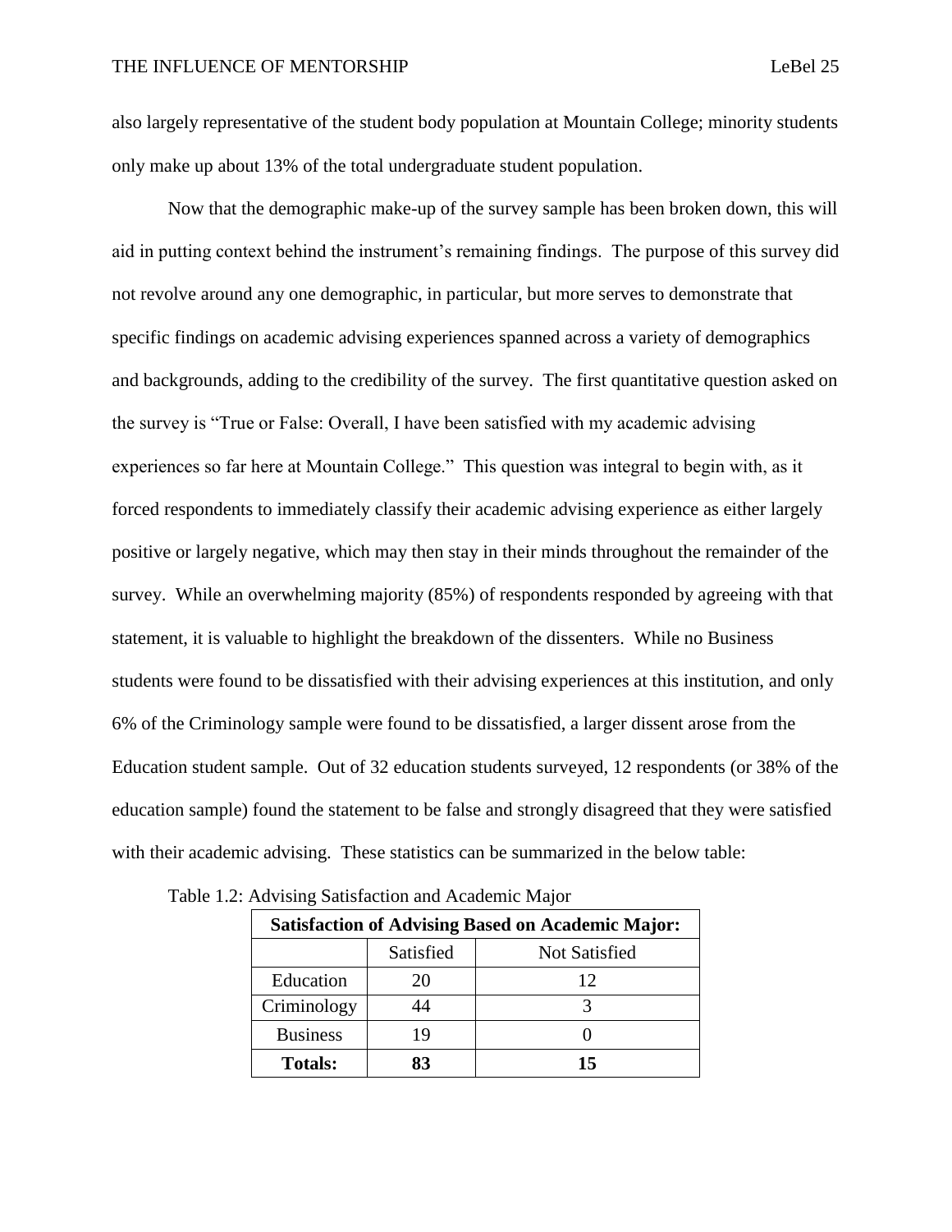also largely representative of the student body population at Mountain College; minority students only make up about 13% of the total undergraduate student population.

Now that the demographic make-up of the survey sample has been broken down, this will aid in putting context behind the instrument's remaining findings. The purpose of this survey did not revolve around any one demographic, in particular, but more serves to demonstrate that specific findings on academic advising experiences spanned across a variety of demographics and backgrounds, adding to the credibility of the survey. The first quantitative question asked on the survey is "True or False: Overall, I have been satisfied with my academic advising experiences so far here at Mountain College." This question was integral to begin with, as it forced respondents to immediately classify their academic advising experience as either largely positive or largely negative, which may then stay in their minds throughout the remainder of the survey. While an overwhelming majority (85%) of respondents responded by agreeing with that statement, it is valuable to highlight the breakdown of the dissenters. While no Business students were found to be dissatisfied with their advising experiences at this institution, and only 6% of the Criminology sample were found to be dissatisfied, a larger dissent arose from the Education student sample. Out of 32 education students surveyed, 12 respondents (or 38% of the education sample) found the statement to be false and strongly disagreed that they were satisfied with their academic advising. These statistics can be summarized in the below table:

Table 1.2: Advising Satisfaction and Academic Major

| **Satisfaction of Advising Based on Academic Major:** | | |
|---|---|---|
| | Satisfied | Not Satisfied |
| Education | 20 | 12 |
| Criminology | 44 | 3 |
| Business | 19 | 0 |
| **Totals:** | **83** | **15** |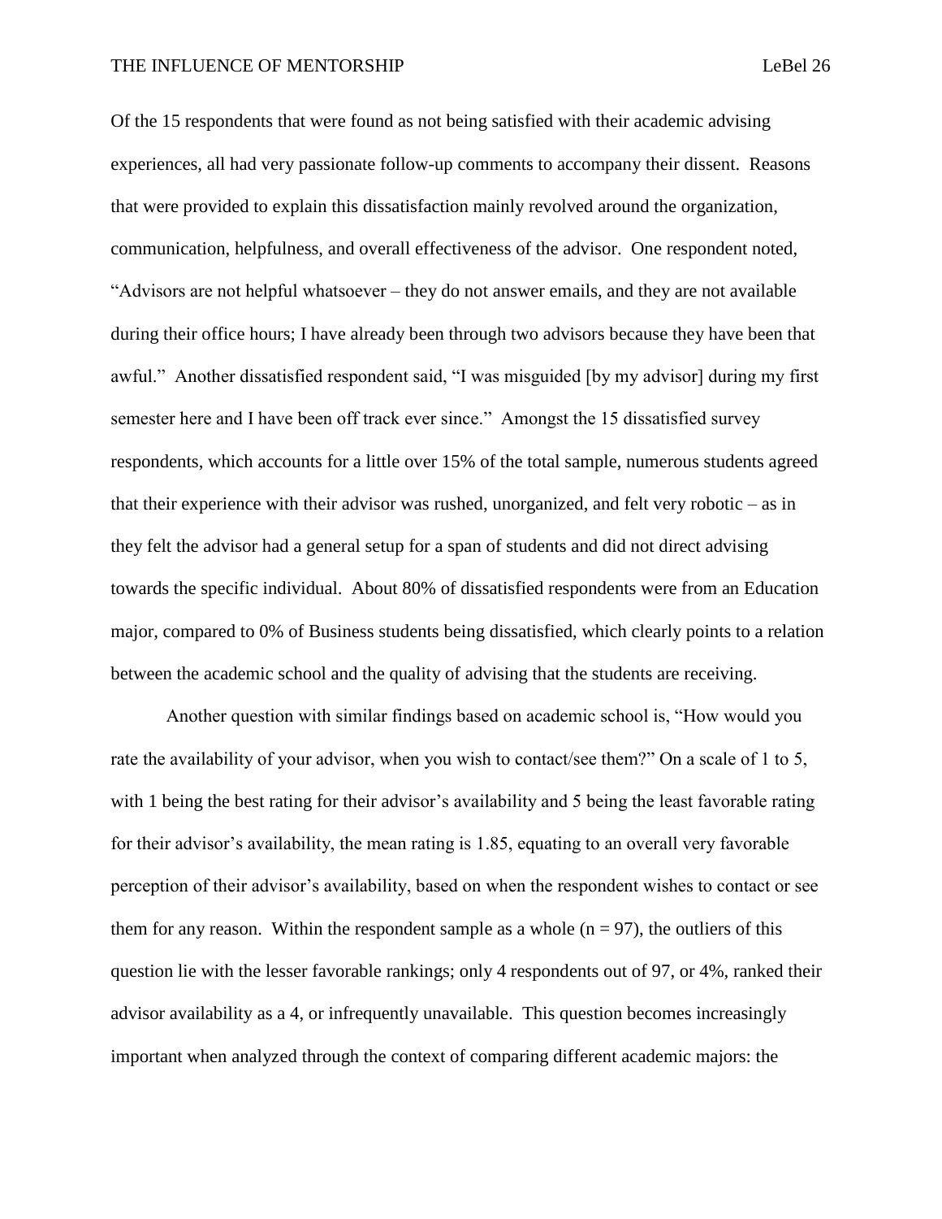Of the 15 respondents that were found as not being satisfied with their academic advising experiences, all had very passionate follow-up comments to accompany their dissent. Reasons that were provided to explain this dissatisfaction mainly revolved around the organization, communication, helpfulness, and overall effectiveness of the advisor. One respondent noted, "Advisors are not helpful whatsoever – they do not answer emails, and they are not available during their office hours; I have already been through two advisors because they have been that awful." Another dissatisfied respondent said, "I was misguided [by my advisor] during my first semester here and I have been off track ever since." Amongst the 15 dissatisfied survey respondents, which accounts for a little over 15% of the total sample, numerous students agreed that their experience with their advisor was rushed, unorganized, and felt very robotic – as in they felt the advisor had a general setup for a span of students and did not direct advising towards the specific individual. About 80% of dissatisfied respondents were from an Education major, compared to 0% of Business students being dissatisfied, which clearly points to a relation between the academic school and the quality of advising that the students are receiving.

Another question with similar findings based on academic school is, "How would you rate the availability of your advisor, when you wish to contact/see them?" On a scale of 1 to 5, with 1 being the best rating for their advisor's availability and 5 being the least favorable rating for their advisor's availability, the mean rating is 1.85, equating to an overall very favorable perception of their advisor's availability, based on when the respondent wishes to contact or see them for any reason. Within the respondent sample as a whole ($n = 97$), the outliers of this question lie with the lesser favorable rankings; only 4 respondents out of 97, or 4%, ranked their advisor availability as a 4, or infrequently unavailable. This question becomes increasingly important when analyzed through the context of comparing different academic majors: the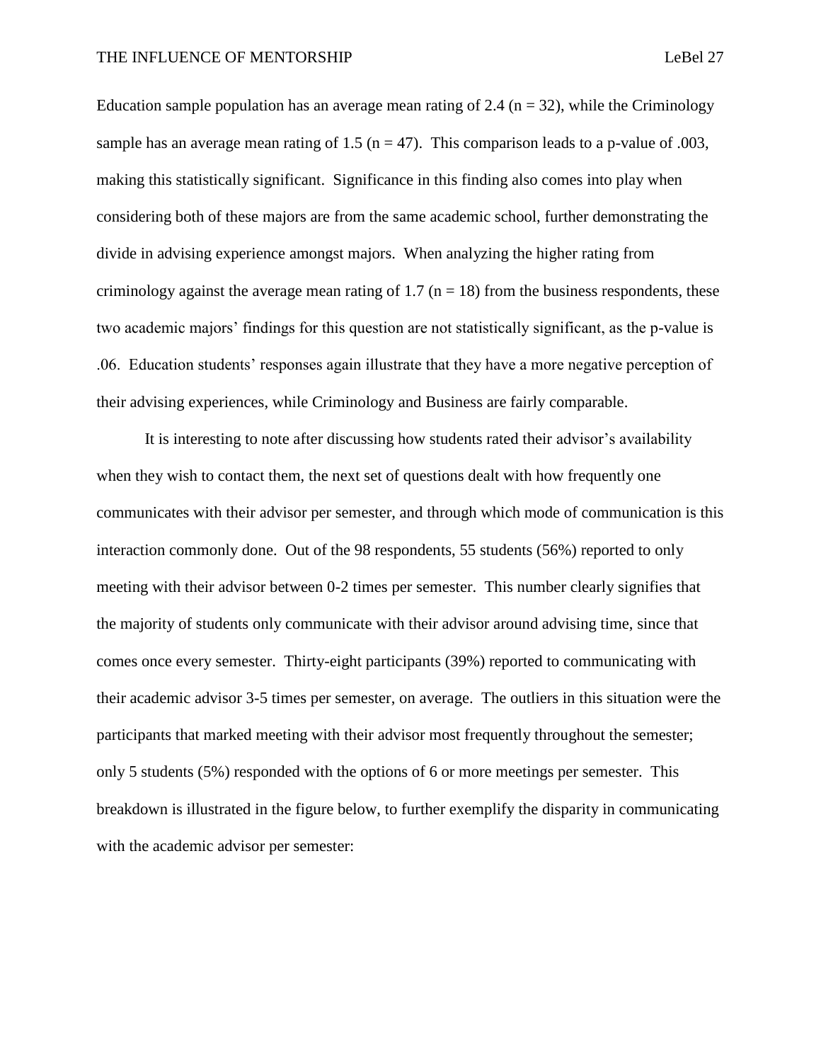Education sample population has an average mean rating of 2.4 ($n = 32$), while the Criminology sample has an average mean rating of 1.5 ($n = 47$). This comparison leads to a p-value of .003, making this statistically significant. Significance in this finding also comes into play when considering both of these majors are from the same academic school, further demonstrating the divide in advising experience amongst majors. When analyzing the higher rating from criminology against the average mean rating of 1.7 ($n = 18$) from the business respondents, these two academic majors' findings for this question are not statistically significant, as the p-value is .06. Education students' responses again illustrate that they have a more negative perception of their advising experiences, while Criminology and Business are fairly comparable.

It is interesting to note after discussing how students rated their advisor's availability when they wish to contact them, the next set of questions dealt with how frequently one communicates with their advisor per semester, and through which mode of communication is this interaction commonly done. Out of the 98 respondents, 55 students (56%) reported to only meeting with their advisor between 0-2 times per semester. This number clearly signifies that the majority of students only communicate with their advisor around advising time, since that comes once every semester. Thirty-eight participants (39%) reported to communicating with their academic advisor 3-5 times per semester, on average. The outliers in this situation were the participants that marked meeting with their advisor most frequently throughout the semester; only 5 students (5%) responded with the options of 6 or more meetings per semester. This breakdown is illustrated in the figure below, to further exemplify the disparity in communicating with the academic advisor per semester: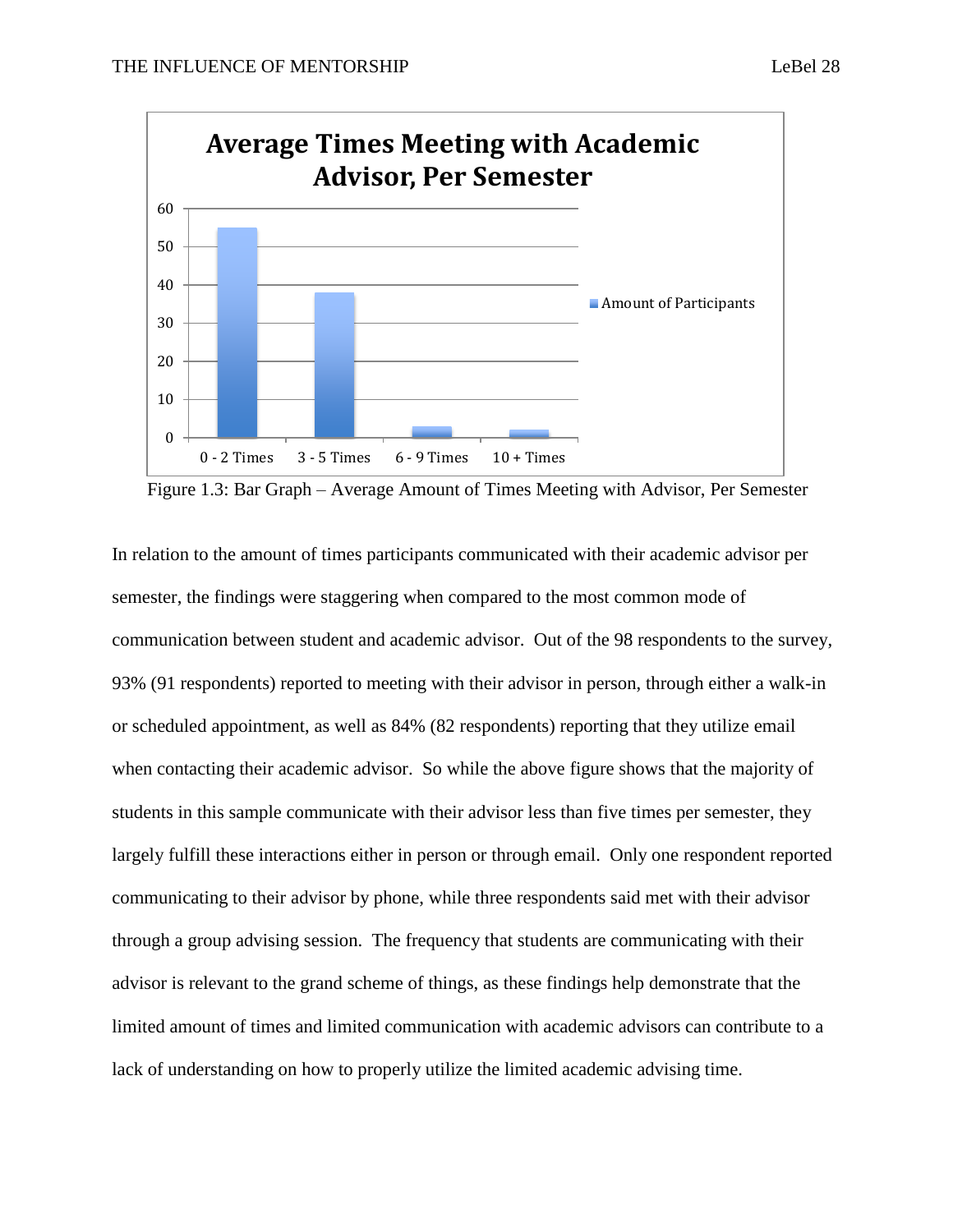Figure 1.3: Bar Graph – Average Amount of Times Meeting with Advisor, Per Semester

In relation to the amount of times participants communicated with their academic advisor per semester, the findings were staggering when compared to the most common mode of communication between student and academic advisor. Out of the 98 respondents to the survey, 93% (91 respondents) reported to meeting with their advisor in person, through either a walk-in or scheduled appointment, as well as 84% (82 respondents) reporting that they utilize email when contacting their academic advisor. So while the above figure shows that the majority of students in this sample communicate with their advisor less than five times per semester, they largely fulfill these interactions either in person or through email. Only one respondent reported communicating to their advisor by phone, while three respondents said met with their advisor through a group advising session. The frequency that students are communicating with their advisor is relevant to the grand scheme of things, as these findings help demonstrate that the limited amount of times and limited communication with academic advisors can contribute to a lack of understanding on how to properly utilize the limited academic advising time.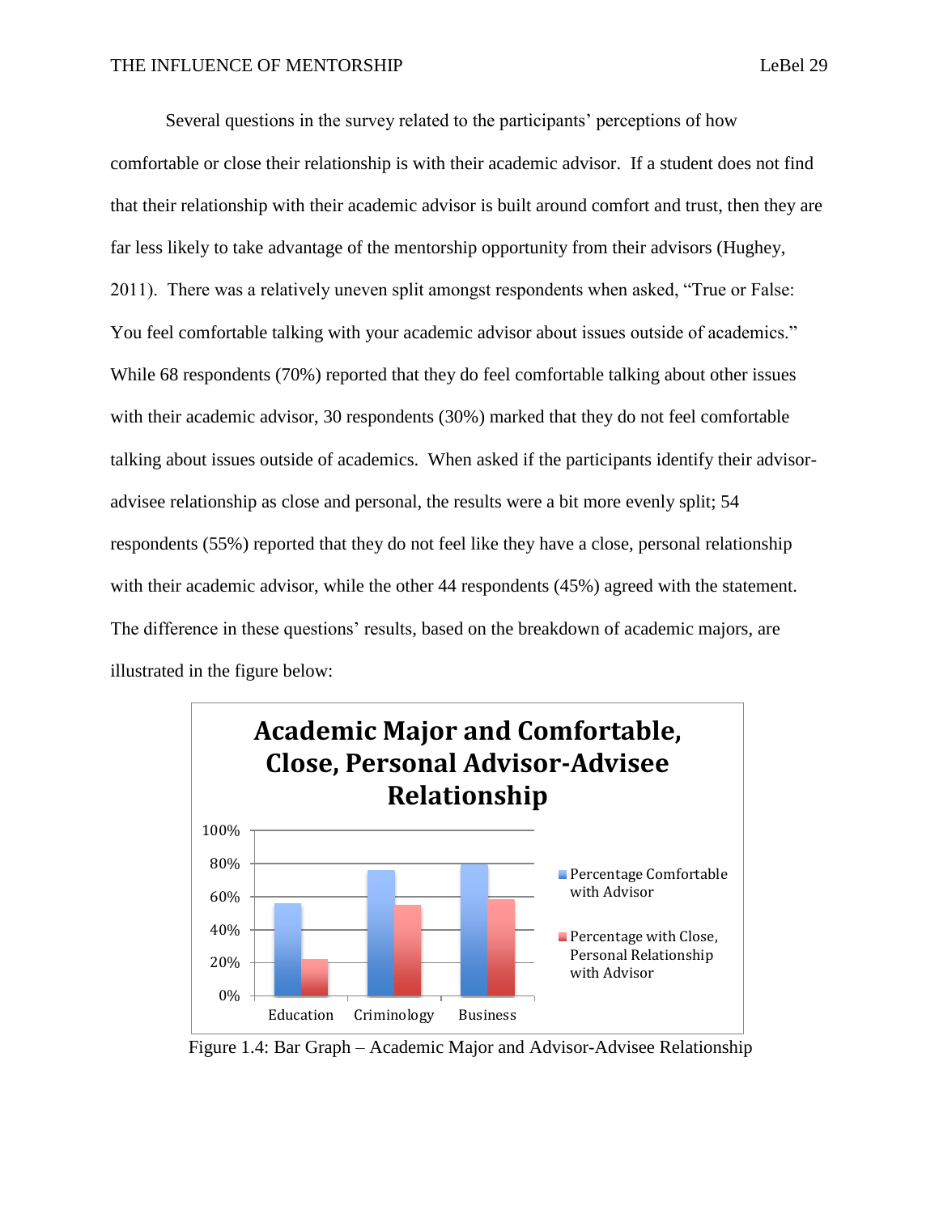Several questions in the survey related to the participants' perceptions of how comfortable or close their relationship is with their academic advisor. If a student does not find that their relationship with their academic advisor is built around comfort and trust, then they are far less likely to take advantage of the mentorship opportunity from their advisors (Hughey, 2011). There was a relatively uneven split amongst respondents when asked, "True or False: You feel comfortable talking with your academic advisor about issues outside of academics." While 68 respondents (70%) reported that they do feel comfortable talking about other issues with their academic advisor, 30 respondents (30%) marked that they do not feel comfortable talking about issues outside of academics. When asked if the participants identify their advisor-advisee relationship as close and personal, the results were a bit more evenly split; 54 respondents (55%) reported that they do not feel like they have a close, personal relationship with their academic advisor, while the other 44 respondents (45%) agreed with the statement. The difference in these questions' results, based on the breakdown of academic majors, are illustrated in the figure below:

Figure 1.4: Bar Graph – Academic Major and Advisor-Advisee Relationship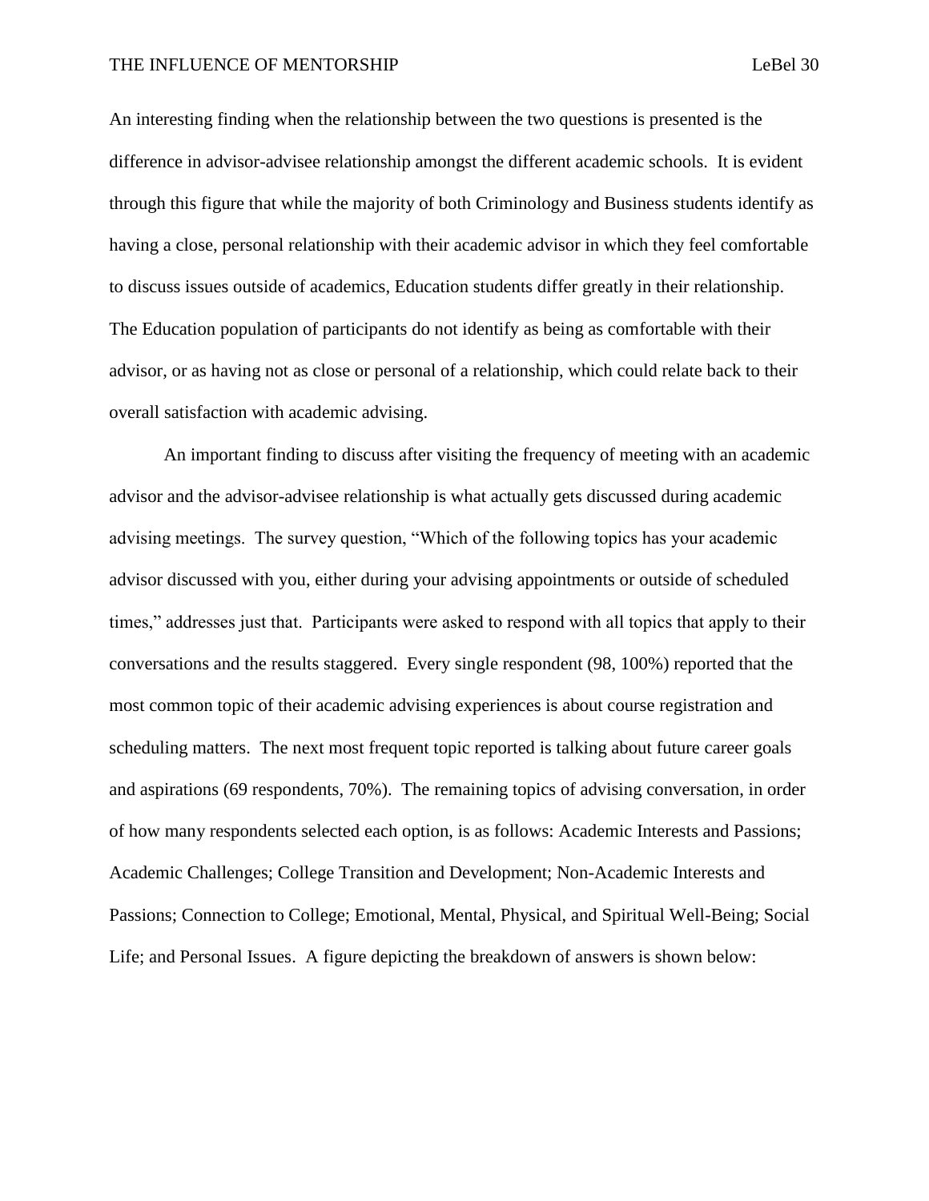An interesting finding when the relationship between the two questions is presented is the difference in advisor-advisee relationship amongst the different academic schools. It is evident through this figure that while the majority of both Criminology and Business students identify as having a close, personal relationship with their academic advisor in which they feel comfortable to discuss issues outside of academics, Education students differ greatly in their relationship. The Education population of participants do not identify as being as comfortable with their advisor, or as having not as close or personal of a relationship, which could relate back to their overall satisfaction with academic advising.

An important finding to discuss after visiting the frequency of meeting with an academic advisor and the advisor-advisee relationship is what actually gets discussed during academic advising meetings. The survey question, "Which of the following topics has your academic advisor discussed with you, either during your advising appointments or outside of scheduled times," addresses just that. Participants were asked to respond with all topics that apply to their conversations and the results staggered. Every single respondent (98, 100%) reported that the most common topic of their academic advising experiences is about course registration and scheduling matters. The next most frequent topic reported is talking about future career goals and aspirations (69 respondents, 70%). The remaining topics of advising conversation, in order of how many respondents selected each option, is as follows: Academic Interests and Passions; Academic Challenges; College Transition and Development; Non-Academic Interests and Passions; Connection to College; Emotional, Mental, Physical, and Spiritual Well-Being; Social Life; and Personal Issues. A figure depicting the breakdown of answers is shown below: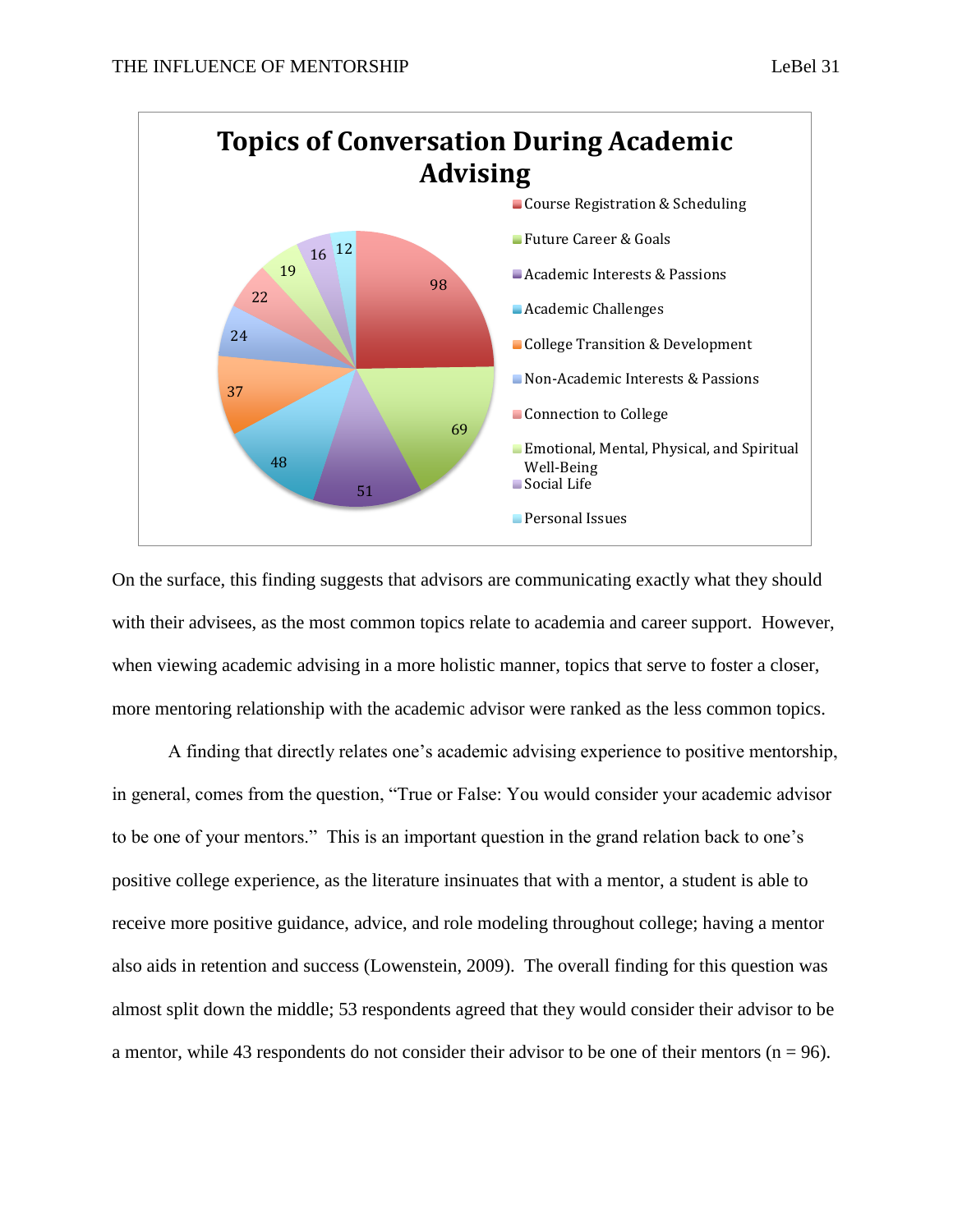**Topics of Conversation During Academic Advising**

| Topic | Count |
|---|---|
| Course Registration & Scheduling | 98 |
| Future Career & Goals | 69 |
| Academic Interests & Passions | 51 |
| Academic Challenges | 48 |
| College Transition & Development | 37 |
| Non-Academic Interests & Passions | 24 |
| Connection to College | 22 |
| Emotional, Mental, Physical, and Spiritual Well-Being | 19 |
| Social Life | 16 |
| Personal Issues | 12 |

On the surface, this finding suggests that advisors are communicating exactly what they should with their advisees, as the most common topics relate to academia and career support. However, when viewing academic advising in a more holistic manner, topics that serve to foster a closer, more mentoring relationship with the academic advisor were ranked as the less common topics.

A finding that directly relates one's academic advising experience to positive mentorship, in general, comes from the question, "True or False: You would consider your academic advisor to be one of your mentors." This is an important question in the grand relation back to one's positive college experience, as the literature insinuates that with a mentor, a student is able to receive more positive guidance, advice, and role modeling throughout college; having a mentor also aids in retention and success (Lowenstein, 2009). The overall finding for this question was almost split down the middle; 53 respondents agreed that they would consider their advisor to be a mentor, while 43 respondents do not consider their advisor to be one of their mentors (n = 96).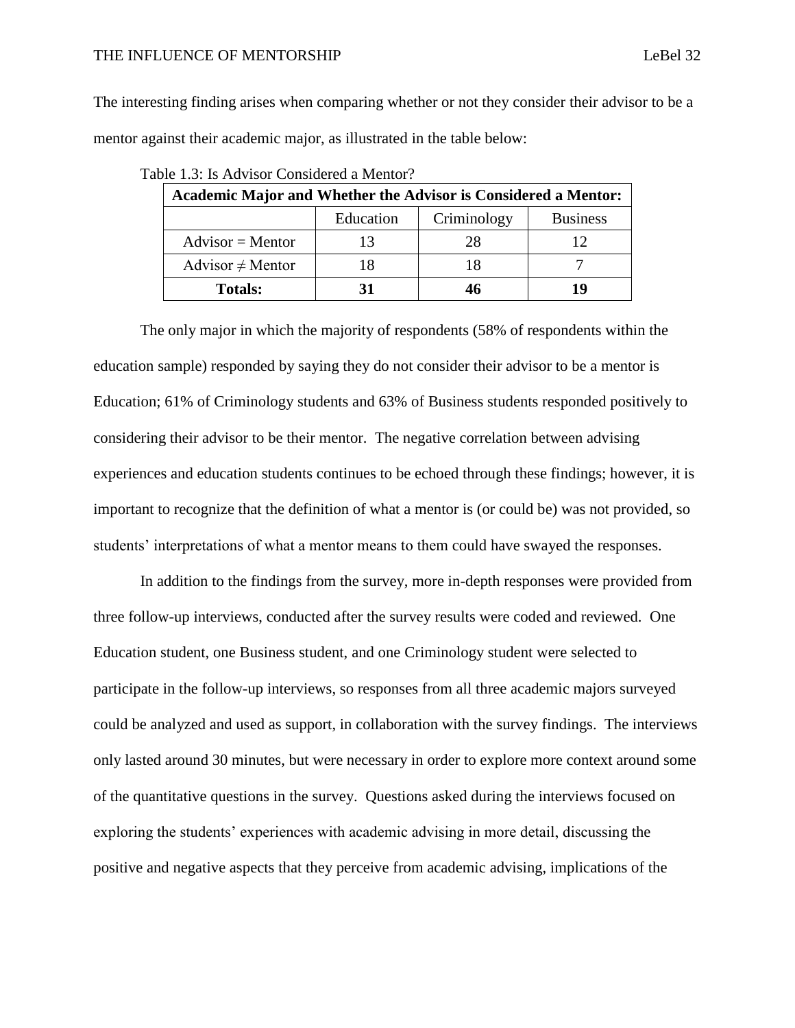The interesting finding arises when comparing whether or not they consider their advisor to be a mentor against their academic major, as illustrated in the table below:

Table 1.3: Is Advisor Considered a Mentor?

| **Academic Major and Whether the Advisor is Considered a Mentor:** | | | |
|---|---|---|---|
| | Education | Criminology | Business |
| Advisor = Mentor | 13 | 28 | 12 |
| Advisor ≠ Mentor | 18 | 18 | 7 |
| **Totals:** | **31** | **46** | **19** |

The only major in which the majority of respondents (58% of respondents within the education sample) responded by saying they do not consider their advisor to be a mentor is Education; 61% of Criminology students and 63% of Business students responded positively to considering their advisor to be their mentor. The negative correlation between advising experiences and education students continues to be echoed through these findings; however, it is important to recognize that the definition of what a mentor is (or could be) was not provided, so students' interpretations of what a mentor means to them could have swayed the responses.

In addition to the findings from the survey, more in-depth responses were provided from three follow-up interviews, conducted after the survey results were coded and reviewed. One Education student, one Business student, and one Criminology student were selected to participate in the follow-up interviews, so responses from all three academic majors surveyed could be analyzed and used as support, in collaboration with the survey findings. The interviews only lasted around 30 minutes, but were necessary in order to explore more context around some of the quantitative questions in the survey. Questions asked during the interviews focused on exploring the students' experiences with academic advising in more detail, discussing the positive and negative aspects that they perceive from academic advising, implications of the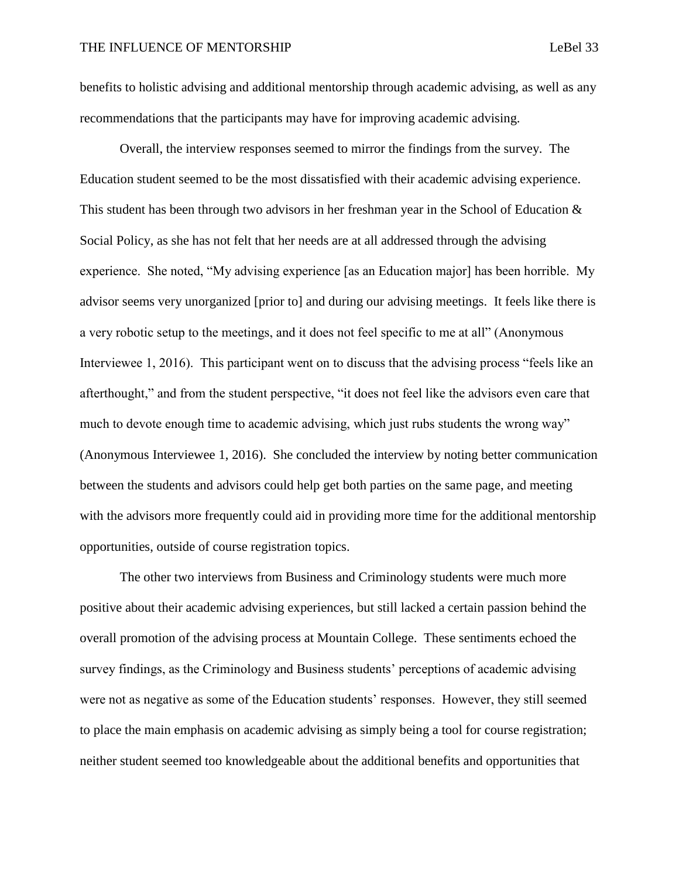benefits to holistic advising and additional mentorship through academic advising, as well as any recommendations that the participants may have for improving academic advising.

Overall, the interview responses seemed to mirror the findings from the survey. The Education student seemed to be the most dissatisfied with their academic advising experience. This student has been through two advisors in her freshman year in the School of Education & Social Policy, as she has not felt that her needs are at all addressed through the advising experience. She noted, "My advising experience [as an Education major] has been horrible. My advisor seems very unorganized [prior to] and during our advising meetings. It feels like there is a very robotic setup to the meetings, and it does not feel specific to me at all" (Anonymous Interviewee 1, 2016). This participant went on to discuss that the advising process "feels like an afterthought," and from the student perspective, "it does not feel like the advisors even care that much to devote enough time to academic advising, which just rubs students the wrong way" (Anonymous Interviewee 1, 2016). She concluded the interview by noting better communication between the students and advisors could help get both parties on the same page, and meeting with the advisors more frequently could aid in providing more time for the additional mentorship opportunities, outside of course registration topics.

The other two interviews from Business and Criminology students were much more positive about their academic advising experiences, but still lacked a certain passion behind the overall promotion of the advising process at Mountain College. These sentiments echoed the survey findings, as the Criminology and Business students' perceptions of academic advising were not as negative as some of the Education students' responses. However, they still seemed to place the main emphasis on academic advising as simply being a tool for course registration; neither student seemed too knowledgeable about the additional benefits and opportunities that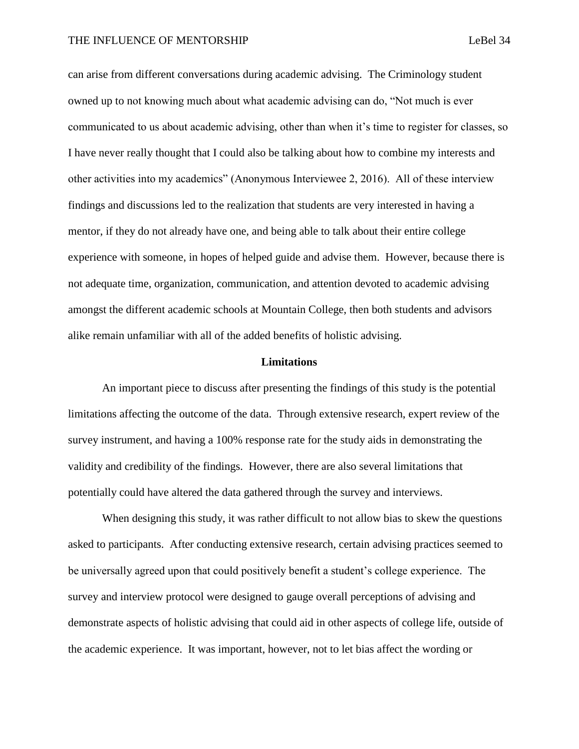can arise from different conversations during academic advising. The Criminology student owned up to not knowing much about what academic advising can do, "Not much is ever communicated to us about academic advising, other than when it's time to register for classes, so I have never really thought that I could also be talking about how to combine my interests and other activities into my academics" (Anonymous Interviewee 2, 2016). All of these interview findings and discussions led to the realization that students are very interested in having a mentor, if they do not already have one, and being able to talk about their entire college experience with someone, in hopes of helped guide and advise them. However, because there is not adequate time, organization, communication, and attention devoted to academic advising amongst the different academic schools at Mountain College, then both students and advisors alike remain unfamiliar with all of the added benefits of holistic advising.

## Limitations

An important piece to discuss after presenting the findings of this study is the potential limitations affecting the outcome of the data. Through extensive research, expert review of the survey instrument, and having a 100% response rate for the study aids in demonstrating the validity and credibility of the findings. However, there are also several limitations that potentially could have altered the data gathered through the survey and interviews.

When designing this study, it was rather difficult to not allow bias to skew the questions asked to participants. After conducting extensive research, certain advising practices seemed to be universally agreed upon that could positively benefit a student's college experience. The survey and interview protocol were designed to gauge overall perceptions of advising and demonstrate aspects of holistic advising that could aid in other aspects of college life, outside of the academic experience. It was important, however, not to let bias affect the wording or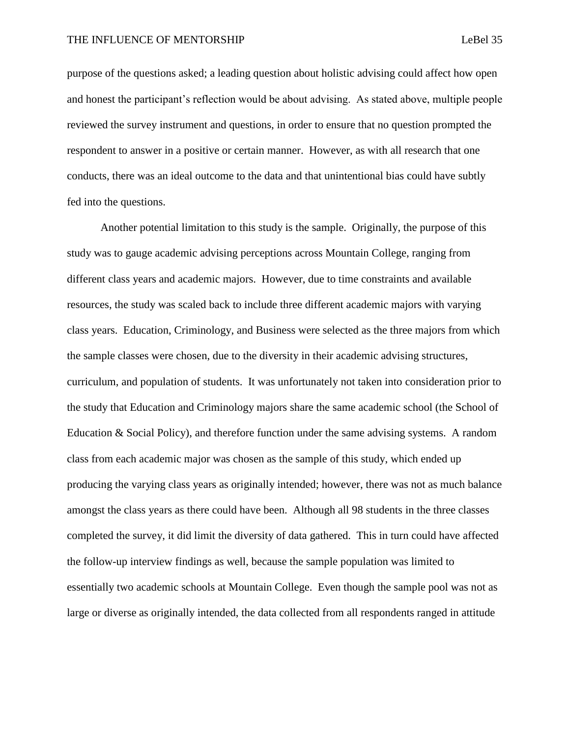purpose of the questions asked; a leading question about holistic advising could affect how open and honest the participant's reflection would be about advising. As stated above, multiple people reviewed the survey instrument and questions, in order to ensure that no question prompted the respondent to answer in a positive or certain manner. However, as with all research that one conducts, there was an ideal outcome to the data and that unintentional bias could have subtly fed into the questions.

Another potential limitation to this study is the sample. Originally, the purpose of this study was to gauge academic advising perceptions across Mountain College, ranging from different class years and academic majors. However, due to time constraints and available resources, the study was scaled back to include three different academic majors with varying class years. Education, Criminology, and Business were selected as the three majors from which the sample classes were chosen, due to the diversity in their academic advising structures, curriculum, and population of students. It was unfortunately not taken into consideration prior to the study that Education and Criminology majors share the same academic school (the School of Education & Social Policy), and therefore function under the same advising systems. A random class from each academic major was chosen as the sample of this study, which ended up producing the varying class years as originally intended; however, there was not as much balance amongst the class years as there could have been. Although all 98 students in the three classes completed the survey, it did limit the diversity of data gathered. This in turn could have affected the follow-up interview findings as well, because the sample population was limited to essentially two academic schools at Mountain College. Even though the sample pool was not as large or diverse as originally intended, the data collected from all respondents ranged in attitude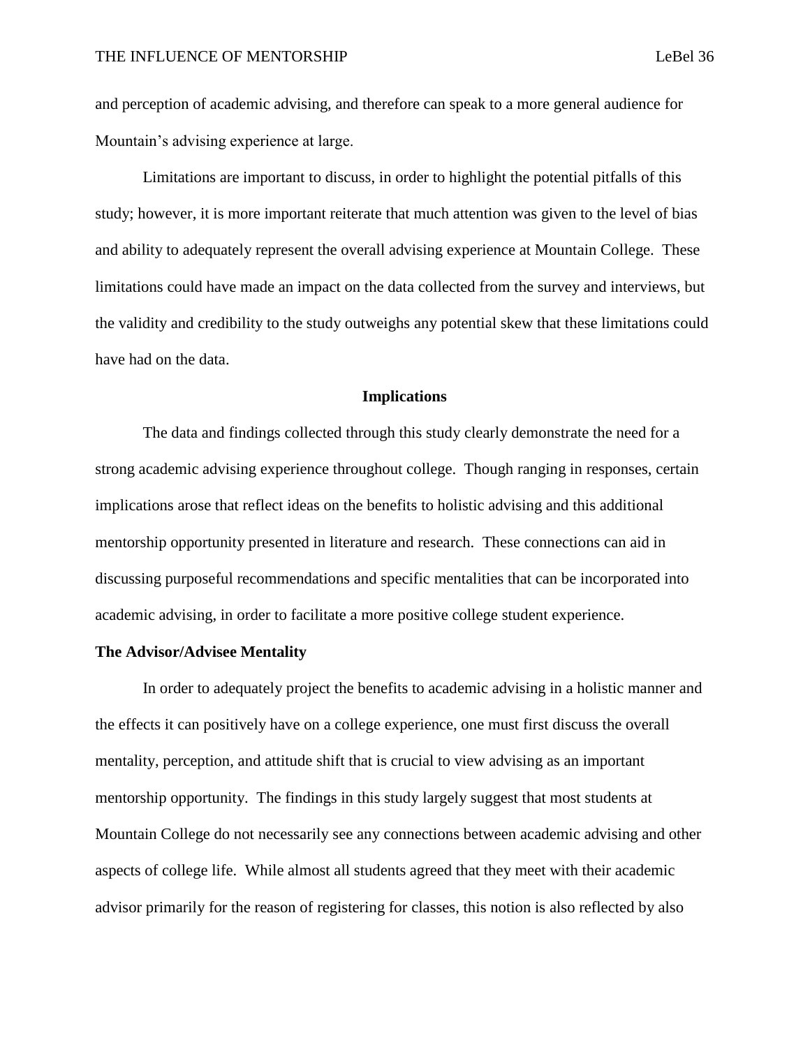and perception of academic advising, and therefore can speak to a more general audience for Mountain's advising experience at large.

Limitations are important to discuss, in order to highlight the potential pitfalls of this study; however, it is more important reiterate that much attention was given to the level of bias and ability to adequately represent the overall advising experience at Mountain College. These limitations could have made an impact on the data collected from the survey and interviews, but the validity and credibility to the study outweighs any potential skew that these limitations could have had on the data.

## Implications

The data and findings collected through this study clearly demonstrate the need for a strong academic advising experience throughout college. Though ranging in responses, certain implications arose that reflect ideas on the benefits to holistic advising and this additional mentorship opportunity presented in literature and research. These connections can aid in discussing purposeful recommendations and specific mentalities that can be incorporated into academic advising, in order to facilitate a more positive college student experience.

### The Advisor/Advisee Mentality

In order to adequately project the benefits to academic advising in a holistic manner and the effects it can positively have on a college experience, one must first discuss the overall mentality, perception, and attitude shift that is crucial to view advising as an important mentorship opportunity. The findings in this study largely suggest that most students at Mountain College do not necessarily see any connections between academic advising and other aspects of college life. While almost all students agreed that they meet with their academic advisor primarily for the reason of registering for classes, this notion is also reflected by also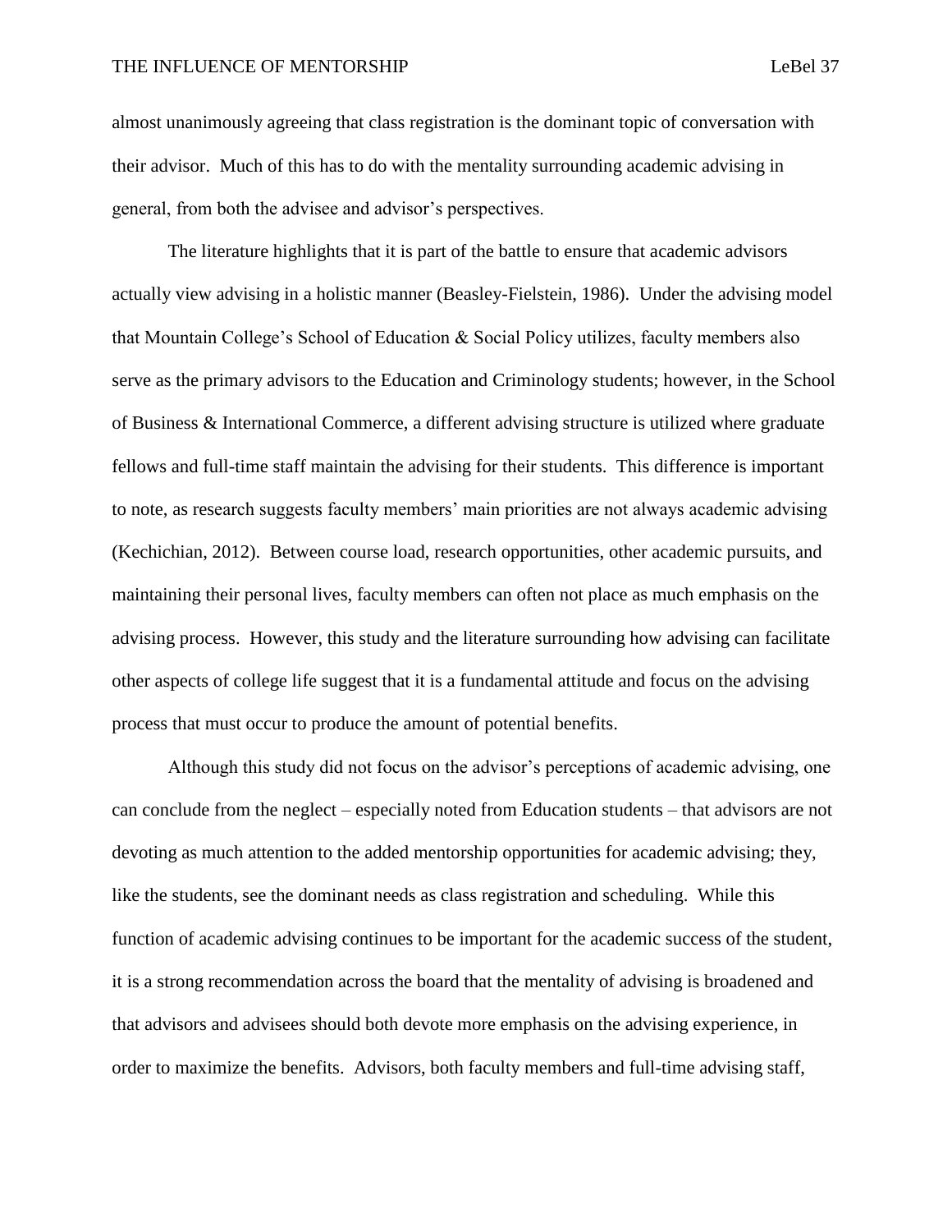almost unanimously agreeing that class registration is the dominant topic of conversation with their advisor. Much of this has to do with the mentality surrounding academic advising in general, from both the advisee and advisor's perspectives.

The literature highlights that it is part of the battle to ensure that academic advisors actually view advising in a holistic manner (Beasley-Fielstein, 1986). Under the advising model that Mountain College's School of Education & Social Policy utilizes, faculty members also serve as the primary advisors to the Education and Criminology students; however, in the School of Business & International Commerce, a different advising structure is utilized where graduate fellows and full-time staff maintain the advising for their students. This difference is important to note, as research suggests faculty members' main priorities are not always academic advising (Kechichian, 2012). Between course load, research opportunities, other academic pursuits, and maintaining their personal lives, faculty members can often not place as much emphasis on the advising process. However, this study and the literature surrounding how advising can facilitate other aspects of college life suggest that it is a fundamental attitude and focus on the advising process that must occur to produce the amount of potential benefits.

Although this study did not focus on the advisor's perceptions of academic advising, one can conclude from the neglect – especially noted from Education students – that advisors are not devoting as much attention to the added mentorship opportunities for academic advising; they, like the students, see the dominant needs as class registration and scheduling. While this function of academic advising continues to be important for the academic success of the student, it is a strong recommendation across the board that the mentality of advising is broadened and that advisors and advisees should both devote more emphasis on the advising experience, in order to maximize the benefits. Advisors, both faculty members and full-time advising staff,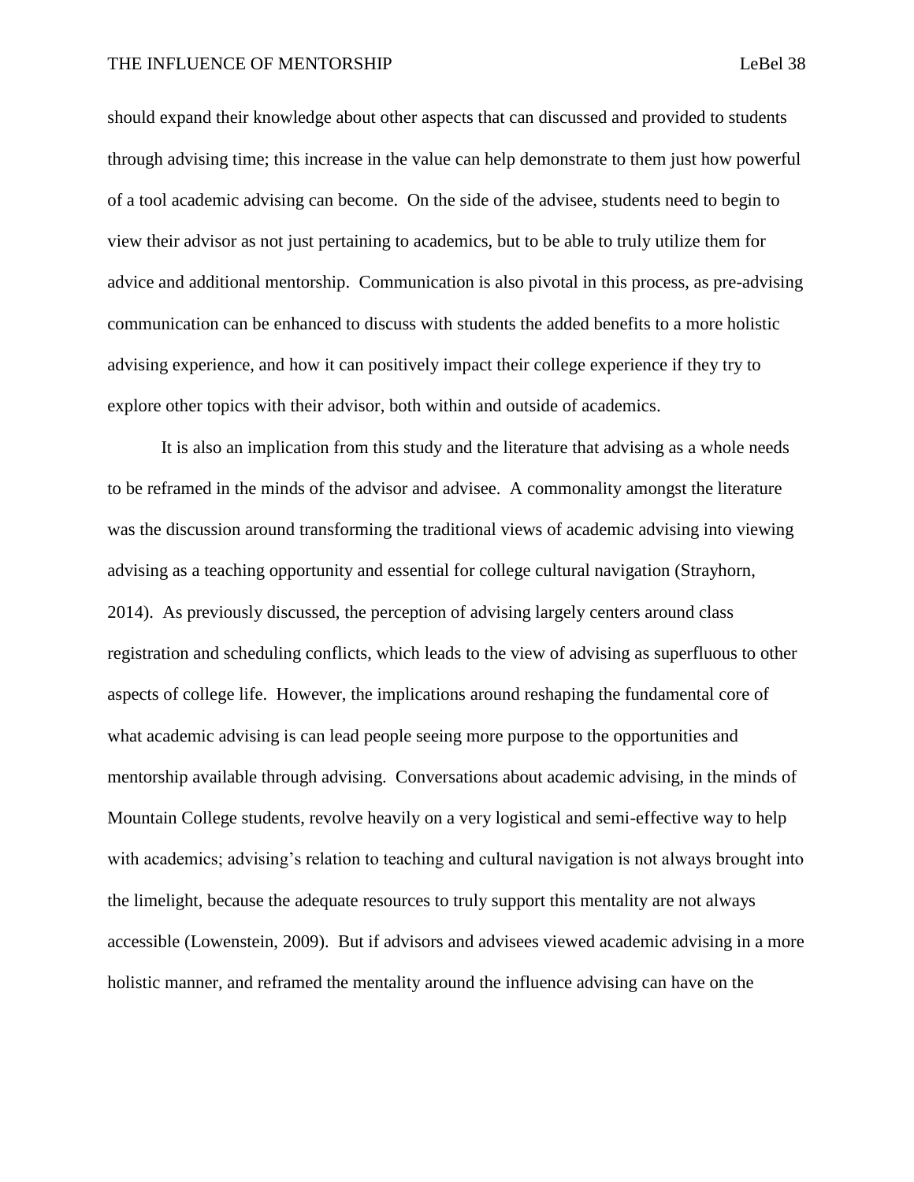should expand their knowledge about other aspects that can discussed and provided to students through advising time; this increase in the value can help demonstrate to them just how powerful of a tool academic advising can become. On the side of the advisee, students need to begin to view their advisor as not just pertaining to academics, but to be able to truly utilize them for advice and additional mentorship. Communication is also pivotal in this process, as pre-advising communication can be enhanced to discuss with students the added benefits to a more holistic advising experience, and how it can positively impact their college experience if they try to explore other topics with their advisor, both within and outside of academics.

It is also an implication from this study and the literature that advising as a whole needs to be reframed in the minds of the advisor and advisee. A commonality amongst the literature was the discussion around transforming the traditional views of academic advising into viewing advising as a teaching opportunity and essential for college cultural navigation (Strayhorn, 2014). As previously discussed, the perception of advising largely centers around class registration and scheduling conflicts, which leads to the view of advising as superfluous to other aspects of college life. However, the implications around reshaping the fundamental core of what academic advising is can lead people seeing more purpose to the opportunities and mentorship available through advising. Conversations about academic advising, in the minds of Mountain College students, revolve heavily on a very logistical and semi-effective way to help with academics; advising's relation to teaching and cultural navigation is not always brought into the limelight, because the adequate resources to truly support this mentality are not always accessible (Lowenstein, 2009). But if advisors and advisees viewed academic advising in a more holistic manner, and reframed the mentality around the influence advising can have on the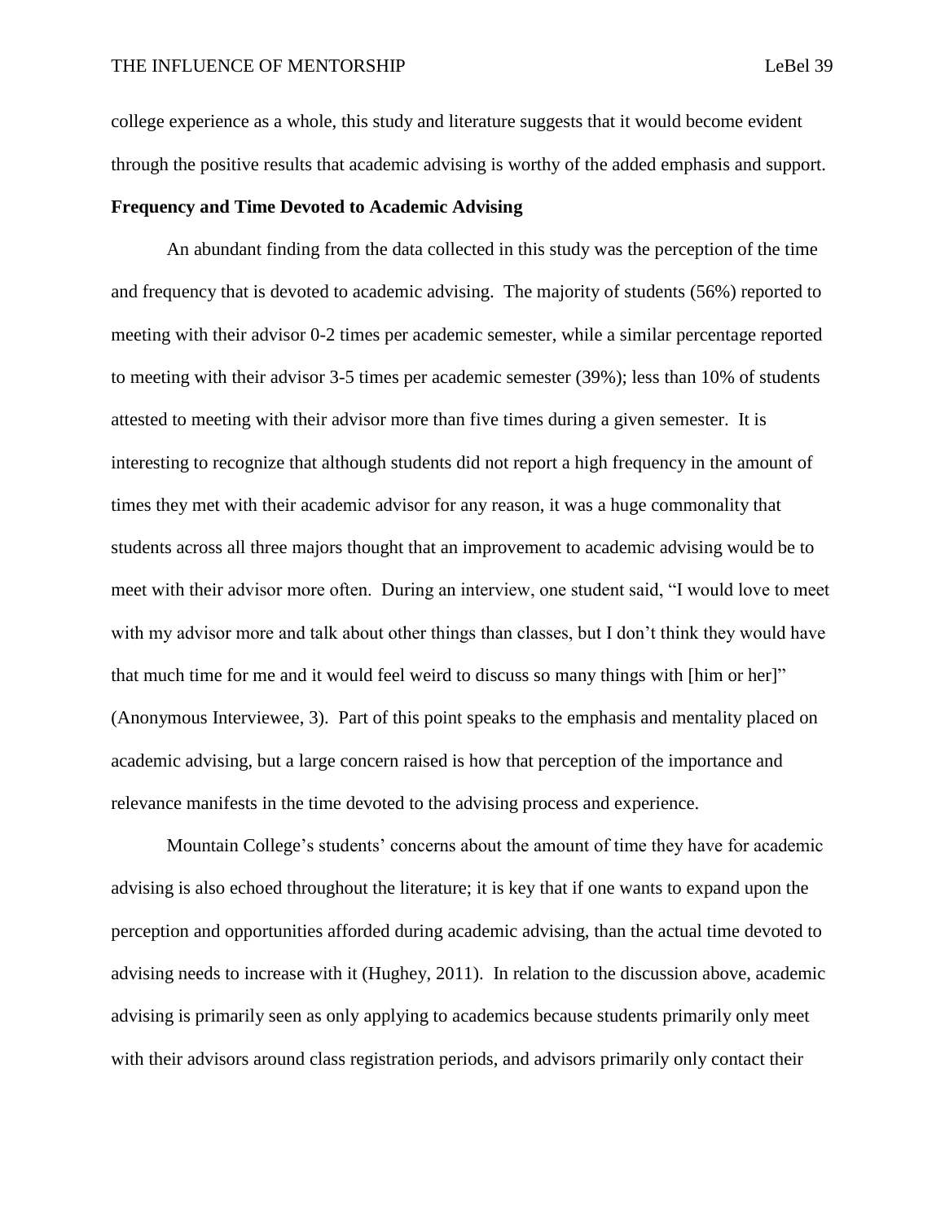college experience as a whole, this study and literature suggests that it would become evident through the positive results that academic advising is worthy of the added emphasis and support.

**Frequency and Time Devoted to Academic Advising**

An abundant finding from the data collected in this study was the perception of the time and frequency that is devoted to academic advising. The majority of students (56%) reported to meeting with their advisor 0-2 times per academic semester, while a similar percentage reported to meeting with their advisor 3-5 times per academic semester (39%); less than 10% of students attested to meeting with their advisor more than five times during a given semester. It is interesting to recognize that although students did not report a high frequency in the amount of times they met with their academic advisor for any reason, it was a huge commonality that students across all three majors thought that an improvement to academic advising would be to meet with their advisor more often. During an interview, one student said, "I would love to meet with my advisor more and talk about other things than classes, but I don't think they would have that much time for me and it would feel weird to discuss so many things with [him or her]" (Anonymous Interviewee, 3). Part of this point speaks to the emphasis and mentality placed on academic advising, but a large concern raised is how that perception of the importance and relevance manifests in the time devoted to the advising process and experience.

Mountain College's students' concerns about the amount of time they have for academic advising is also echoed throughout the literature; it is key that if one wants to expand upon the perception and opportunities afforded during academic advising, than the actual time devoted to advising needs to increase with it (Hughey, 2011). In relation to the discussion above, academic advising is primarily seen as only applying to academics because students primarily only meet with their advisors around class registration periods, and advisors primarily only contact their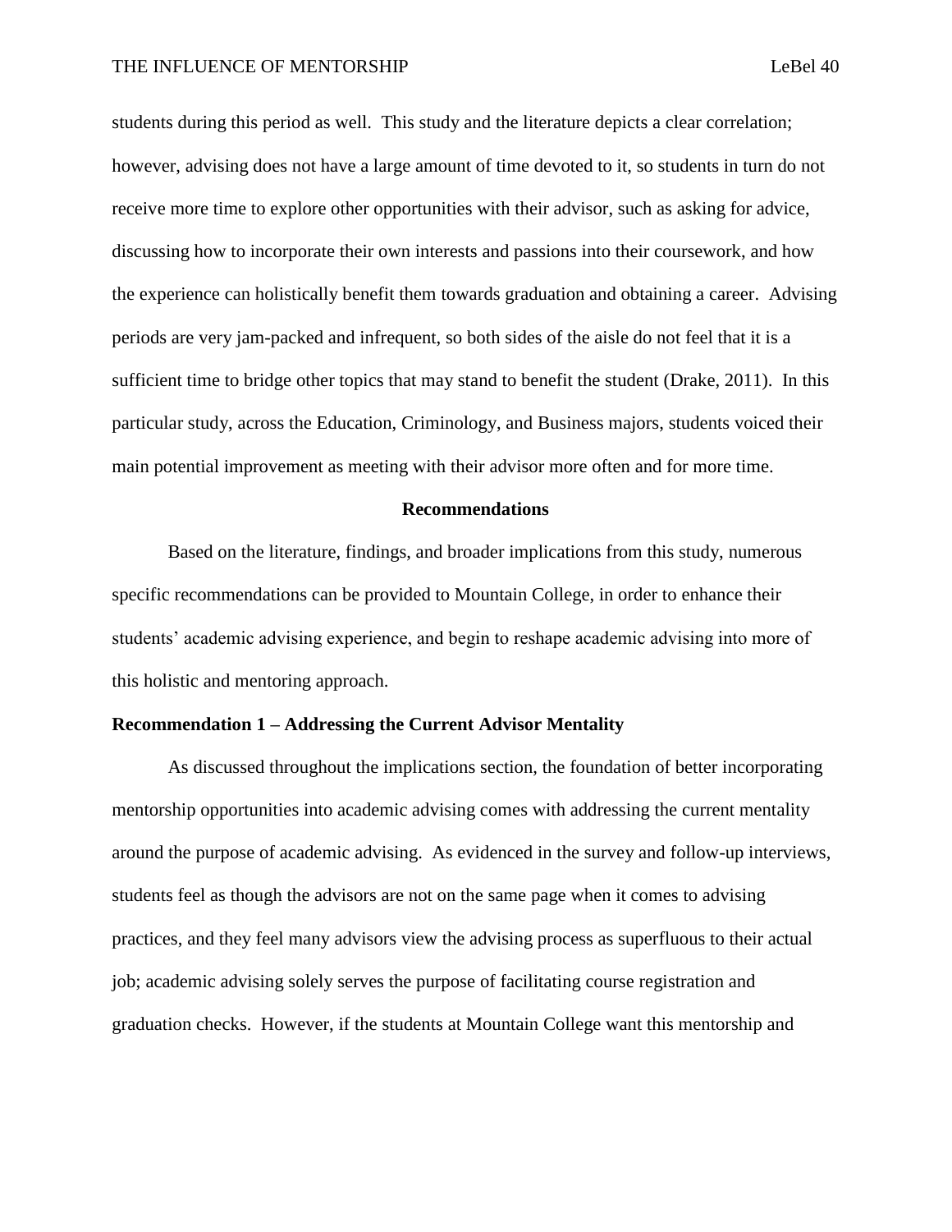students during this period as well. This study and the literature depicts a clear correlation; however, advising does not have a large amount of time devoted to it, so students in turn do not receive more time to explore other opportunities with their advisor, such as asking for advice, discussing how to incorporate their own interests and passions into their coursework, and how the experience can holistically benefit them towards graduation and obtaining a career. Advising periods are very jam-packed and infrequent, so both sides of the aisle do not feel that it is a sufficient time to bridge other topics that may stand to benefit the student (Drake, 2011). In this particular study, across the Education, Criminology, and Business majors, students voiced their main potential improvement as meeting with their advisor more often and for more time.

## Recommendations

Based on the literature, findings, and broader implications from this study, numerous specific recommendations can be provided to Mountain College, in order to enhance their students' academic advising experience, and begin to reshape academic advising into more of this holistic and mentoring approach.

### Recommendation 1 – Addressing the Current Advisor Mentality

As discussed throughout the implications section, the foundation of better incorporating mentorship opportunities into academic advising comes with addressing the current mentality around the purpose of academic advising. As evidenced in the survey and follow-up interviews, students feel as though the advisors are not on the same page when it comes to advising practices, and they feel many advisors view the advising process as superfluous to their actual job; academic advising solely serves the purpose of facilitating course registration and graduation checks. However, if the students at Mountain College want this mentorship and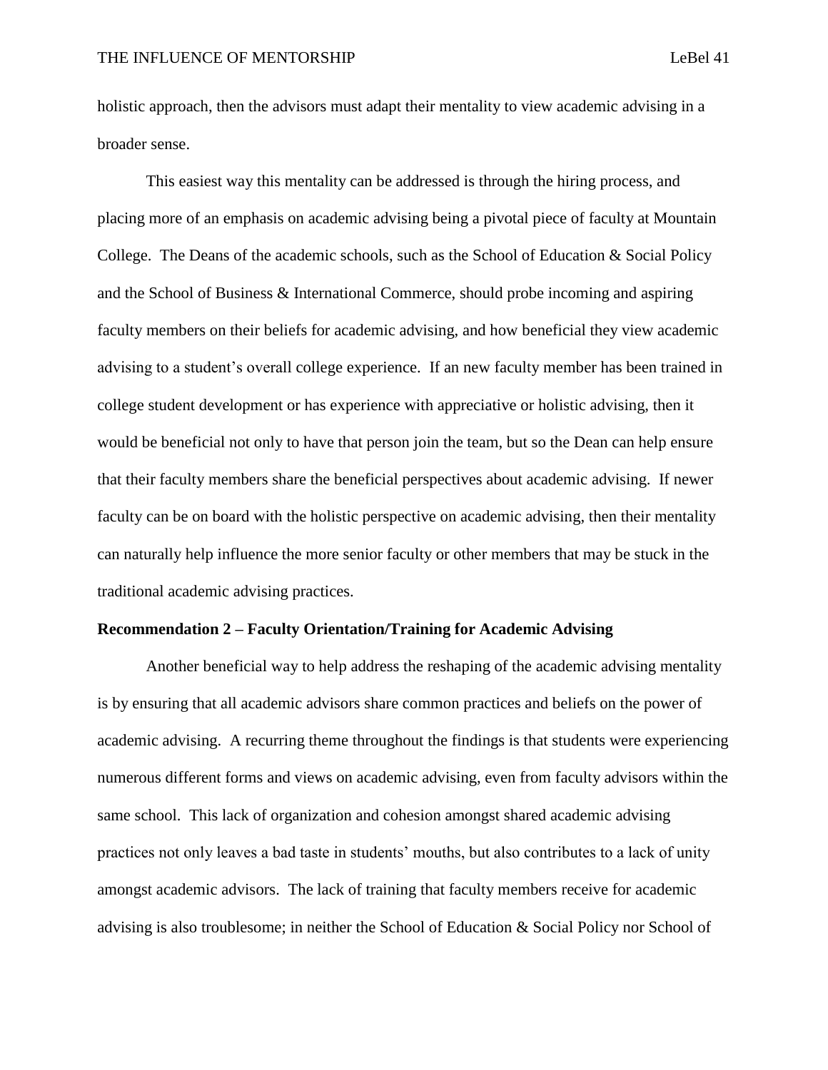holistic approach, then the advisors must adapt their mentality to view academic advising in a broader sense.

This easiest way this mentality can be addressed is through the hiring process, and placing more of an emphasis on academic advising being a pivotal piece of faculty at Mountain College. The Deans of the academic schools, such as the School of Education & Social Policy and the School of Business & International Commerce, should probe incoming and aspiring faculty members on their beliefs for academic advising, and how beneficial they view academic advising to a student's overall college experience. If an new faculty member has been trained in college student development or has experience with appreciative or holistic advising, then it would be beneficial not only to have that person join the team, but so the Dean can help ensure that their faculty members share the beneficial perspectives about academic advising. If newer faculty can be on board with the holistic perspective on academic advising, then their mentality can naturally help influence the more senior faculty or other members that may be stuck in the traditional academic advising practices.

**Recommendation 2 – Faculty Orientation/Training for Academic Advising**

Another beneficial way to help address the reshaping of the academic advising mentality is by ensuring that all academic advisors share common practices and beliefs on the power of academic advising. A recurring theme throughout the findings is that students were experiencing numerous different forms and views on academic advising, even from faculty advisors within the same school. This lack of organization and cohesion amongst shared academic advising practices not only leaves a bad taste in students' mouths, but also contributes to a lack of unity amongst academic advisors. The lack of training that faculty members receive for academic advising is also troublesome; in neither the School of Education & Social Policy nor School of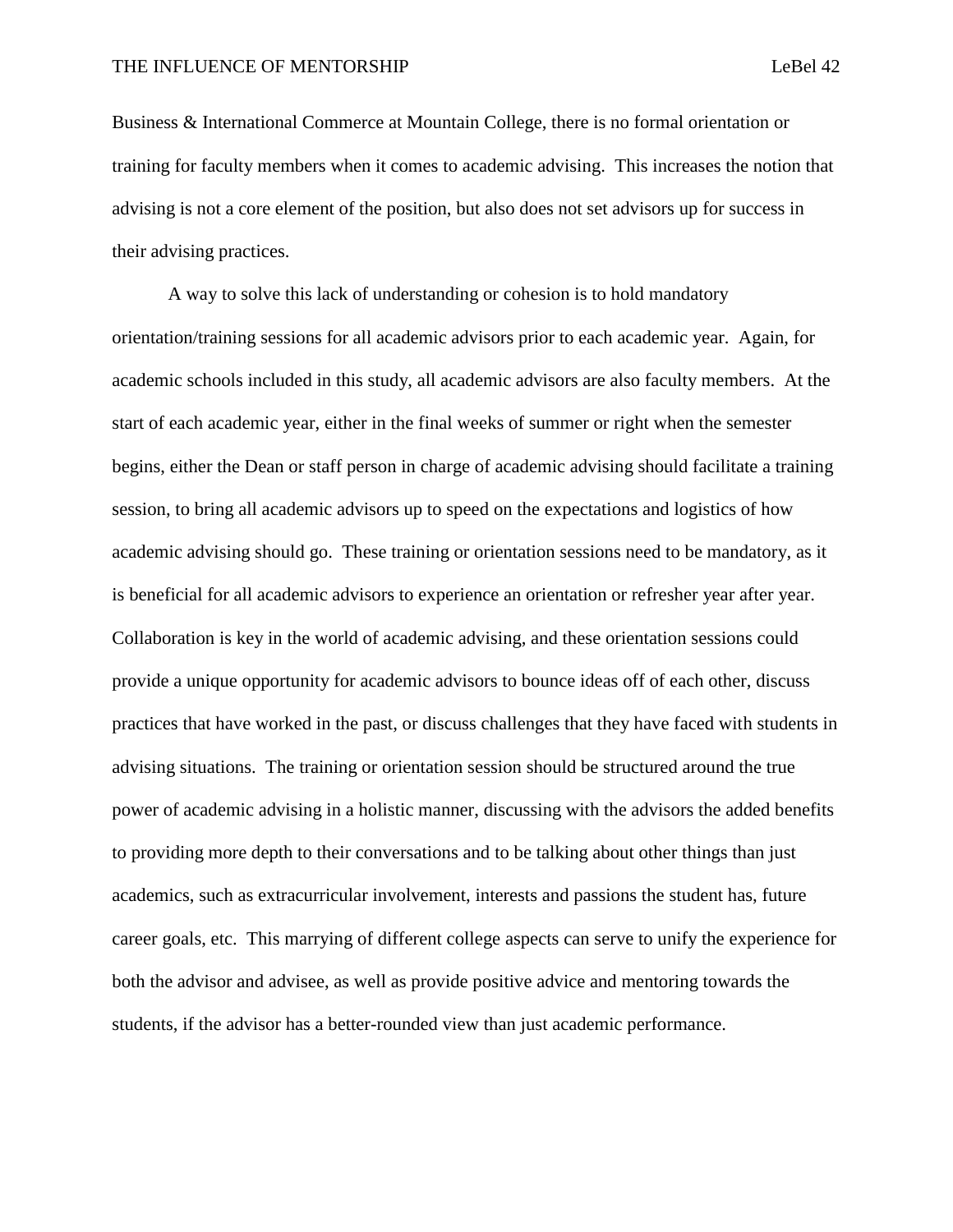Business & International Commerce at Mountain College, there is no formal orientation or training for faculty members when it comes to academic advising. This increases the notion that advising is not a core element of the position, but also does not set advisors up for success in their advising practices.

A way to solve this lack of understanding or cohesion is to hold mandatory orientation/training sessions for all academic advisors prior to each academic year. Again, for academic schools included in this study, all academic advisors are also faculty members. At the start of each academic year, either in the final weeks of summer or right when the semester begins, either the Dean or staff person in charge of academic advising should facilitate a training session, to bring all academic advisors up to speed on the expectations and logistics of how academic advising should go. These training or orientation sessions need to be mandatory, as it is beneficial for all academic advisors to experience an orientation or refresher year after year. Collaboration is key in the world of academic advising, and these orientation sessions could provide a unique opportunity for academic advisors to bounce ideas off of each other, discuss practices that have worked in the past, or discuss challenges that they have faced with students in advising situations. The training or orientation session should be structured around the true power of academic advising in a holistic manner, discussing with the advisors the added benefits to providing more depth to their conversations and to be talking about other things than just academics, such as extracurricular involvement, interests and passions the student has, future career goals, etc. This marrying of different college aspects can serve to unify the experience for both the advisor and advisee, as well as provide positive advice and mentoring towards the students, if the advisor has a better-rounded view than just academic performance.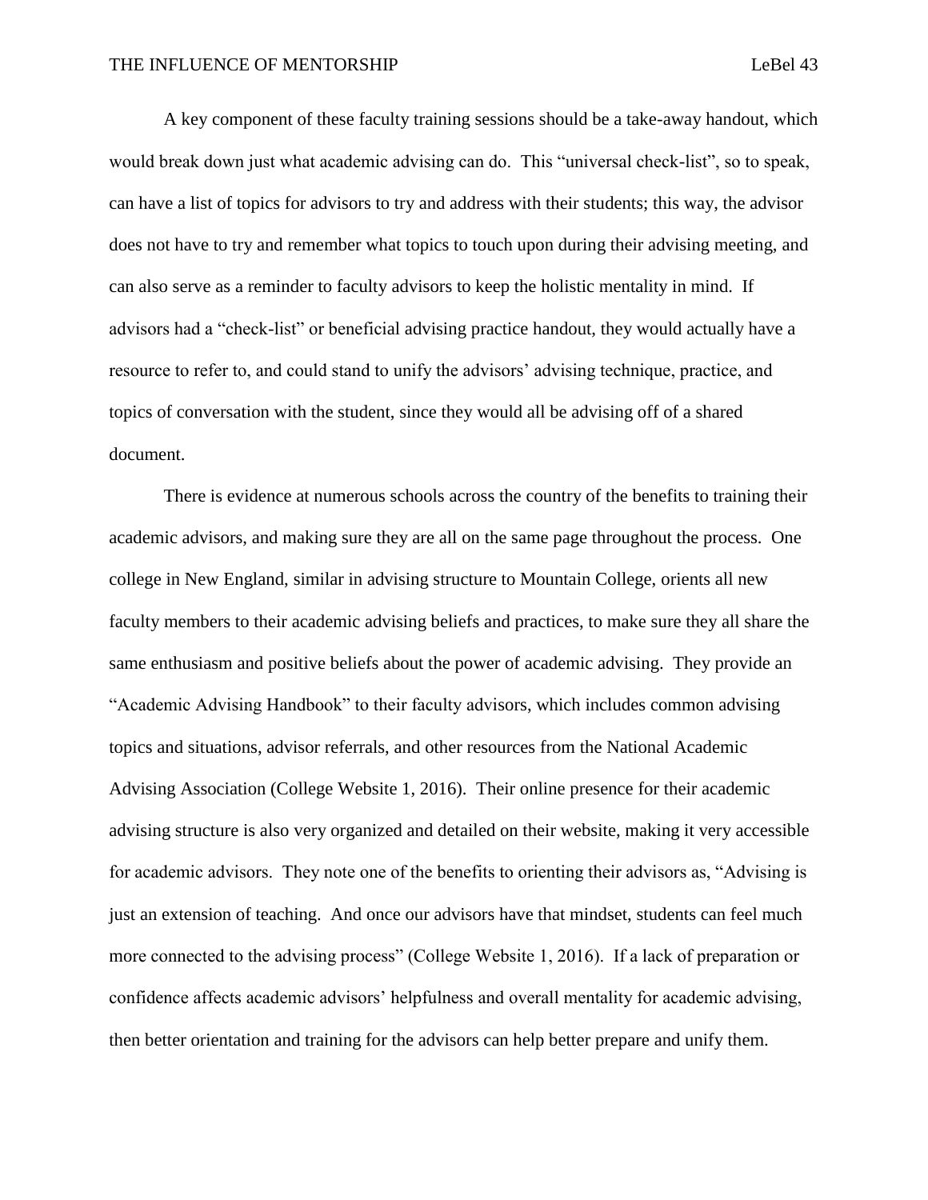A key component of these faculty training sessions should be a take-away handout, which would break down just what academic advising can do. This "universal check-list", so to speak, can have a list of topics for advisors to try and address with their students; this way, the advisor does not have to try and remember what topics to touch upon during their advising meeting, and can also serve as a reminder to faculty advisors to keep the holistic mentality in mind. If advisors had a "check-list" or beneficial advising practice handout, they would actually have a resource to refer to, and could stand to unify the advisors' advising technique, practice, and topics of conversation with the student, since they would all be advising off of a shared document.

There is evidence at numerous schools across the country of the benefits to training their academic advisors, and making sure they are all on the same page throughout the process. One college in New England, similar in advising structure to Mountain College, orients all new faculty members to their academic advising beliefs and practices, to make sure they all share the same enthusiasm and positive beliefs about the power of academic advising. They provide an "Academic Advising Handbook" to their faculty advisors, which includes common advising topics and situations, advisor referrals, and other resources from the National Academic Advising Association (College Website 1, 2016). Their online presence for their academic advising structure is also very organized and detailed on their website, making it very accessible for academic advisors. They note one of the benefits to orienting their advisors as, "Advising is just an extension of teaching. And once our advisors have that mindset, students can feel much more connected to the advising process" (College Website 1, 2016). If a lack of preparation or confidence affects academic advisors' helpfulness and overall mentality for academic advising, then better orientation and training for the advisors can help better prepare and unify them.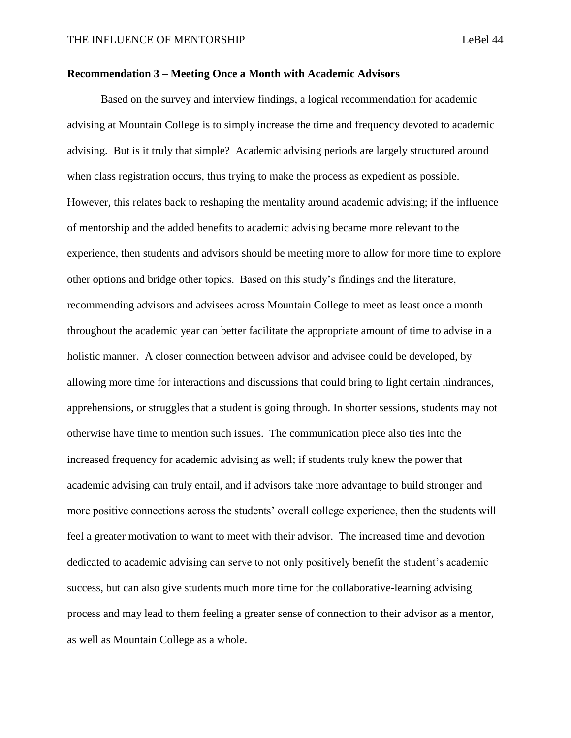**Recommendation 3 – Meeting Once a Month with Academic Advisors**

Based on the survey and interview findings, a logical recommendation for academic advising at Mountain College is to simply increase the time and frequency devoted to academic advising. But is it truly that simple? Academic advising periods are largely structured around when class registration occurs, thus trying to make the process as expedient as possible. However, this relates back to reshaping the mentality around academic advising; if the influence of mentorship and the added benefits to academic advising became more relevant to the experience, then students and advisors should be meeting more to allow for more time to explore other options and bridge other topics. Based on this study's findings and the literature, recommending advisors and advisees across Mountain College to meet as least once a month throughout the academic year can better facilitate the appropriate amount of time to advise in a holistic manner. A closer connection between advisor and advisee could be developed, by allowing more time for interactions and discussions that could bring to light certain hindrances, apprehensions, or struggles that a student is going through. In shorter sessions, students may not otherwise have time to mention such issues. The communication piece also ties into the increased frequency for academic advising as well; if students truly knew the power that academic advising can truly entail, and if advisors take more advantage to build stronger and more positive connections across the students' overall college experience, then the students will feel a greater motivation to want to meet with their advisor. The increased time and devotion dedicated to academic advising can serve to not only positively benefit the student's academic success, but can also give students much more time for the collaborative-learning advising process and may lead to them feeling a greater sense of connection to their advisor as a mentor, as well as Mountain College as a whole.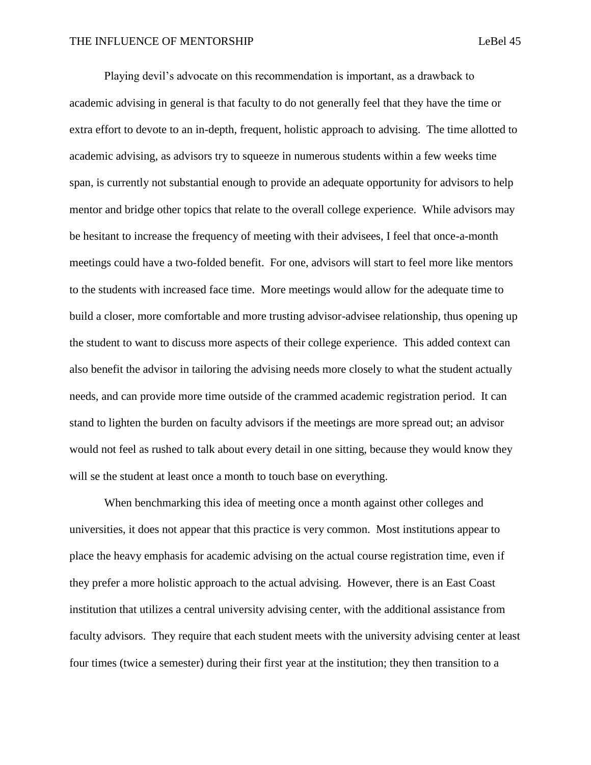Playing devil's advocate on this recommendation is important, as a drawback to academic advising in general is that faculty to do not generally feel that they have the time or extra effort to devote to an in-depth, frequent, holistic approach to advising. The time allotted to academic advising, as advisors try to squeeze in numerous students within a few weeks time span, is currently not substantial enough to provide an adequate opportunity for advisors to help mentor and bridge other topics that relate to the overall college experience. While advisors may be hesitant to increase the frequency of meeting with their advisees, I feel that once-a-month meetings could have a two-folded benefit. For one, advisors will start to feel more like mentors to the students with increased face time. More meetings would allow for the adequate time to build a closer, more comfortable and more trusting advisor-advisee relationship, thus opening up the student to want to discuss more aspects of their college experience. This added context can also benefit the advisor in tailoring the advising needs more closely to what the student actually needs, and can provide more time outside of the crammed academic registration period. It can stand to lighten the burden on faculty advisors if the meetings are more spread out; an advisor would not feel as rushed to talk about every detail in one sitting, because they would know they will se the student at least once a month to touch base on everything.

When benchmarking this idea of meeting once a month against other colleges and universities, it does not appear that this practice is very common. Most institutions appear to place the heavy emphasis for academic advising on the actual course registration time, even if they prefer a more holistic approach to the actual advising. However, there is an East Coast institution that utilizes a central university advising center, with the additional assistance from faculty advisors. They require that each student meets with the university advising center at least four times (twice a semester) during their first year at the institution; they then transition to a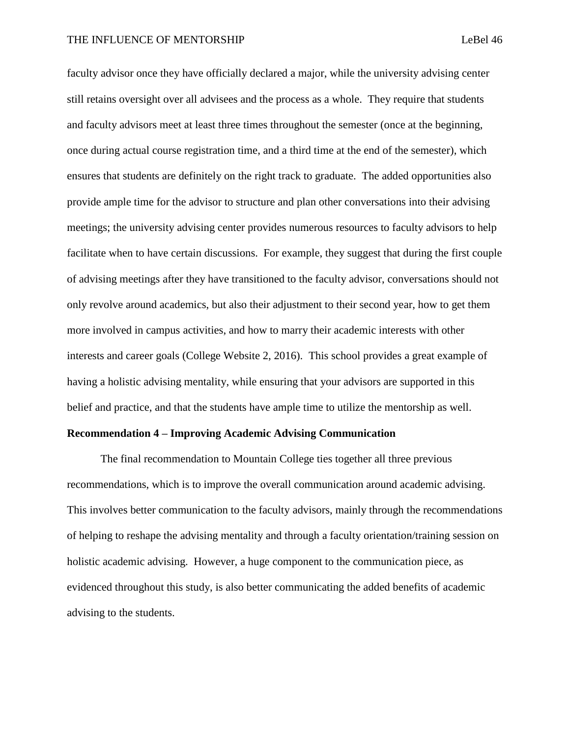faculty advisor once they have officially declared a major, while the university advising center still retains oversight over all advisees and the process as a whole. They require that students and faculty advisors meet at least three times throughout the semester (once at the beginning, once during actual course registration time, and a third time at the end of the semester), which ensures that students are definitely on the right track to graduate. The added opportunities also provide ample time for the advisor to structure and plan other conversations into their advising meetings; the university advising center provides numerous resources to faculty advisors to help facilitate when to have certain discussions. For example, they suggest that during the first couple of advising meetings after they have transitioned to the faculty advisor, conversations should not only revolve around academics, but also their adjustment to their second year, how to get them more involved in campus activities, and how to marry their academic interests with other interests and career goals (College Website 2, 2016). This school provides a great example of having a holistic advising mentality, while ensuring that your advisors are supported in this belief and practice, and that the students have ample time to utilize the mentorship as well.

**Recommendation 4 – Improving Academic Advising Communication**

The final recommendation to Mountain College ties together all three previous recommendations, which is to improve the overall communication around academic advising. This involves better communication to the faculty advisors, mainly through the recommendations of helping to reshape the advising mentality and through a faculty orientation/training session on holistic academic advising. However, a huge component to the communication piece, as evidenced throughout this study, is also better communicating the added benefits of academic advising to the students.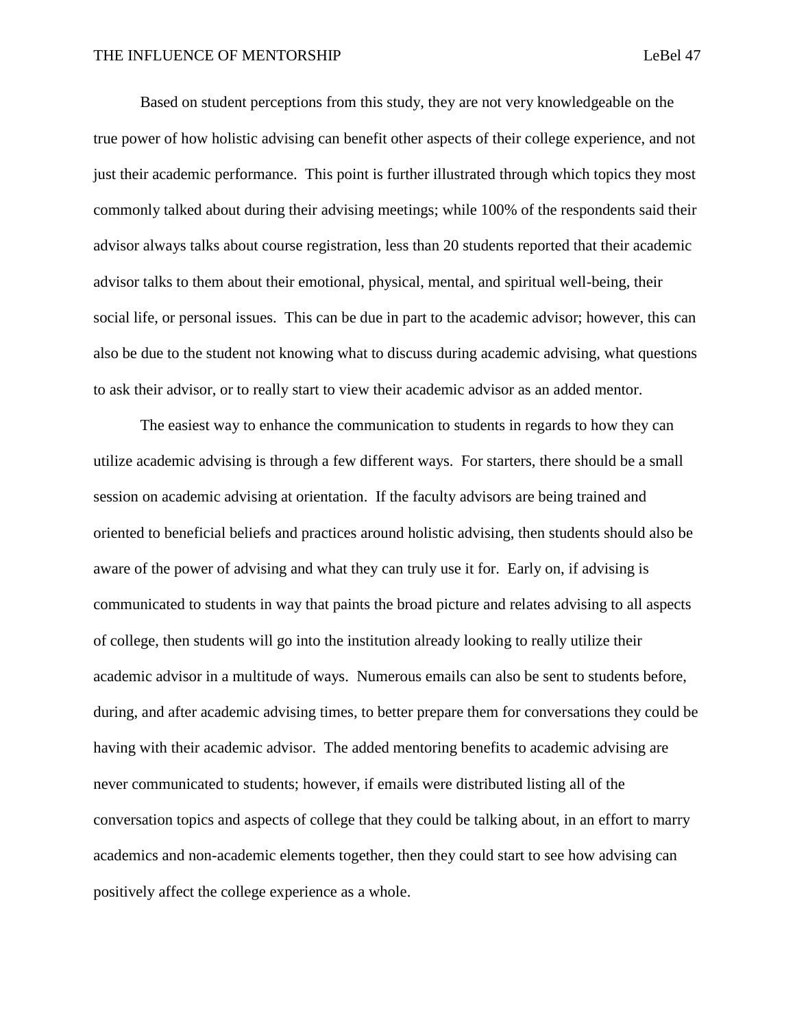Based on student perceptions from this study, they are not very knowledgeable on the true power of how holistic advising can benefit other aspects of their college experience, and not just their academic performance. This point is further illustrated through which topics they most commonly talked about during their advising meetings; while 100% of the respondents said their advisor always talks about course registration, less than 20 students reported that their academic advisor talks to them about their emotional, physical, mental, and spiritual well-being, their social life, or personal issues. This can be due in part to the academic advisor; however, this can also be due to the student not knowing what to discuss during academic advising, what questions to ask their advisor, or to really start to view their academic advisor as an added mentor.

The easiest way to enhance the communication to students in regards to how they can utilize academic advising is through a few different ways. For starters, there should be a small session on academic advising at orientation. If the faculty advisors are being trained and oriented to beneficial beliefs and practices around holistic advising, then students should also be aware of the power of advising and what they can truly use it for. Early on, if advising is communicated to students in way that paints the broad picture and relates advising to all aspects of college, then students will go into the institution already looking to really utilize their academic advisor in a multitude of ways. Numerous emails can also be sent to students before, during, and after academic advising times, to better prepare them for conversations they could be having with their academic advisor. The added mentoring benefits to academic advising are never communicated to students; however, if emails were distributed listing all of the conversation topics and aspects of college that they could be talking about, in an effort to marry academics and non-academic elements together, then they could start to see how advising can positively affect the college experience as a whole.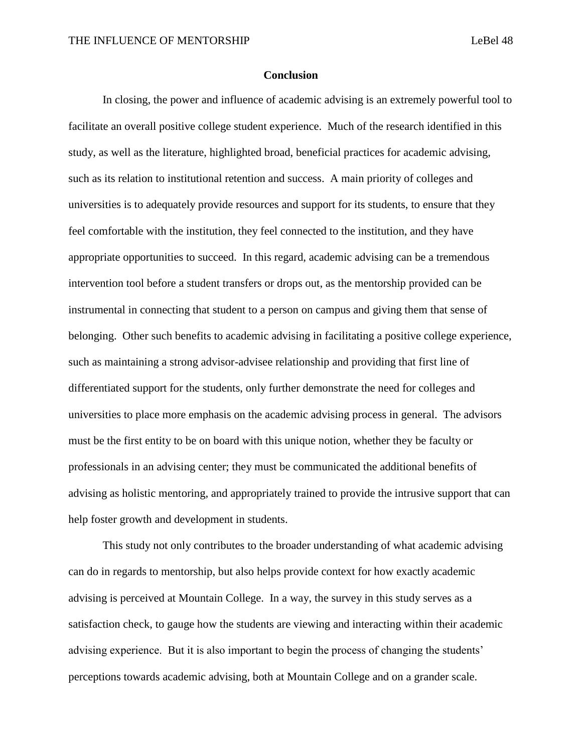## Conclusion

In closing, the power and influence of academic advising is an extremely powerful tool to facilitate an overall positive college student experience. Much of the research identified in this study, as well as the literature, highlighted broad, beneficial practices for academic advising, such as its relation to institutional retention and success. A main priority of colleges and universities is to adequately provide resources and support for its students, to ensure that they feel comfortable with the institution, they feel connected to the institution, and they have appropriate opportunities to succeed. In this regard, academic advising can be a tremendous intervention tool before a student transfers or drops out, as the mentorship provided can be instrumental in connecting that student to a person on campus and giving them that sense of belonging. Other such benefits to academic advising in facilitating a positive college experience, such as maintaining a strong advisor-advisee relationship and providing that first line of differentiated support for the students, only further demonstrate the need for colleges and universities to place more emphasis on the academic advising process in general. The advisors must be the first entity to be on board with this unique notion, whether they be faculty or professionals in an advising center; they must be communicated the additional benefits of advising as holistic mentoring, and appropriately trained to provide the intrusive support that can help foster growth and development in students.

This study not only contributes to the broader understanding of what academic advising can do in regards to mentorship, but also helps provide context for how exactly academic advising is perceived at Mountain College. In a way, the survey in this study serves as a satisfaction check, to gauge how the students are viewing and interacting within their academic advising experience. But it is also important to begin the process of changing the students' perceptions towards academic advising, both at Mountain College and on a grander scale.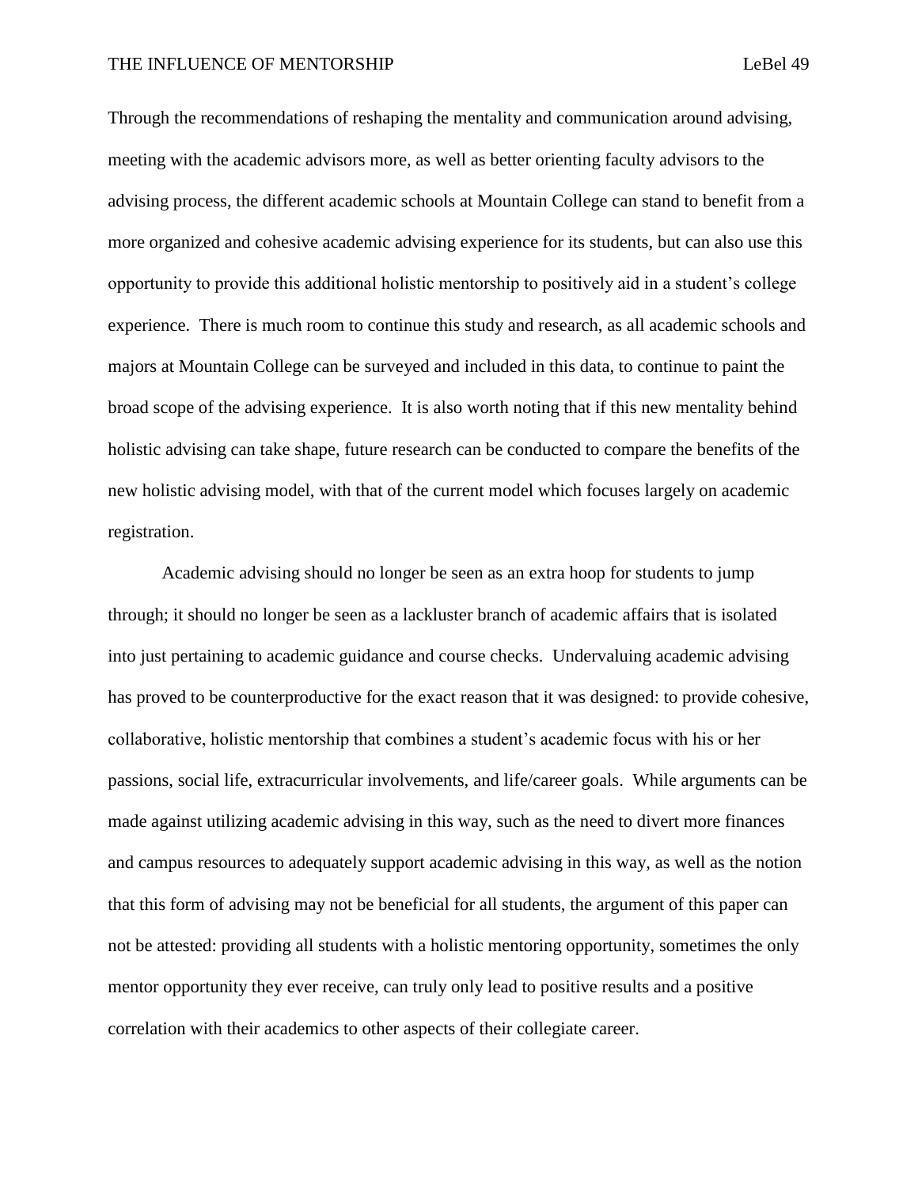Through the recommendations of reshaping the mentality and communication around advising, meeting with the academic advisors more, as well as better orienting faculty advisors to the advising process, the different academic schools at Mountain College can stand to benefit from a more organized and cohesive academic advising experience for its students, but can also use this opportunity to provide this additional holistic mentorship to positively aid in a student's college experience. There is much room to continue this study and research, as all academic schools and majors at Mountain College can be surveyed and included in this data, to continue to paint the broad scope of the advising experience. It is also worth noting that if this new mentality behind holistic advising can take shape, future research can be conducted to compare the benefits of the new holistic advising model, with that of the current model which focuses largely on academic registration.

Academic advising should no longer be seen as an extra hoop for students to jump through; it should no longer be seen as a lackluster branch of academic affairs that is isolated into just pertaining to academic guidance and course checks. Undervaluing academic advising has proved to be counterproductive for the exact reason that it was designed: to provide cohesive, collaborative, holistic mentorship that combines a student's academic focus with his or her passions, social life, extracurricular involvements, and life/career goals. While arguments can be made against utilizing academic advising in this way, such as the need to divert more finances and campus resources to adequately support academic advising in this way, as well as the notion that this form of advising may not be beneficial for all students, the argument of this paper can not be attested: providing all students with a holistic mentoring opportunity, sometimes the only mentor opportunity they ever receive, can truly only lead to positive results and a positive correlation with their academics to other aspects of their collegiate career.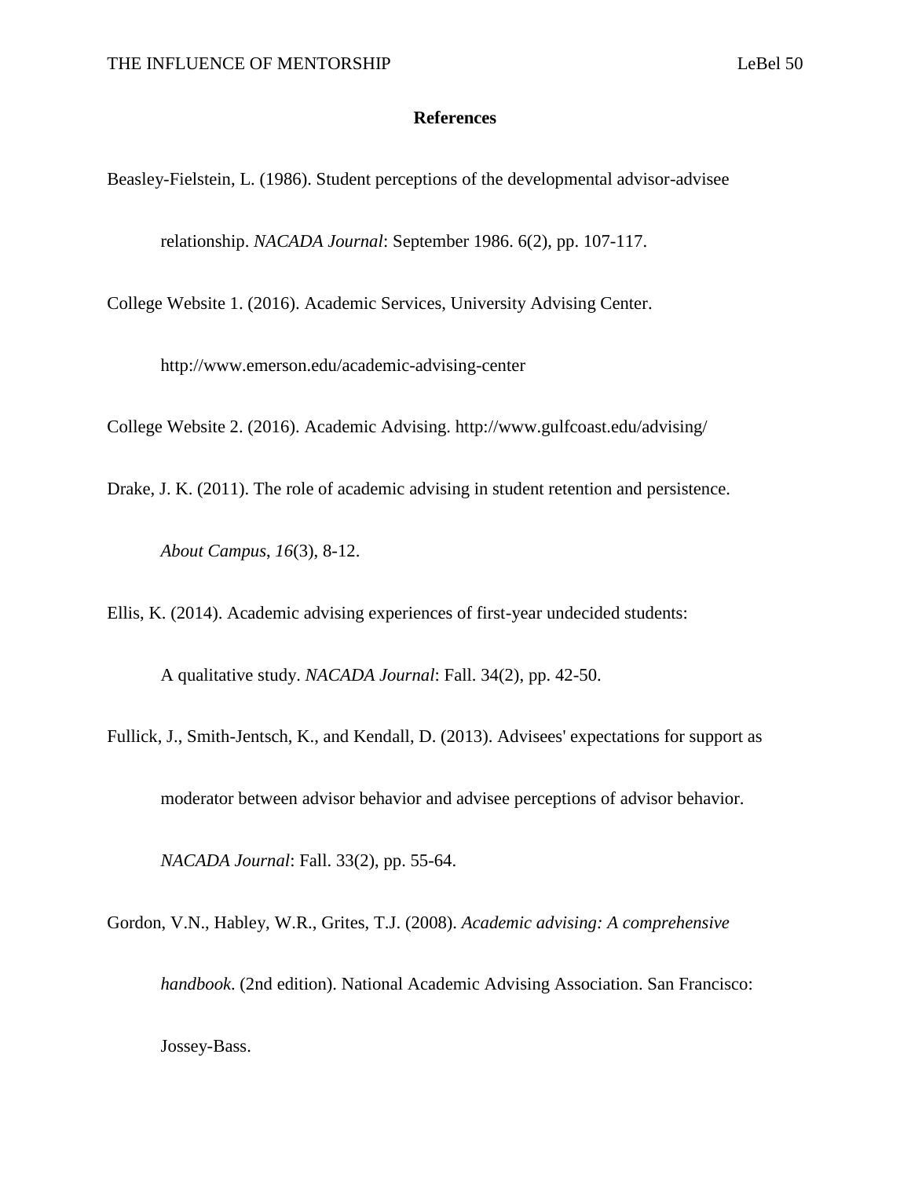**References**

Beasley-Fielstein, L. (1986). Student perceptions of the developmental advisor-advisee relationship. *NACADA Journal*: September 1986. 6(2), pp. 107-117.

College Website 1. (2016). Academic Services, University Advising Center. http://www.emerson.edu/academic-advising-center

College Website 2. (2016). Academic Advising. http://www.gulfcoast.edu/advising/

Drake, J. K. (2011). The role of academic advising in student retention and persistence. *About Campus*, *16*(3), 8-12.

Ellis, K. (2014). Academic advising experiences of first-year undecided students: A qualitative study. *NACADA Journal*: Fall. 34(2), pp. 42-50.

Fullick, J., Smith-Jentsch, K., and Kendall, D. (2013). Advisees' expectations for support as moderator between advisor behavior and advisee perceptions of advisor behavior. *NACADA Journal*: Fall. 33(2), pp. 55-64.

Gordon, V.N., Habley, W.R., Grites, T.J. (2008). *Academic advising: A comprehensive handbook*. (2nd edition). National Academic Advising Association. San Francisco: Jossey-Bass.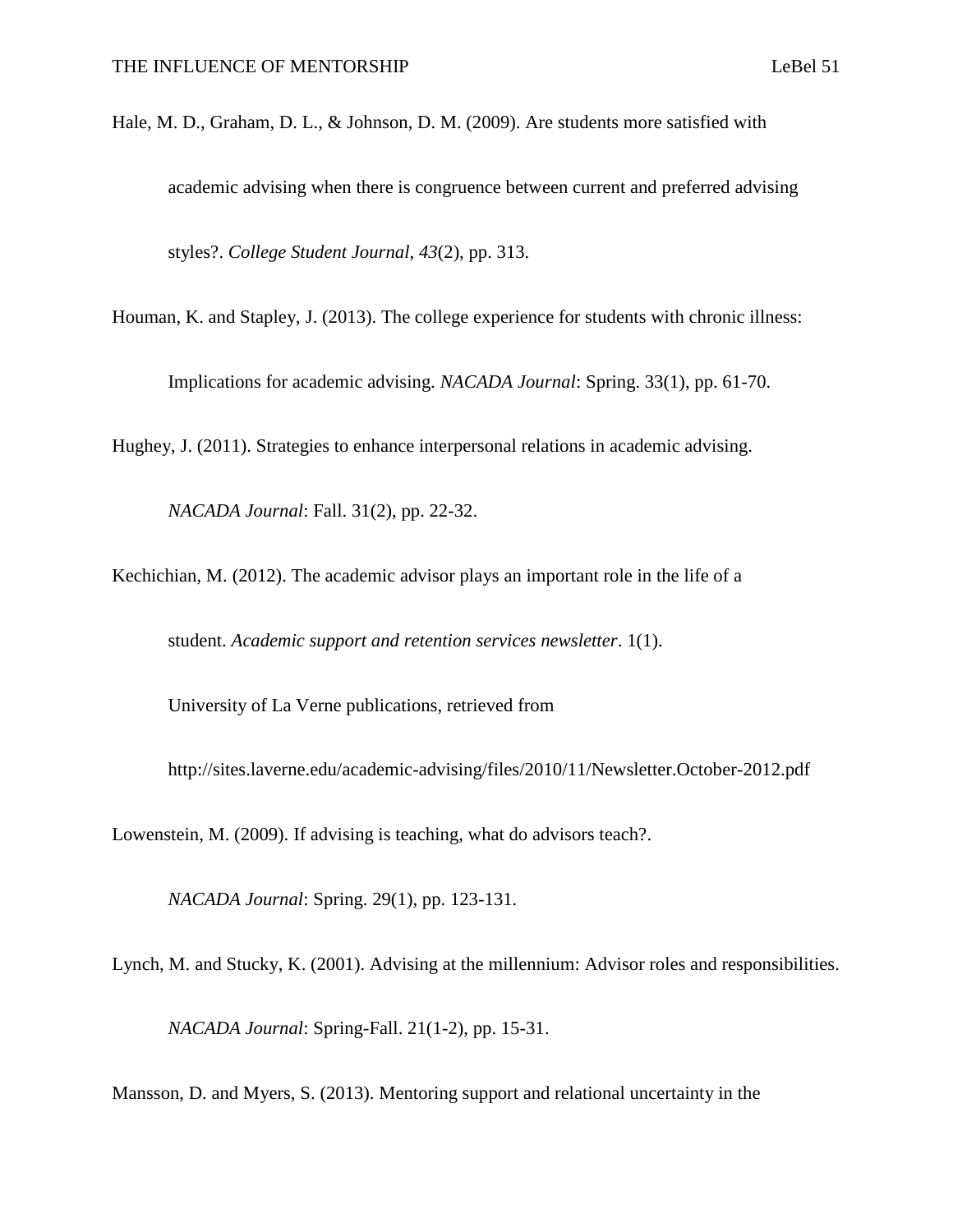Hale, M. D., Graham, D. L., & Johnson, D. M. (2009). Are students more satisfied with academic advising when there is congruence between current and preferred advising styles?. *College Student Journal*, *43*(2), pp. 313.

Houman, K. and Stapley, J. (2013). The college experience for students with chronic illness: Implications for academic advising. *NACADA Journal*: Spring. 33(1), pp. 61-70.

Hughey, J. (2011). Strategies to enhance interpersonal relations in academic advising. *NACADA Journal*: Fall. 31(2), pp. 22-32.

Kechichian, M. (2012). The academic advisor plays an important role in the life of a student. *Academic support and retention services newsletter*. 1(1). University of La Verne publications, retrieved from http://sites.laverne.edu/academic-advising/files/2010/11/Newsletter.October-2012.pdf

Lowenstein, M. (2009). If advising is teaching, what do advisors teach?. *NACADA Journal*: Spring. 29(1), pp. 123-131.

Lynch, M. and Stucky, K. (2001). Advising at the millennium: Advisor roles and responsibilities. *NACADA Journal*: Spring-Fall. 21(1-2), pp. 15-31.

Mansson, D. and Myers, S. (2013). Mentoring support and relational uncertainty in the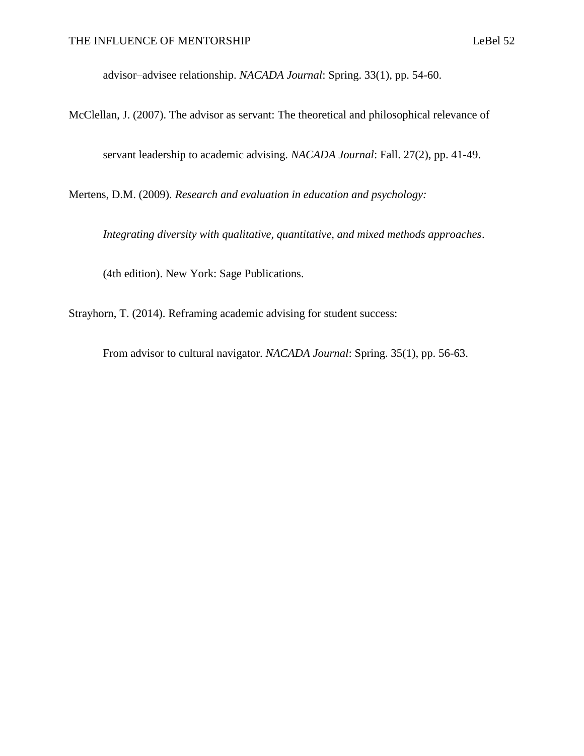advisor–advisee relationship. *NACADA Journal*: Spring. 33(1), pp. 54-60.

McClellan, J. (2007). The advisor as servant: The theoretical and philosophical relevance of servant leadership to academic advising. *NACADA Journal*: Fall. 27(2), pp. 41-49.

Mertens, D.M. (2009). *Research and evaluation in education and psychology: Integrating diversity with qualitative, quantitative, and mixed methods approaches*. (4th edition). New York: Sage Publications.

Strayhorn, T. (2014). Reframing academic advising for student success: From advisor to cultural navigator. *NACADA Journal*: Spring. 35(1), pp. 56-63.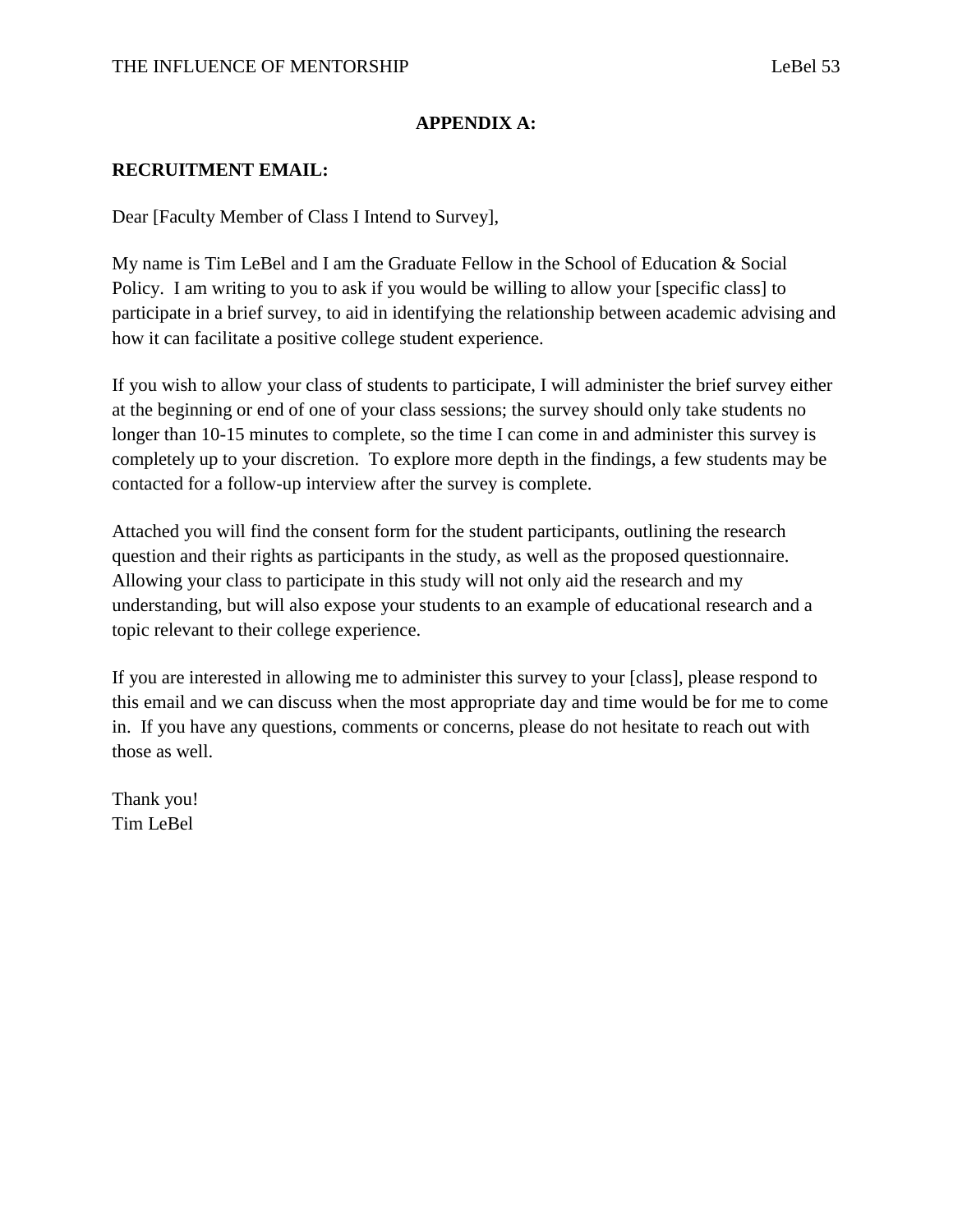## APPENDIX A:

**RECRUITMENT EMAIL:**

Dear [Faculty Member of Class I Intend to Survey],

My name is Tim LeBel and I am the Graduate Fellow in the School of Education & Social Policy. I am writing to you to ask if you would be willing to allow your [specific class] to participate in a brief survey, to aid in identifying the relationship between academic advising and how it can facilitate a positive college student experience.

If you wish to allow your class of students to participate, I will administer the brief survey either at the beginning or end of one of your class sessions; the survey should only take students no longer than 10-15 minutes to complete, so the time I can come in and administer this survey is completely up to your discretion. To explore more depth in the findings, a few students may be contacted for a follow-up interview after the survey is complete.

Attached you will find the consent form for the student participants, outlining the research question and their rights as participants in the study, as well as the proposed questionnaire. Allowing your class to participate in this study will not only aid the research and my understanding, but will also expose your students to an example of educational research and a topic relevant to their college experience.

If you are interested in allowing me to administer this survey to your [class], please respond to this email and we can discuss when the most appropriate day and time would be for me to come in. If you have any questions, comments or concerns, please do not hesitate to reach out with those as well.

Thank you!
Tim LeBel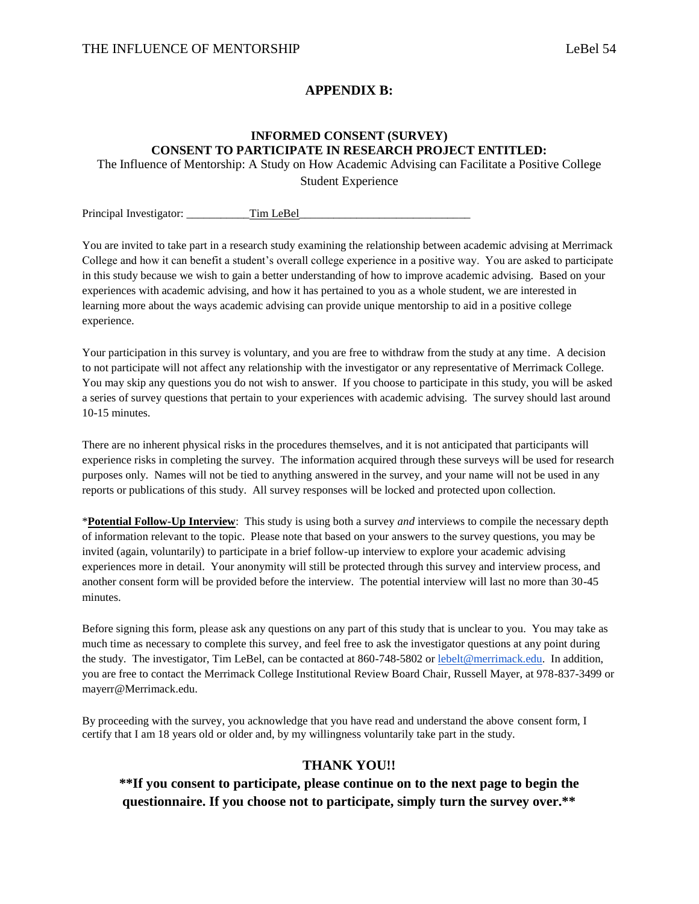# APPENDIX B:

## INFORMED CONSENT (SURVEY)
## CONSENT TO PARTICIPATE IN RESEARCH PROJECT ENTITLED:

The Influence of Mentorship: A Study on How Academic Advising can Facilitate a Positive College Student Experience

Principal Investigator: ___________Tim LeBel______________________________

You are invited to take part in a research study examining the relationship between academic advising at Merrimack College and how it can benefit a student's overall college experience in a positive way. You are asked to participate in this study because we wish to gain a better understanding of how to improve academic advising. Based on your experiences with academic advising, and how it has pertained to you as a whole student, we are interested in learning more about the ways academic advising can provide unique mentorship to aid in a positive college experience.

Your participation in this survey is voluntary, and you are free to withdraw from the study at any time. A decision to not participate will not affect any relationship with the investigator or any representative of Merrimack College. You may skip any questions you do not wish to answer. If you choose to participate in this study, you will be asked a series of survey questions that pertain to your experiences with academic advising. The survey should last around 10-15 minutes.

There are no inherent physical risks in the procedures themselves, and it is not anticipated that participants will experience risks in completing the survey. The information acquired through these surveys will be used for research purposes only. Names will not be tied to anything answered in the survey, and your name will not be used in any reports or publications of this study. All survey responses will be locked and protected upon collection.

*__**Potential Follow-Up Interview**__: This study is using both a survey *and* interviews to compile the necessary depth of information relevant to the topic. Please note that based on your answers to the survey questions, you may be invited (again, voluntarily) to participate in a brief follow-up interview to explore your academic advising experiences more in detail. Your anonymity will still be protected through this survey and interview process, and another consent form will be provided before the interview. The potential interview will last no more than 30-45 minutes.

Before signing this form, please ask any questions on any part of this study that is unclear to you. You may take as much time as necessary to complete this survey, and feel free to ask the investigator questions at any point during the study. The investigator, Tim LeBel, can be contacted at 860-748-5802 or lebelt@merrimack.edu. In addition, you are free to contact the Merrimack College Institutional Review Board Chair, Russell Mayer, at 978-837-3499 or mayerr@Merrimack.edu.

By proceeding with the survey, you acknowledge that you have read and understand the above consent form, I certify that I am 18 years old or older and, by my willingness voluntarily take part in the study.

**THANK YOU!!**

**\*\*If you consent to participate, please continue on to the next page to begin the questionnaire. If you choose not to participate, simply turn the survey over.\*\***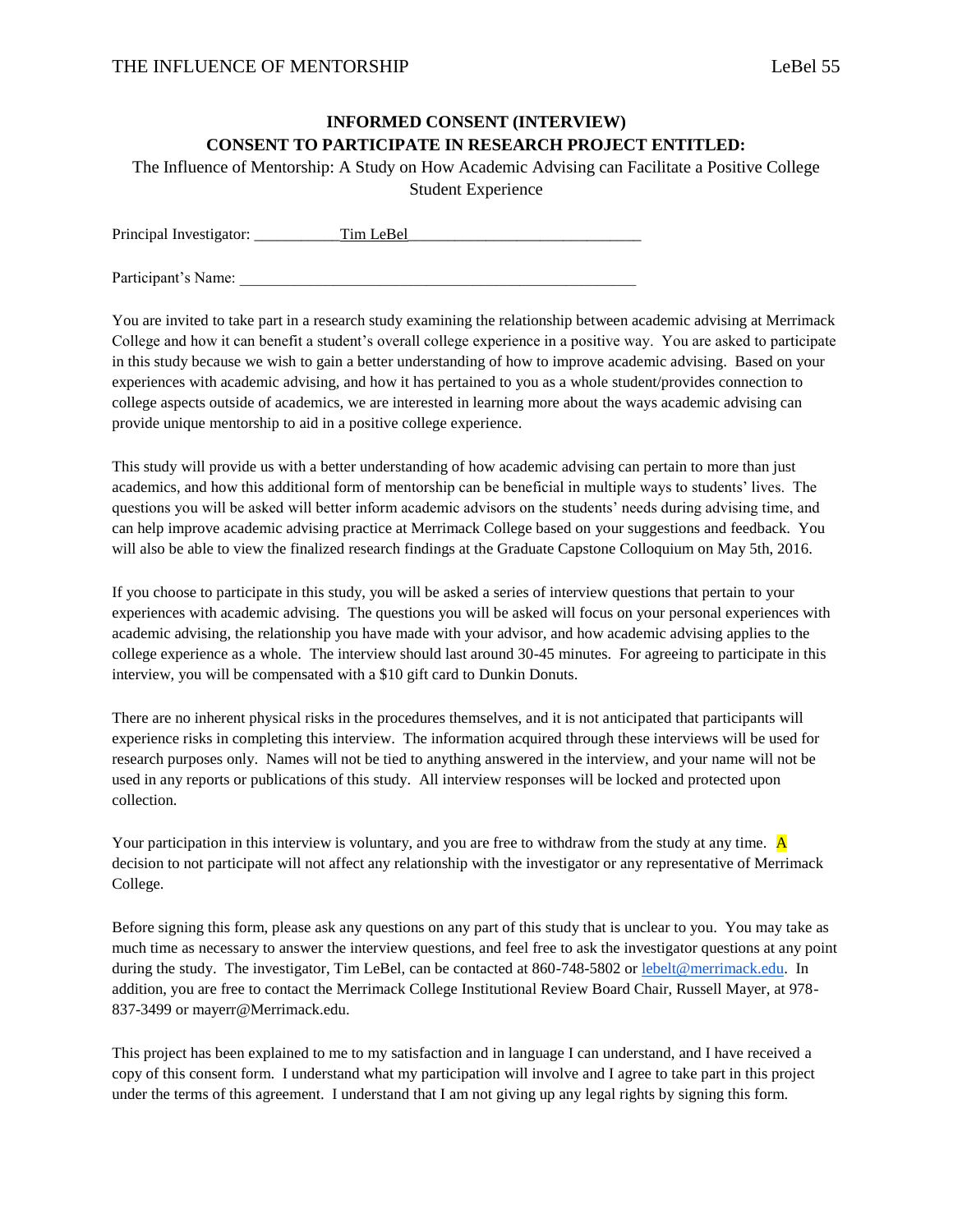**INFORMED CONSENT (INTERVIEW)**

**CONSENT TO PARTICIPATE IN RESEARCH PROJECT ENTITLED:**

The Influence of Mentorship: A Study on How Academic Advising can Facilitate a Positive College Student Experience

Principal Investigator: ___________Tim LeBel_____________________________

Participant's Name: ____________________________________________________

You are invited to take part in a research study examining the relationship between academic advising at Merrimack College and how it can benefit a student's overall college experience in a positive way. You are asked to participate in this study because we wish to gain a better understanding of how to improve academic advising. Based on your experiences with academic advising, and how it has pertained to you as a whole student/provides connection to college aspects outside of academics, we are interested in learning more about the ways academic advising can provide unique mentorship to aid in a positive college experience.

This study will provide us with a better understanding of how academic advising can pertain to more than just academics, and how this additional form of mentorship can be beneficial in multiple ways to students' lives. The questions you will be asked will better inform academic advisors on the students' needs during advising time, and can help improve academic advising practice at Merrimack College based on your suggestions and feedback. You will also be able to view the finalized research findings at the Graduate Capstone Colloquium on May 5th, 2016.

If you choose to participate in this study, you will be asked a series of interview questions that pertain to your experiences with academic advising. The questions you will be asked will focus on your personal experiences with academic advising, the relationship you have made with your advisor, and how academic advising applies to the college experience as a whole. The interview should last around 30-45 minutes. For agreeing to participate in this interview, you will be compensated with a $10 gift card to Dunkin Donuts.

There are no inherent physical risks in the procedures themselves, and it is not anticipated that participants will experience risks in completing this interview. The information acquired through these interviews will be used for research purposes only. Names will not be tied to anything answered in the interview, and your name will not be used in any reports or publications of this study. All interview responses will be locked and protected upon collection.

Your participation in this interview is voluntary, and you are free to withdraw from the study at any time. A decision to not participate will not affect any relationship with the investigator or any representative of Merrimack College.

Before signing this form, please ask any questions on any part of this study that is unclear to you. You may take as much time as necessary to answer the interview questions, and feel free to ask the investigator questions at any point during the study. The investigator, Tim LeBel, can be contacted at 860-748-5802 or lebelt@merrimack.edu. In addition, you are free to contact the Merrimack College Institutional Review Board Chair, Russell Mayer, at 978-837-3499 or mayerr@Merrimack.edu.

This project has been explained to me to my satisfaction and in language I can understand, and I have received a copy of this consent form. I understand what my participation will involve and I agree to take part in this project under the terms of this agreement. I understand that I am not giving up any legal rights by signing this form.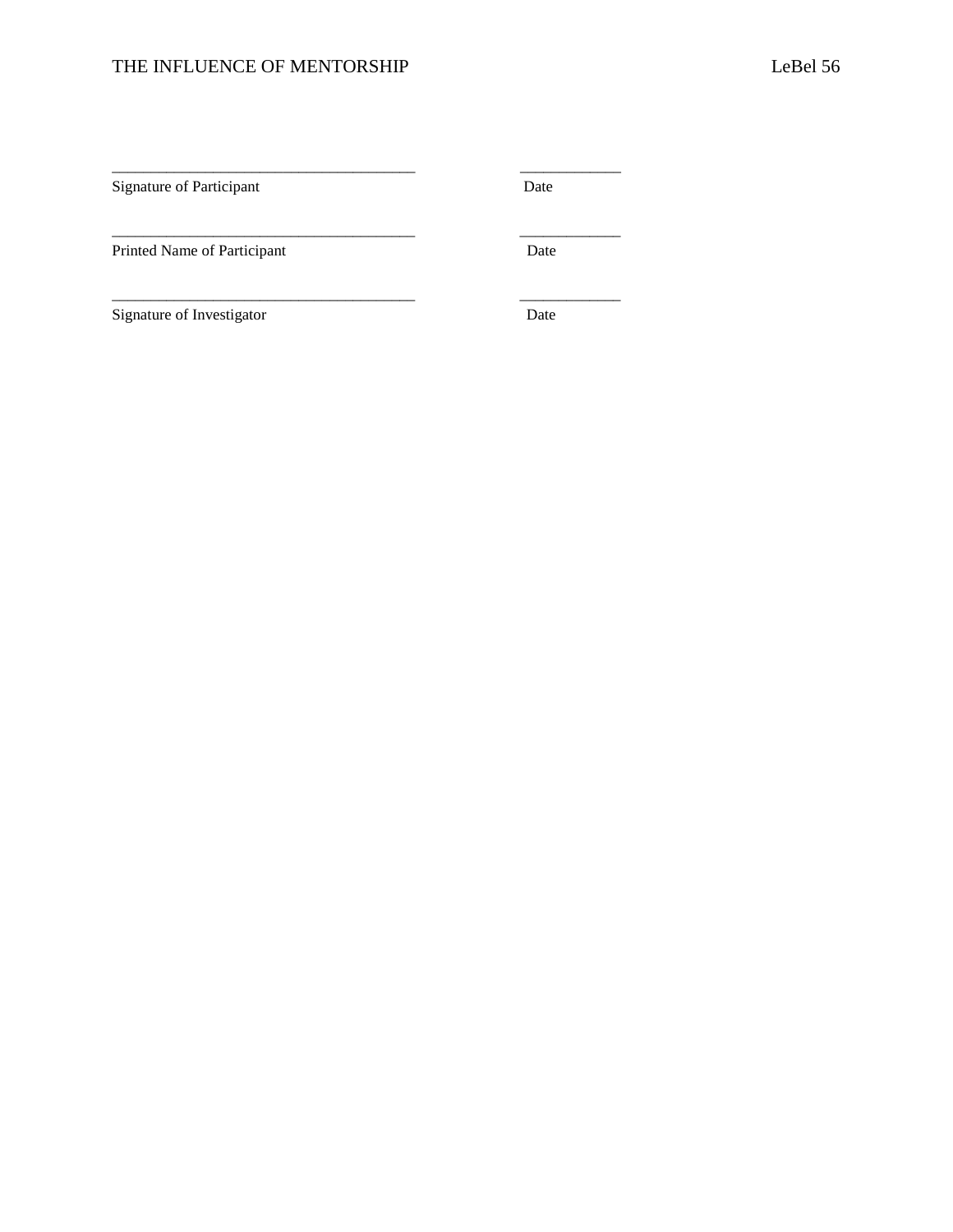_______________________________________ _____________

Signature of Participant Date

_______________________________________ _____________

Printed Name of Participant Date

_______________________________________ _____________

Signature of Investigator Date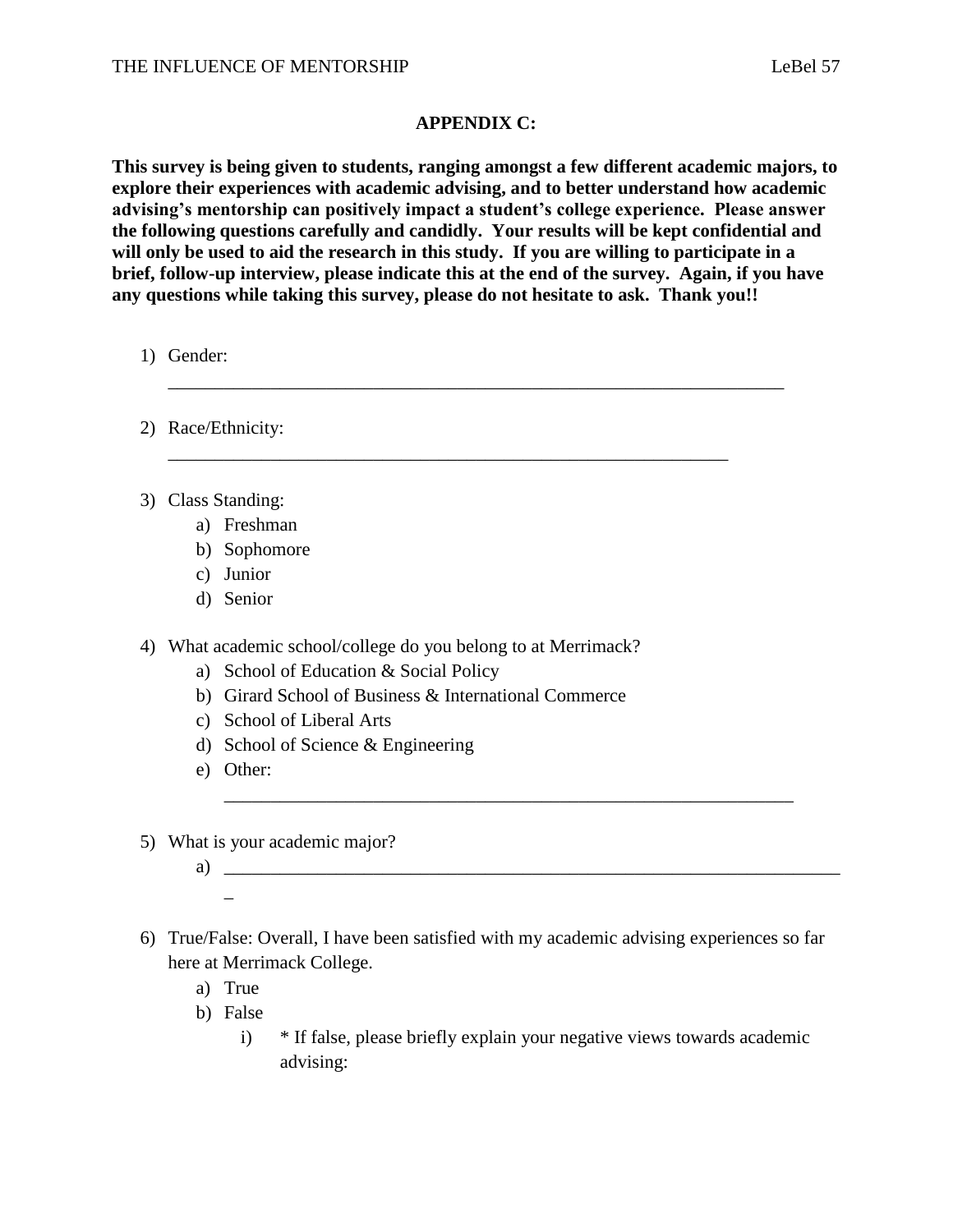## APPENDIX C:

**This survey is being given to students, ranging amongst a few different academic majors, to explore their experiences with academic advising, and to better understand how academic advising's mentorship can positively impact a student's college experience. Please answer the following questions carefully and candidly. Your results will be kept confidential and will only be used to aid the research in this study. If you are willing to participate in a brief, follow-up interview, please indicate this at the end of the survey. Again, if you have any questions while taking this survey, please do not hesitate to ask. Thank you!!**

1) Gender: ______________________________________________________________________

2) Race/Ethnicity: ______________________________________________________________

3) Class Standing:
   a) Freshman
   b) Sophomore
   c) Junior
   d) Senior

4) What academic school/college do you belong to at Merrimack?
   a) School of Education & Social Policy
   b) Girard School of Business & International Commerce
   c) School of Liberal Arts
   d) School of Science & Engineering
   e) Other: ________________________________________________________________

5) What is your academic major?
   a) _____________________________________________________________________

6) True/False: Overall, I have been satisfied with my academic advising experiences so far here at Merrimack College.
   a) True
   b) False
      i) * If false, please briefly explain your negative views towards academic advising: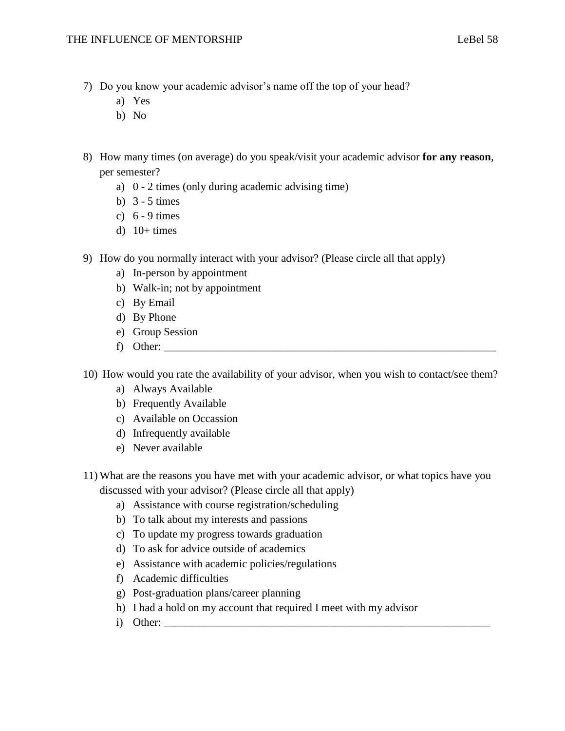7) Do you know your academic advisor's name off the top of your head?
   a) Yes
   b) No

8) How many times (on average) do you speak/visit your academic advisor **for any reason**, per semester?
   a) 0 - 2 times (only during academic advising time)
   b) 3 - 5 times
   c) 6 - 9 times
   d) 10+ times

9) How do you normally interact with your advisor? (Please circle all that apply)
   a) In-person by appointment
   b) Walk-in; not by appointment
   c) By Email
   d) By Phone
   e) Group Session
   f) Other: ______________________________________________________________

10) How would you rate the availability of your advisor, when you wish to contact/see them?
    a) Always Available
    b) Frequently Available
    c) Available on Occassion
    d) Infrequently available
    e) Never available

11) What are the reasons you have met with your academic advisor, or what topics have you discussed with your advisor? (Please circle all that apply)
    a) Assistance with course registration/scheduling
    b) To talk about my interests and passions
    c) To update my progress towards graduation
    d) To ask for advice outside of academics
    e) Assistance with academic policies/regulations
    f) Academic difficulties
    g) Post-graduation plans/career planning
    h) I had a hold on my account that required I meet with my advisor
    i) Other: ______________________________________________________________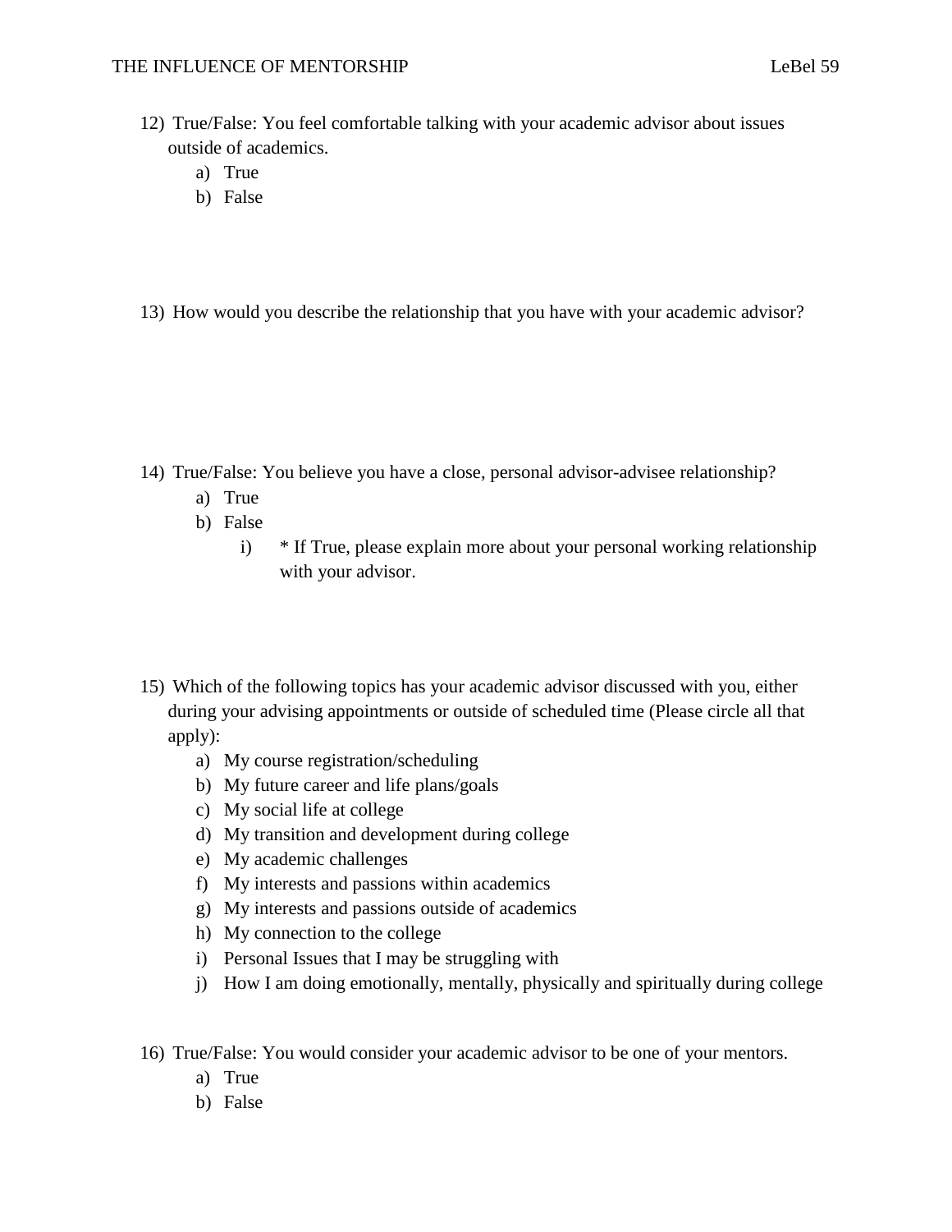12) True/False: You feel comfortable talking with your academic advisor about issues outside of academics.
   a) True
   b) False

13) How would you describe the relationship that you have with your academic advisor?

14) True/False: You believe you have a close, personal advisor-advisee relationship?
   a) True
   b) False
      i) * If True, please explain more about your personal working relationship with your advisor.

15) Which of the following topics has your academic advisor discussed with you, either during your advising appointments or outside of scheduled time (Please circle all that apply):
   a) My course registration/scheduling
   b) My future career and life plans/goals
   c) My social life at college
   d) My transition and development during college
   e) My academic challenges
   f) My interests and passions within academics
   g) My interests and passions outside of academics
   h) My connection to the college
   i) Personal Issues that I may be struggling with
   j) How I am doing emotionally, mentally, physically and spiritually during college

16) True/False: You would consider your academic advisor to be one of your mentors.
   a) True
   b) False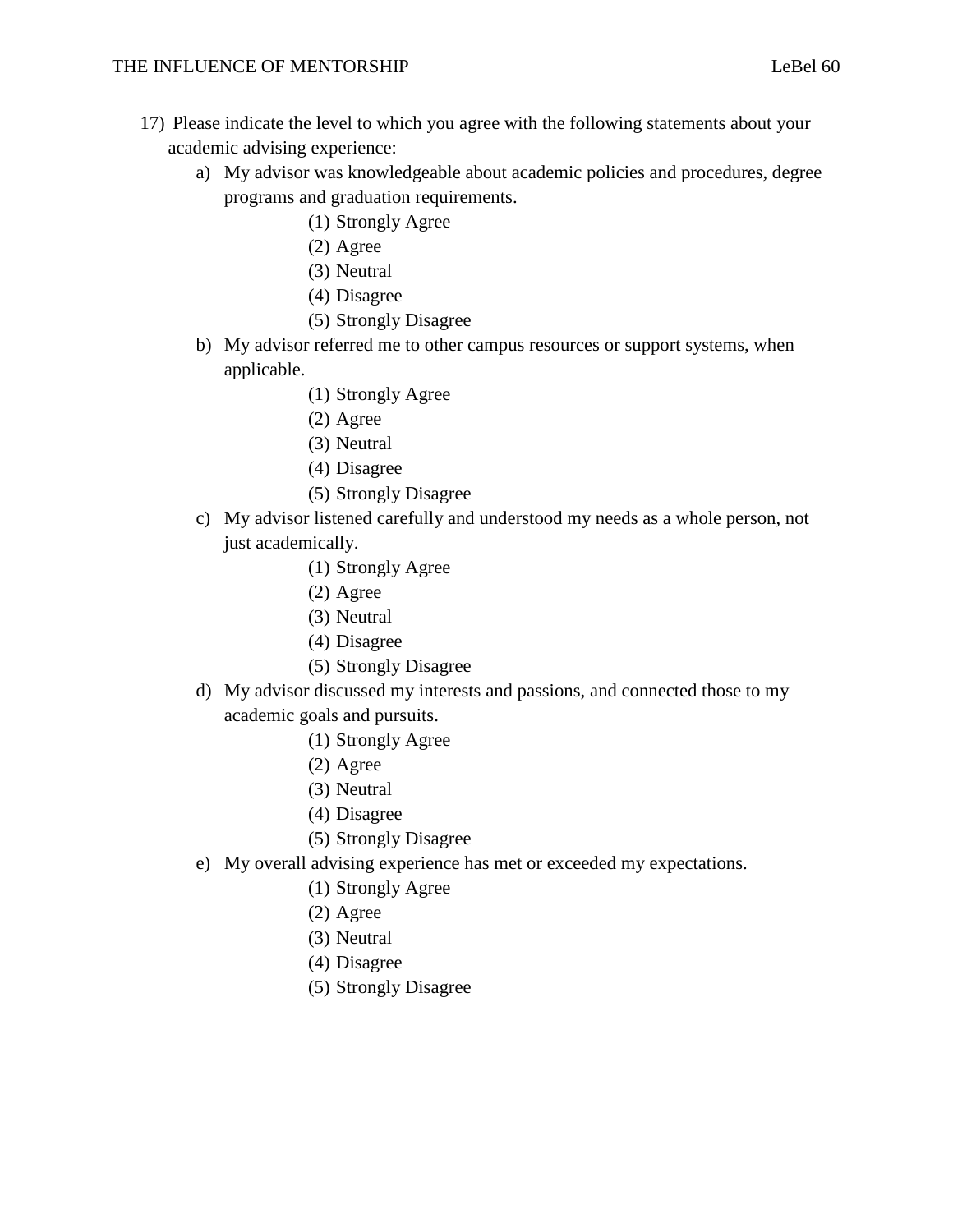17) Please indicate the level to which you agree with the following statements about your academic advising experience:

a) My advisor was knowledgeable about academic policies and procedures, degree programs and graduation requirements.
    - (1) Strongly Agree
    - (2) Agree
    - (3) Neutral
    - (4) Disagree
    - (5) Strongly Disagree

b) My advisor referred me to other campus resources or support systems, when applicable.
    - (1) Strongly Agree
    - (2) Agree
    - (3) Neutral
    - (4) Disagree
    - (5) Strongly Disagree

c) My advisor listened carefully and understood my needs as a whole person, not just academically.
    - (1) Strongly Agree
    - (2) Agree
    - (3) Neutral
    - (4) Disagree
    - (5) Strongly Disagree

d) My advisor discussed my interests and passions, and connected those to my academic goals and pursuits.
    - (1) Strongly Agree
    - (2) Agree
    - (3) Neutral
    - (4) Disagree
    - (5) Strongly Disagree

e) My overall advising experience has met or exceeded my expectations.
    - (1) Strongly Agree
    - (2) Agree
    - (3) Neutral
    - (4) Disagree
    - (5) Strongly Disagree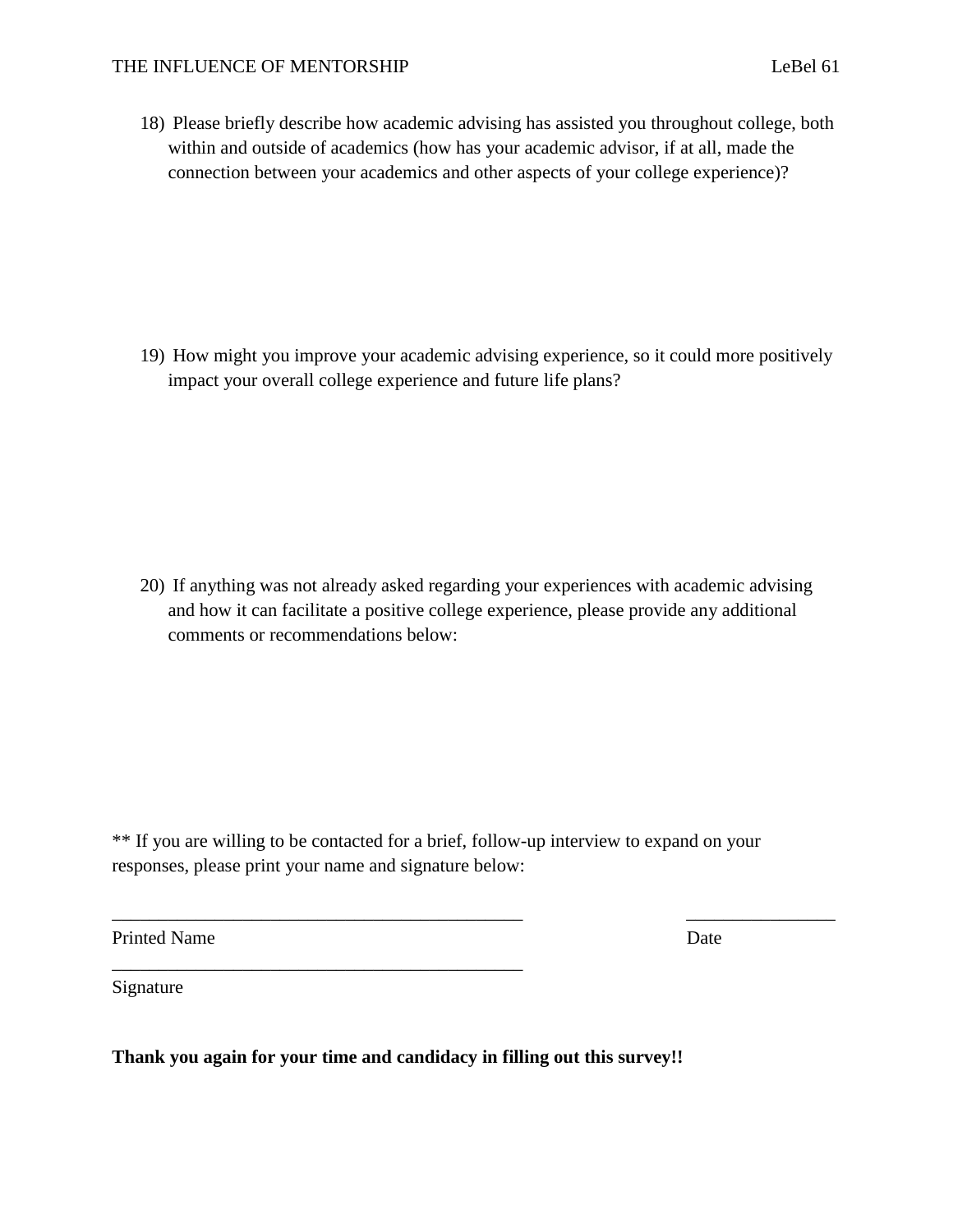18) Please briefly describe how academic advising has assisted you throughout college, both within and outside of academics (how has your academic advisor, if at all, made the connection between your academics and other aspects of your college experience)?

19) How might you improve your academic advising experience, so it could more positively impact your overall college experience and future life plans?

20) If anything was not already asked regarding your experiences with academic advising and how it can facilitate a positive college experience, please provide any additional comments or recommendations below:

** If you are willing to be contacted for a brief, follow-up interview to expand on your responses, please print your name and signature below:

_____________________________________________ ________________

Printed Name Date

_____________________________________________

Signature

**Thank you again for your time and candidacy in filling out this survey!!**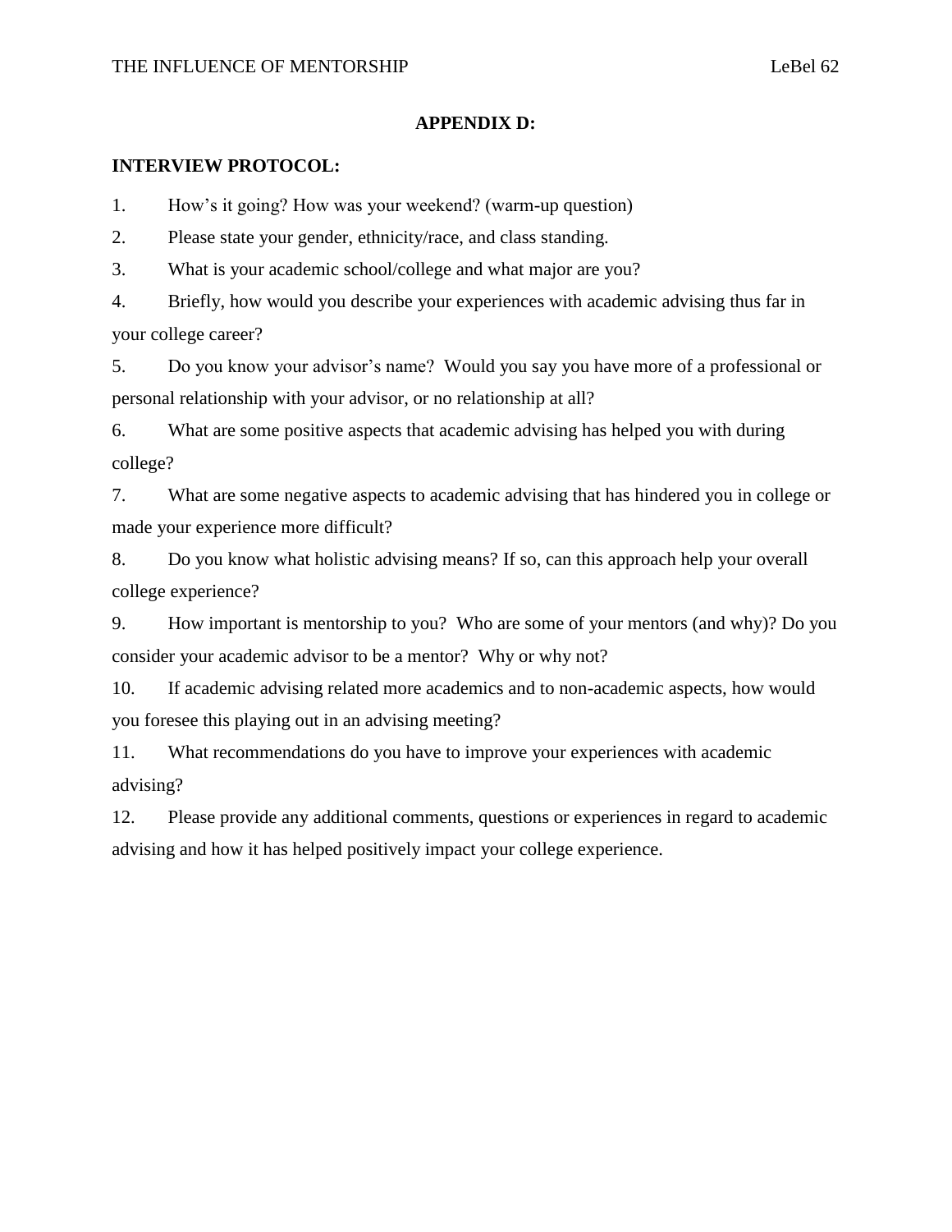## APPENDIX D:

**INTERVIEW PROTOCOL:**

1. How’s it going? How was your weekend? (warm-up question)
2. Please state your gender, ethnicity/race, and class standing.
3. What is your academic school/college and what major are you?
4. Briefly, how would you describe your experiences with academic advising thus far in your college career?
5. Do you know your advisor’s name? Would you say you have more of a professional or personal relationship with your advisor, or no relationship at all?
6. What are some positive aspects that academic advising has helped you with during college?
7. What are some negative aspects to academic advising that has hindered you in college or made your experience more difficult?
8. Do you know what holistic advising means? If so, can this approach help your overall college experience?
9. How important is mentorship to you? Who are some of your mentors (and why)? Do you consider your academic advisor to be a mentor? Why or why not?
10. If academic advising related more academics and to non-academic aspects, how would you foresee this playing out in an advising meeting?
11. What recommendations do you have to improve your experiences with academic advising?
12. Please provide any additional comments, questions or experiences in regard to academic advising and how it has helped positively impact your college experience.